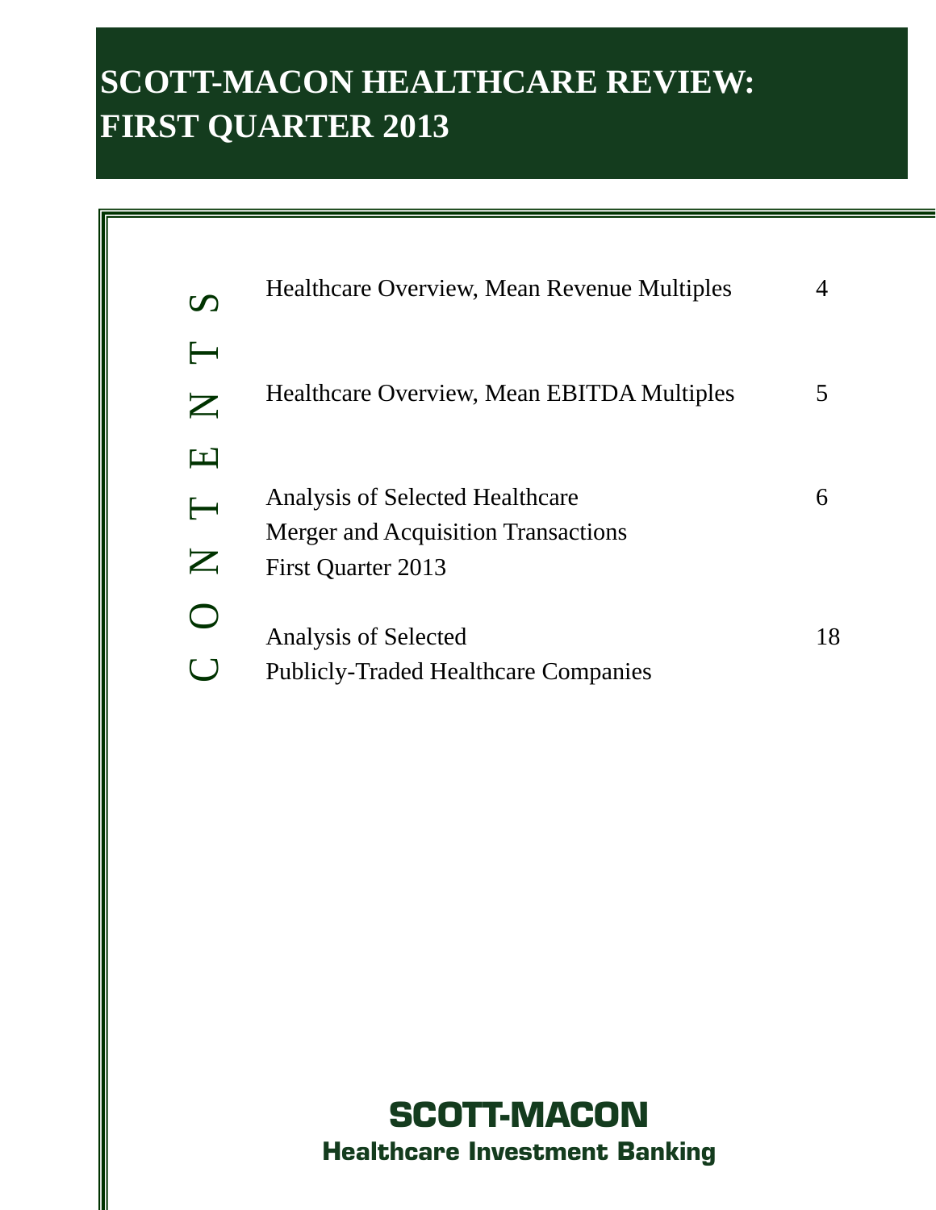# SCOTT-MACON HEALTHCARE REVIEW: FIRST QUARTER 2013

## CONTENTS

| | |
|---|---|
| Healthcare Overview, Mean Revenue Multiples | 4 |
| Healthcare Overview, Mean EBITDA Multiples | 5 |
| Analysis of Selected Healthcare Merger and Acquisition Transactions First Quarter 2013 | 6 |
| Analysis of Selected Publicly-Traded Healthcare Companies | 18 |

**SCOTT-MACON**

**Healthcare Investment Banking**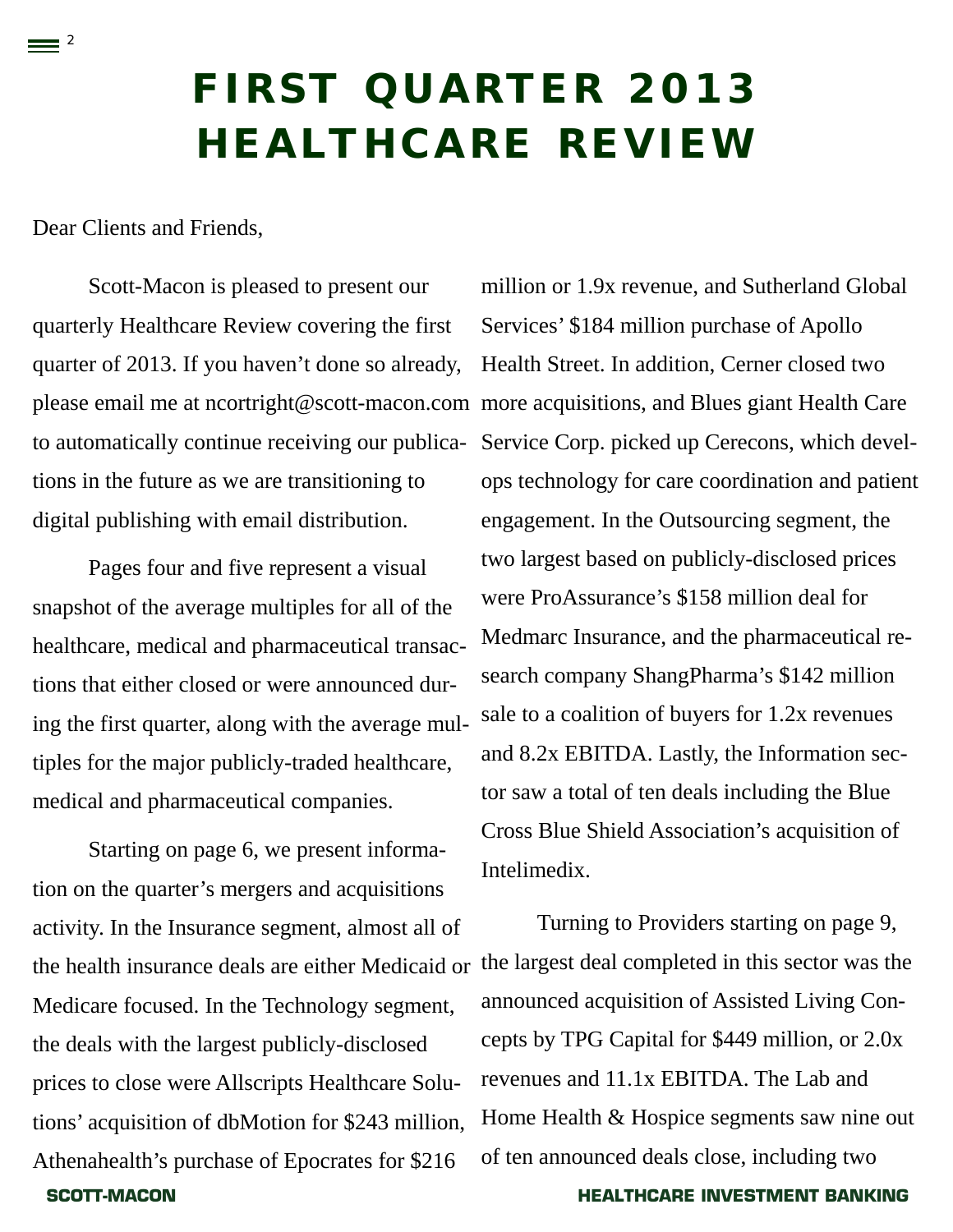# FIRST QUARTER 2013 HEALTHCARE REVIEW

Dear Clients and Friends,

Scott-Macon is pleased to present our quarterly Healthcare Review covering the first quarter of 2013. If you haven't done so already, please email me at ncortright@scott-macon.com to automatically continue receiving our publications in the future as we are transitioning to digital publishing with email distribution.

Pages four and five represent a visual snapshot of the average multiples for all of the healthcare, medical and pharmaceutical transactions that either closed or were announced during the first quarter, along with the average multiples for the major publicly-traded healthcare, medical and pharmaceutical companies.

Starting on page 6, we present information on the quarter's mergers and acquisitions activity. In the Insurance segment, almost all of the health insurance deals are either Medicaid or Medicare focused. In the Technology segment, the deals with the largest publicly-disclosed prices to close were Allscripts Healthcare Solutions' acquisition of dbMotion for $243 million, Athenahealth's purchase of Epocrates for $216 million or 1.9x revenue, and Sutherland Global Services' $184 million purchase of Apollo Health Street. In addition, Cerner closed two more acquisitions, and Blues giant Health Care Service Corp. picked up Cerecons, which develops technology for care coordination and patient engagement. In the Outsourcing segment, the two largest based on publicly-disclosed prices were ProAssurance's $158 million deal for Medmarc Insurance, and the pharmaceutical research company ShangPharma's $142 million sale to a coalition of buyers for 1.2x revenues and 8.2x EBITDA. Lastly, the Information sector saw a total of ten deals including the Blue Cross Blue Shield Association's acquisition of Intelimedix.

Turning to Providers starting on page 9, the largest deal completed in this sector was the announced acquisition of Assisted Living Concepts by TPG Capital for $449 million, or 2.0x revenues and 11.1x EBITDA. The Lab and Home Health & Hospice segments saw nine out of ten announced deals close, including two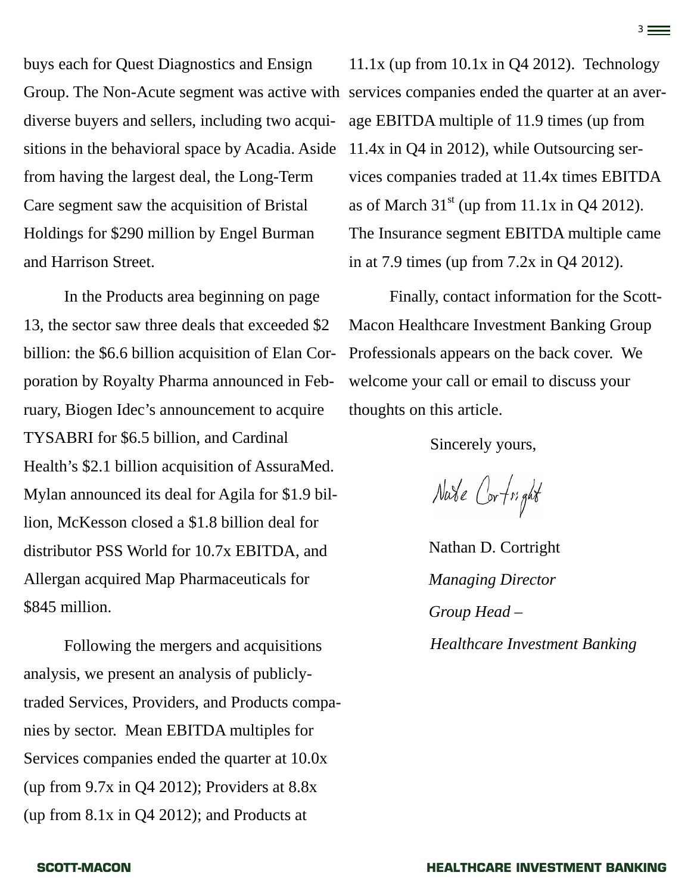buys each for Quest Diagnostics and Ensign Group. The Non-Acute segment was active with diverse buyers and sellers, including two acquisitions in the behavioral space by Acadia. Aside from having the largest deal, the Long-Term Care segment saw the acquisition of Bristal Holdings for $290 million by Engel Burman and Harrison Street.

In the Products area beginning on page 13, the sector saw three deals that exceeded $2 billion: the $6.6 billion acquisition of Elan Corporation by Royalty Pharma announced in February, Biogen Idec's announcement to acquire TYSABRI for $6.5 billion, and Cardinal Health's $2.1 billion acquisition of AssuraMed. Mylan announced its deal for Agila for $1.9 billion, McKesson closed a $1.8 billion deal for distributor PSS World for 10.7x EBITDA, and Allergan acquired Map Pharmaceuticals for $845 million.

Following the mergers and acquisitions analysis, we present an analysis of publicly-traded Services, Providers, and Products companies by sector. Mean EBITDA multiples for Services companies ended the quarter at 10.0x (up from 9.7x in Q4 2012); Providers at 8.8x (up from 8.1x in Q4 2012); and Products at 11.1x (up from 10.1x in Q4 2012). Technology services companies ended the quarter at an average EBITDA multiple of 11.9 times (up from 11.4x in Q4 in 2012), while Outsourcing services companies traded at 11.4x times EBITDA as of March 31st (up from 11.1x in Q4 2012). The Insurance segment EBITDA multiple came in at 7.9 times (up from 7.2x in Q4 2012).

Finally, contact information for the Scott-Macon Healthcare Investment Banking Group Professionals appears on the back cover. We welcome your call or email to discuss your thoughts on this article.

Sincerely yours,

Nate Cortright

Nathan D. Cortright
*Managing Director*
*Group Head –*
*Healthcare Investment Banking*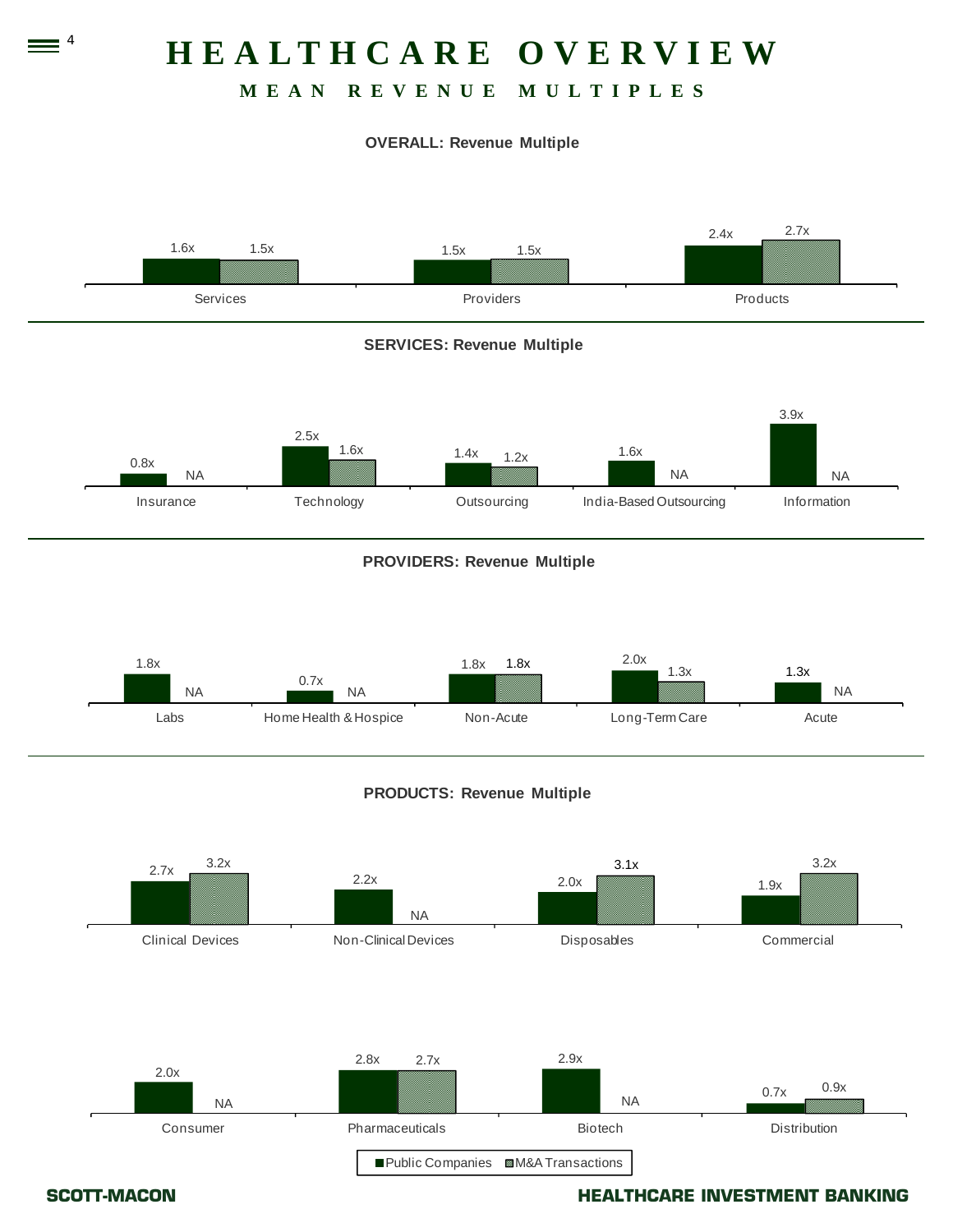# HEALTHCARE OVERVIEW

## MEAN REVENUE MULTIPLES

### OVERALL: Revenue Multiple

| | Public Companies | M&A Transactions |
|---|---|---|
| Services | 1.6x | 1.5x |
| Providers | 1.5x | 1.5x |
| Products | 2.4x | 2.7x |

### SERVICES: Revenue Multiple

| | Public Companies | M&A Transactions |
|---|---|---|
| Insurance | 0.8x | NA |
| Technology | 2.5x | 1.6x |
| Outsourcing | 1.4x | 1.2x |
| India-Based Outsourcing | 1.6x | NA |
| Information | 3.9x | NA |

### PROVIDERS: Revenue Multiple

| | Public Companies | M&A Transactions |
|---|---|---|
| Labs | 1.8x | NA |
| Home Health & Hospice | 0.7x | NA |
| Non-Acute | 1.8x | 1.8x |
| Long-Term Care | 2.0x | 1.3x |
| Acute | 1.3x | NA |

### PRODUCTS: Revenue Multiple

| | Public Companies | M&A Transactions |
|---|---|---|
| Clinical Devices | 2.7x | 3.2x |
| Non-Clinical Devices | 2.2x | NA |
| Disposables | 2.0x | 3.1x |
| Commercial | 1.9x | 3.2x |
| Consumer | 2.0x | NA |
| Pharmaceuticals | 2.8x | 2.7x |
| Biotech | 2.9x | NA |
| Distribution | 0.7x | 0.9x |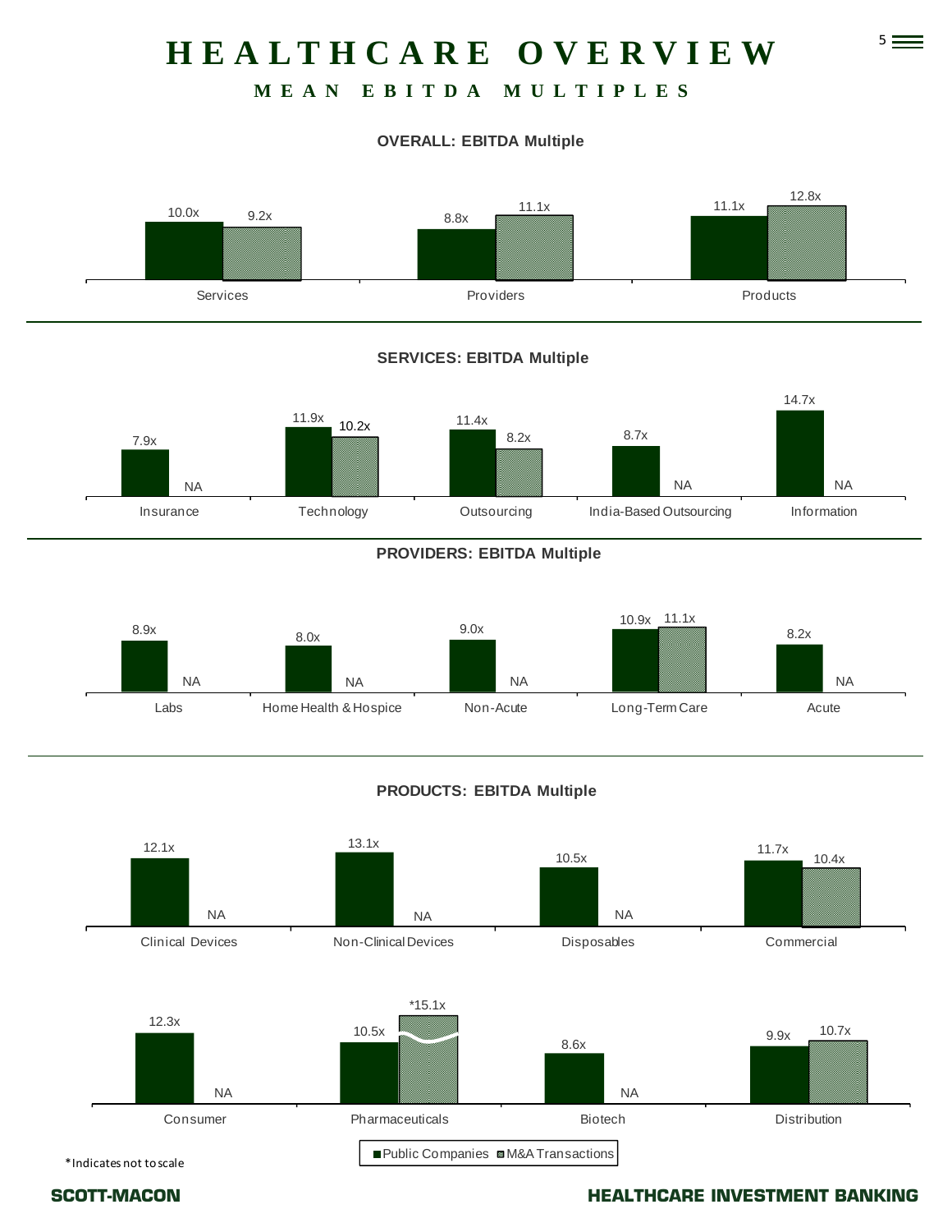# HEALTHCARE OVERVIEW

## MEAN EBITDA MULTIPLES

**OVERALL: EBITDA Multiple**

| | Public Companies | M&A Transactions |
|---|---|---|
| Services | 10.0x | 9.2x |
| Providers | 8.8x | 11.1x |
| Products | 11.1x | 12.8x |

**SERVICES: EBITDA Multiple**

| | Public Companies | M&A Transactions |
|---|---|---|
| Insurance | 7.9x | NA |
| Technology | 11.9x | 10.2x |
| Outsourcing | 11.4x | 8.2x |
| India-Based Outsourcing | 8.7x | NA |
| Information | 14.7x | NA |

**PROVIDERS: EBITDA Multiple**

| | Public Companies | M&A Transactions |
|---|---|---|
| Labs | 8.9x | NA |
| Home Health & Hospice | 8.0x | NA |
| Non-Acute | 9.0x | NA |
| Long-Term Care | 10.9x | 11.1x |
| Acute | 8.2x | NA |

**PRODUCTS: EBITDA Multiple**

| | Public Companies | M&A Transactions |
|---|---|---|
| Clinical Devices | 12.1x | NA |
| Non-Clinical Devices | 13.1x | NA |
| Disposables | 10.5x | NA |
| Commercial | 11.7x | 10.4x |
| Consumer | 12.3x | NA |
| Pharmaceuticals | 10.5x | *15.1x |
| Biotech | 8.6x | NA |
| Distribution | 9.9x | 10.7x |

*Indicates not to scale

**SCOTT-MACON** — **HEALTHCARE INVESTMENT BANKING**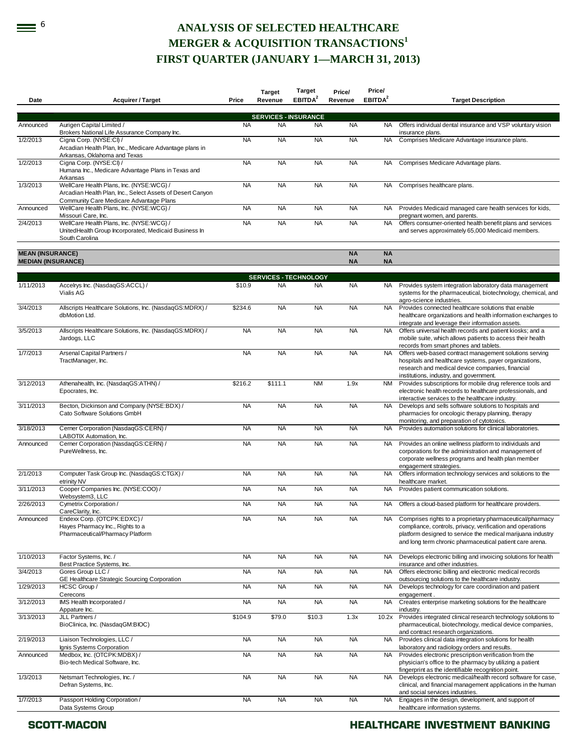# ANALYSIS OF SELECTED HEALTHCARE MERGER & ACQUISITION TRANSACTIONS[1]

# FIRST QUARTER (JANUARY 1—MARCH 31, 2013)

| Date | Acquirer / Target | Price | Target Revenue | Target EBITDA[2] | Price/ Revenue | Price/ EBITDA[2] | Target Description |
|---|---|---|---|---|---|---|---|
| | | | **SERVICES - INSURANCE** | | | | |
| Announced | Aurigen Capital Limited / Brokers National Life Assurance Company Inc. | NA | NA | NA | NA | NA | Offers individual dental insurance and VSP voluntary vision insurance plans. |
| 1/2/2013 | Cigna Corp. (NYSE:CI) / Arcadian Health Plan, Inc., Medicare Advantage plans in Arkansas, Oklahoma and Texas | NA | NA | NA | NA | NA | Comprises Medicare Advantage insurance plans. |
| 1/2/2013 | Cigna Corp. (NYSE:CI) / Humana Inc., Medicare Advantage Plans in Texas and Arkansas | NA | NA | NA | NA | NA | Comprises Medicare Advantage plans. |
| 1/3/2013 | WellCare Health Plans, Inc. (NYSE:WCG) / Arcadian Health Plan, Inc., Select Assets of Desert Canyon Community Care Medicare Advantage Plans | NA | NA | NA | NA | NA | Comprises healthcare plans. |
| Announced | WellCare Health Plans, Inc. (NYSE:WCG) / Missouri Care, Inc. | NA | NA | NA | NA | NA | Provides Medicaid managed care health services for kids, pregnant women, and parents. |
| 2/4/2013 | WellCare Health Plans, Inc. (NYSE:WCG) / UnitedHealth Group Incorporated, Medicaid Business In South Carolina | NA | NA | NA | NA | NA | Offers consumer-oriented health benefit plans and services and serves approximately 65,000 Medicaid members. |
| **MEAN (INSURANCE)** | | | | | **NA** | **NA** | |
| **MEDIAN (INSURANCE)** | | | | | **NA** | **NA** | |
| | | | **SERVICES - TECHNOLOGY** | | | | |
| 1/11/2013 | Accelrys Inc. (NasdaqGS:ACCL) / Vialis AG | $10.9 | NA | NA | NA | NA | Provides system integration laboratory data management systems for the pharmaceutical, biotechnology, chemical, and agro-science industries. |
| 3/4/2013 | Allscripts Healthcare Solutions, Inc. (NasdaqGS:MDRX) / dbMotion Ltd. | $234.6 | NA | NA | NA | NA | Provides connected healthcare solutions that enable healthcare organizations and health information exchanges to integrate and leverage their information assets. |
| 3/5/2013 | Allscripts Healthcare Solutions, Inc. (NasdaqGS:MDRX) / Jardogs, LLC | NA | NA | NA | NA | NA | Offers universal health records and patient kiosks; and a mobile suite, which allows patients to access their health records from smart phones and tablets. |
| 1/7/2013 | Arsenal Capital Partners / TractManager, Inc. | NA | NA | NA | NA | NA | Offers web-based contract management solutions serving hospitals and healthcare systems, payer organizations, research and medical device companies, financial institutions, industry, and government. |
| 3/12/2013 | Athenahealth, Inc. (NasdaqGS:ATHN) / Epocrates, Inc. | $216.2 | $111.1 | NM | 1.9x | NM | Provides subscriptions for mobile drug reference tools and electronic health records to healthcare professionals, and interactive services to the healthcare industry. |
| 3/11/2013 | Becton, Dickinson and Company (NYSE:BDX) / Cato Software Solutions GmbH | NA | NA | NA | NA | NA | Develops and sells software solutions to hospitals and pharmacies for oncologic therapy planning, therapy monitoring, and preparation of cytotoxics. |
| 3/18/2013 | Cerner Corporation (NasdaqGS:CERN) / LABOTIX Automation, Inc. | NA | NA | NA | NA | NA | Provides automation solutions for clinical laboratories. |
| Announced | Cerner Corporation (NasdaqGS:CERN) / PureWellness, Inc. | NA | NA | NA | NA | NA | Provides an online wellness platform to individuals and corporations for the administration and management of corporate wellness programs and health plan member engagement strategies. |
| 2/1/2013 | Computer Task Group Inc. (NasdaqGS:CTGX) / etrinity NV | NA | NA | NA | NA | NA | Offers information technology services and solutions to the healthcare market. |
| 3/11/2013 | Cooper Companies Inc. (NYSE:COO) / Websystem3, LLC | NA | NA | NA | NA | NA | Provides patient communication solutions. |
| 2/26/2013 | Cymetrix Corporation / CareClarity, Inc. | NA | NA | NA | NA | NA | Offers a cloud-based platform for healthcare providers. |
| Announced | Endexx Corp. (OTCPK:EDXC) / Hayes Pharmacy Inc., Rights to a Pharmaceutical/Pharmacy Platform | NA | NA | NA | NA | NA | Comprises rights to a proprietary pharmaceutical/pharmacy compliance, controls, privacy, verification and operations platform designed to service the medical marijuana industry and long term chronic pharmaceutical patient care arena. |
| 1/10/2013 | Factor Systems, Inc. / Best Practice Systems, Inc. | NA | NA | NA | NA | NA | Develops electronic billing and invoicing solutions for health insurance and other industries. |
| 3/4/2013 | Gores Group LLC / GE Healthcare Strategic Sourcing Corporation | NA | NA | NA | NA | NA | Offers electronic billing and electronic medical records outsourcing solutions to the healthcare industry. |
| 1/29/2013 | HCSC Group / Cerecons | NA | NA | NA | NA | NA | Develops technology for care coordination and patient engagement . |
| 3/12/2013 | IMS Health Incorporated / Appature Inc. | NA | NA | NA | NA | NA | Creates enterprise marketing solutions for the healthcare industry. |
| 3/13/2013 | JLL Partners / BioClinica, Inc. (NasdaqGM:BIOC) | $104.9 | $79.0 | $10.3 | 1.3x | 10.2x | Provides integrated clinical research technology solutions to pharmaceutical, biotechnology, medical device companies, and contract research organizations. |
| 2/19/2013 | Liaison Technologies, LLC / Ignis Systems Corporation | NA | NA | NA | NA | NA | Provides clinical data integration solutions for health laboratory and radiology orders and results. |
| Announced | Medbox, Inc. (OTCPK:MDBX) / Bio-tech Medical Software, Inc. | NA | NA | NA | NA | NA | Provides electronic prescription verification from the physician's office to the pharmacy by utilizing a patient fingerprint as the identifiable recognition point. |
| 1/3/2013 | Netsmart Technologies, Inc. / Defran Systems, Inc. | NA | NA | NA | NA | NA | Develops electronic medical/health record software for case, clinical, and financial management applications in the human and social services industries. |
| 1/7/2013 | Passport Holding Corporation / Data Systems Group | NA | NA | NA | NA | NA | Engages in the design, development, and support of healthcare information systems. |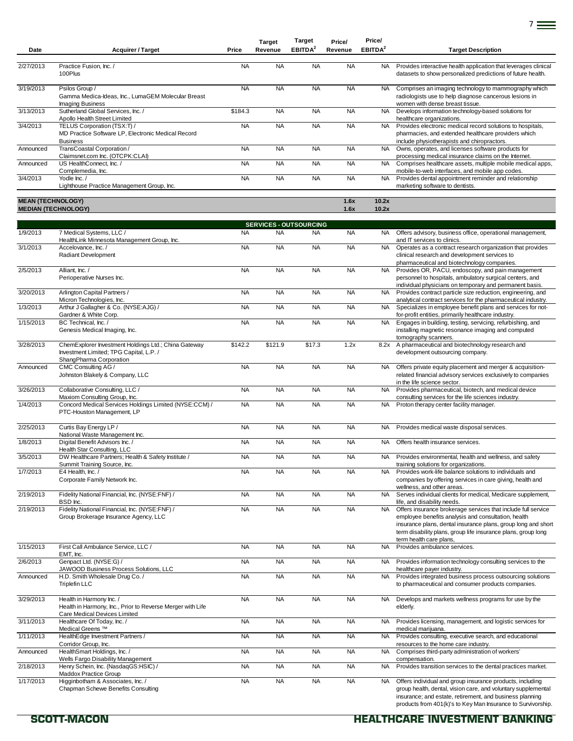| Date | Acquirer / Target | Price | Target Revenue | Target EBITDA[2] | Price/ Revenue | Price/ EBITDA[2] | Target Description |
|---|---|---|---|---|---|---|---|
| 2/27/2013 | Practice Fusion, Inc. / 100Plus | NA | NA | NA | NA | NA | Provides interactive health application that leverages clinical datasets to show personalized predictions of future health. |
| 3/19/2013 | Psilos Group / Gamma Medica-Ideas, Inc., LumaGEM Molecular Breast Imaging Business | NA | NA | NA | NA | NA | Comprises an imaging technology to mammography which radiologists use to help diagnose cancerous lesions in women with dense breast tissue. |
| 3/13/2013 | Sutherland Global Services, Inc. / Apollo Health Street Limited | $184.3 | NA | NA | NA | NA | Develops information technology-based solutions for healthcare organizations. |
| 3/4/2013 | TELUS Corporation (TSX:T) / MD Practice Software LP, Electronic Medical Record Business | NA | NA | NA | NA | NA | Provides electronic medical record solutions to hospitals, pharmacies, and extended healthcare providers which include physiotherapists and chiropractors. |
| Announced | TransCoastal Corporation / Claimsnet.com Inc. (OTCPK:CLAI) | NA | NA | NA | NA | NA | Owns, operates, and licenses software products for processing medical insurance claims on the Internet. |
| Announced | US HealthConnect, Inc. / Complemedia, Inc. | NA | NA | NA | NA | NA | Comprises healthcare assets, multiple mobile medical apps, mobile-to-web interfaces, and mobile app codes. |
| 3/4/2013 | Yodle Inc. / Lighthouse Practice Management Group, Inc. | NA | NA | NA | NA | NA | Provides dental appointment reminder and relationship marketing software to dentists. |
| **MEAN (TECHNOLOGY)** | | | | | **1.6x** | **10.2x** | |
| **MEDIAN (TECHNOLOGY)** | | | | | **1.6x** | **10.2x** | |
| | | | **SERVICES - OUTSOURCING** | | | | |
| 1/9/2013 | 7 Medical Systems, LLC / HealthLink Minnesota Management Group, Inc. | NA | NA | NA | NA | NA | Offers advisory, business office, operational management, and IT services to clinics. |
| 3/1/2013 | Accelovance, Inc. / Radiant Development | NA | NA | NA | NA | NA | Operates as a contract research organization that provides clinical research and development services to pharmaceutical and biotechnology companies. |
| 2/5/2013 | Alliant, Inc. / Perioperative Nurses Inc. | NA | NA | NA | NA | NA | Provides OR, PACU, endoscopy, and pain management personnel to hospitals, ambulatory surgical centers, and individual physicians on temporary and permanent basis. |
| 3/20/2013 | Arlington Capital Partners / Micron Technologies, Inc. | NA | NA | NA | NA | NA | Provides contract particle size reduction, engineering, and analytical contract services for the pharmaceutical industry. |
| 1/3/2013 | Arthur J Gallagher & Co. (NYSE:AJG) / Gardner & White Corp. | NA | NA | NA | NA | NA | Specializes in employee benefit plans and services for not-for-profit entities, primarily healthcare industry. |
| 1/15/2013 | BC Technical, Inc. / Genesis Medical Imaging, Inc. | NA | NA | NA | NA | NA | Engages in building, testing, servicing, refurbishing, and installing magnetic resonance imaging and computed tomography scanners. |
| 3/28/2013 | ChemExplorer Investment Holdings Ltd.; China Gateway Investment Limited; TPG Capital, L.P. / ShangPharma Corporation | $142.2 | $121.9 | $17.3 | 1.2x | 8.2x | A pharmaceutical and biotechnology research and development outsourcing company. |
| Announced | CMC Consulting AG / Johnston Blakely & Company, LLC | NA | NA | NA | NA | NA | Offers private equity placement and merger & acquisition-related financial advisory services exclusively to companies in the life science sector. |
| 3/26/2013 | Collaborative Consulting, LLC / Maxiom Consulting Group, Inc. | NA | NA | NA | NA | NA | Provides pharmaceutical, biotech, and medical device consulting services for the life sciences industry. |
| 1/4/2013 | Concord Medical Services Holdings Limited (NYSE:CCM) / PTC-Houston Management, LP | NA | NA | NA | NA | NA | Proton therapy center facility manager. |
| 2/25/2013 | Curtis Bay Energy LP / National Waste Management Inc. | NA | NA | NA | NA | NA | Provides medical waste disposal services. |
| 1/8/2013 | Digital Benefit Advisors Inc. / Health Star Consulting, LLC | NA | NA | NA | NA | NA | Offers health insurance services. |
| 3/5/2013 | DW Healthcare Partners; Health & Safety Institute / Summit Training Source, Inc. | NA | NA | NA | NA | NA | Provides environmental, health and wellness, and safety training solutions for organizations. |
| 1/7/2013 | E4 Health, Inc. / Corporate Family Network Inc. | NA | NA | NA | NA | NA | Provides work-life balance solutions to individuals and companies by offering services in care giving, health and wellness, and other areas. |
| 2/19/2013 | Fidelity National Financial, Inc. (NYSE:FNF) / BSD Inc. | NA | NA | NA | NA | NA | Serves individual clients for medical, Medicare supplement, life, and disability needs. |
| 2/19/2013 | Fidelity National Financial, Inc. (NYSE:FNF) / Group Brokerage Insurance Agency, LLC | NA | NA | NA | NA | NA | Offers insurance brokerage services that include full service employee benefits analysis and consultation, health insurance plans, dental insurance plans, group long and short term disability plans, group life insurance plans, group long term health care plans, |
| 1/15/2013 | First Call Ambulance Service, LLC / EMT, Inc. | NA | NA | NA | NA | NA | Provides ambulance services. |
| 2/6/2013 | Genpact Ltd. (NYSE:G) / JAWOOD Business Process Solutions, LLC | NA | NA | NA | NA | NA | Provides information technology consulting services to the healthcare payer industry. |
| Announced | H.D. Smith Wholesale Drug Co. / Triplefin LLC | NA | NA | NA | NA | NA | Provides integrated business process outsourcing solutions to pharmaceutical and consumer products companies. |
| 3/29/2013 | Health in Harmony Inc. / Health in Harmony, Inc., Prior to Reverse Merger with Life Care Medical Devices Limited | NA | NA | NA | NA | NA | Develops and markets wellness programs for use by the elderly. |
| 3/11/2013 | Healthcare Of Today, Inc. / Medical Greens ™ | NA | NA | NA | NA | NA | Provides licensing, management, and logistic services for medical marijuana. |
| 1/11/2013 | HealthEdge Investment Partners / Corridor Group, Inc. | NA | NA | NA | NA | NA | Provides consulting, executive search, and educational resources to the home care industry. |
| Announced | HealthSmart Holdings, Inc. / Wells Fargo Disability Management | NA | NA | NA | NA | NA | Comprises third-party administration of workers' compensation. |
| 2/18/2013 | Henry Schein, Inc. (NasdaqGS:HSIC) / Maddox Practice Group | NA | NA | NA | NA | NA | Provides transition services to the dental practices market. |
| 1/17/2013 | Higginbotham & Associates, Inc. / Chapman Schewe Benefits Consulting | NA | NA | NA | NA | NA | Offers individual and group insurance products, including group health, dental, vision care, and voluntary supplemental insurance; and estate, retirement, and business planning products from 401(k)'s to Key Man Insurance to Survivorship. |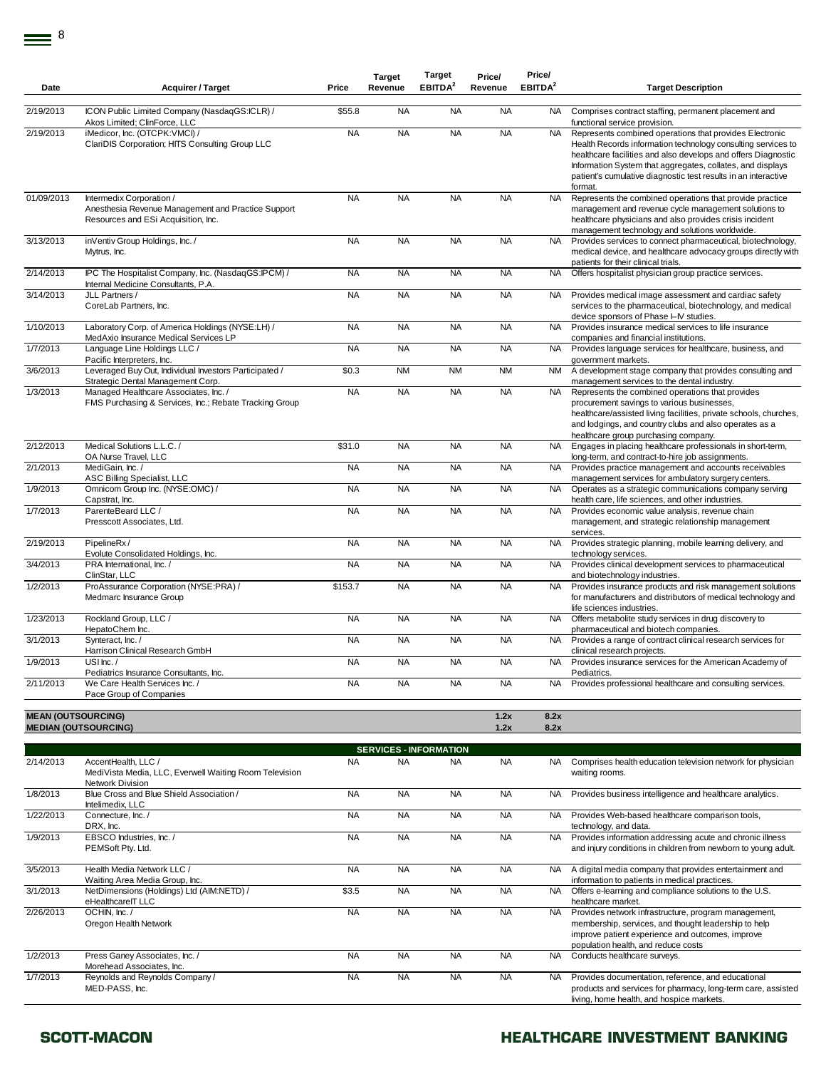| Date | Acquirer / Target | Price | Target Revenue | Target EBITDA[2] | Price/ Revenue | Price/ EBITDA[2] | Target Description |
|---|---|---|---|---|---|---|---|
| 2/19/2013 | ICON Public Limited Company (NasdaqGS:ICLR) / Akos Limited; ClinForce, LLC | $55.8 | NA | NA | NA | NA | Comprises contract staffing, permanent placement and functional service provision. |
| 2/19/2013 | iMedicor, Inc. (OTCPK:VMCI) / ClariDIS Corporation; HITS Consulting Group LLC | NA | NA | NA | NA | NA | Represents combined operations that provides Electronic Health Records information technology consulting services to healthcare facilities and also develops and offers Diagnostic Information System that aggregates, collates, and displays patient's cumulative diagnostic test results in an interactive format. |
| 01/09/2013 | Intermedix Corporation / Anesthesia Revenue Management and Practice Support Resources and ESi Acquisition, Inc. | NA | NA | NA | NA | NA | Represents the combined operations that provide practice management and revenue cycle management solutions to healthcare physicians and also provides crisis incident management technology and solutions worldwide. |
| 3/13/2013 | inVentiv Group Holdings, Inc. / Mytrus, Inc. | NA | NA | NA | NA | NA | Provides services to connect pharmaceutical, biotechnology, medical device, and healthcare advocacy groups directly with patients for their clinical trials. |
| 2/14/2013 | IPC The Hospitalist Company, Inc. (NasdaqGS:IPCM) / Internal Medicine Consultants, P.A. | NA | NA | NA | NA | NA | Offers hospitalist physician group practice services. |
| 3/14/2013 | JLL Partners / CoreLab Partners, Inc. | NA | NA | NA | NA | NA | Provides medical image assessment and cardiac safety services to the pharmaceutical, biotechnology, and medical device sponsors of Phase I–IV studies. |
| 1/10/2013 | Laboratory Corp. of America Holdings (NYSE:LH) / MedAxio Insurance Medical Services LP | NA | NA | NA | NA | NA | Provides insurance medical services to life insurance companies and financial institutions. |
| 1/7/2013 | Language Line Holdings LLC / Pacific Interpreters, Inc. | NA | NA | NA | NA | NA | Provides language services for healthcare, business, and government markets. |
| 3/6/2013 | Leveraged Buy Out, Individual Investors Participated / Strategic Dental Management Corp. | $0.3 | NM | NM | NM | NM | A development stage company that provides consulting and management services to the dental industry. |
| 1/3/2013 | Managed Healthcare Associates, Inc. / FMS Purchasing & Services, Inc.; Rebate Tracking Group | NA | NA | NA | NA | NA | Represents the combined operations that provides procurement savings to various businesses, healthcare/assisted living facilities, private schools, churches, and lodgings, and country clubs and also operates as a healthcare group purchasing company. |
| 2/12/2013 | Medical Solutions L.L.C. / OA Nurse Travel, LLC | $31.0 | NA | NA | NA | NA | Engages in placing healthcare professionals in short-term, long-term, and contract-to-hire job assignments. |
| 2/1/2013 | MediGain, Inc. / ASC Billing Specialist, LLC | NA | NA | NA | NA | NA | Provides practice management and accounts receivables management services for ambulatory surgery centers. |
| 1/9/2013 | Omnicom Group Inc. (NYSE:OMC) / Capstrat, Inc. | NA | NA | NA | NA | NA | Operates as a strategic communications company serving health care, life sciences, and other industries. |
| 1/7/2013 | ParenteBeard LLC / Presscott Associates, Ltd. | NA | NA | NA | NA | NA | Provides economic value analysis, revenue chain management, and strategic relationship management services. |
| 2/19/2013 | PipelineRx / Evolute Consolidated Holdings, Inc. | NA | NA | NA | NA | NA | Provides strategic planning, mobile learning delivery, and technology services. |
| 3/4/2013 | PRA International, Inc. / ClinStar, LLC | NA | NA | NA | NA | NA | Provides clinical development services to pharmaceutical and biotechnology industries. |
| 1/2/2013 | ProAssurance Corporation (NYSE:PRA) / Medmarc Insurance Group | $153.7 | NA | NA | NA | NA | Provides insurance products and risk management solutions for manufacturers and distributors of medical technology and life sciences industries. |
| 1/23/2013 | Rockland Group, LLC / HepatoChem Inc. | NA | NA | NA | NA | NA | Offers metabolite study services in drug discovery to pharmaceutical and biotech companies. |
| 3/1/2013 | Synteract, Inc. / Harrison Clinical Research GmbH | NA | NA | NA | NA | NA | Provides a range of contract clinical research services for clinical research projects. |
| 1/9/2013 | USI Inc. / Pediatrics Insurance Consultants, Inc. | NA | NA | NA | NA | NA | Provides insurance services for the American Academy of Pediatrics. |
| 2/11/2013 | We Care Health Services Inc. / Pace Group of Companies | NA | NA | NA | NA | NA | Provides professional healthcare and consulting services. |
| **MEAN (OUTSOURCING)** | | | | | **1.2x** | **8.2x** | |
| **MEDIAN (OUTSOURCING)** | | | | | **1.2x** | **8.2x** | |
| | | | **SERVICES - INFORMATION** | | | | |
| 2/14/2013 | AccentHealth, LLC / MediVista Media, LLC, Everwell Waiting Room Television Network Division | NA | NA | NA | NA | NA | Comprises health education television network for physician waiting rooms. |
| 1/8/2013 | Blue Cross and Blue Shield Association / Intelimedix, LLC | NA | NA | NA | NA | NA | Provides business intelligence and healthcare analytics. |
| 1/22/2013 | Connecture, Inc. / DRX, Inc. | NA | NA | NA | NA | NA | Provides Web-based healthcare comparison tools, technology, and data. |
| 1/9/2013 | EBSCO Industries, Inc. / PEMSoft Pty. Ltd. | NA | NA | NA | NA | NA | Provides information addressing acute and chronic illness and injury conditions in children from newborn to young adult. |
| 3/5/2013 | Health Media Network LLC / Waiting Area Media Group, Inc. | NA | NA | NA | NA | NA | A digital media company that provides entertainment and information to patients in medical practices. |
| 3/1/2013 | NetDimensions (Holdings) Ltd (AIM:NETD) / eHealthcareIT LLC | $3.5 | NA | NA | NA | NA | Offers e-learning and compliance solutions to the U.S. healthcare market. |
| 2/26/2013 | OCHIN, Inc. / Oregon Health Network | NA | NA | NA | NA | NA | Provides network infrastructure, program management, membership, services, and thought leadership to help improve patient experience and outcomes, improve population health, and reduce costs |
| 1/2/2013 | Press Ganey Associates, Inc. / Morehead Associates, Inc. | NA | NA | NA | NA | NA | Conducts healthcare surveys. |
| 1/7/2013 | Reynolds and Reynolds Company / MED-PASS, Inc. | NA | NA | NA | NA | NA | Provides documentation, reference, and educational products and services for pharmacy, long-term care, assisted living, home health, and hospice markets. |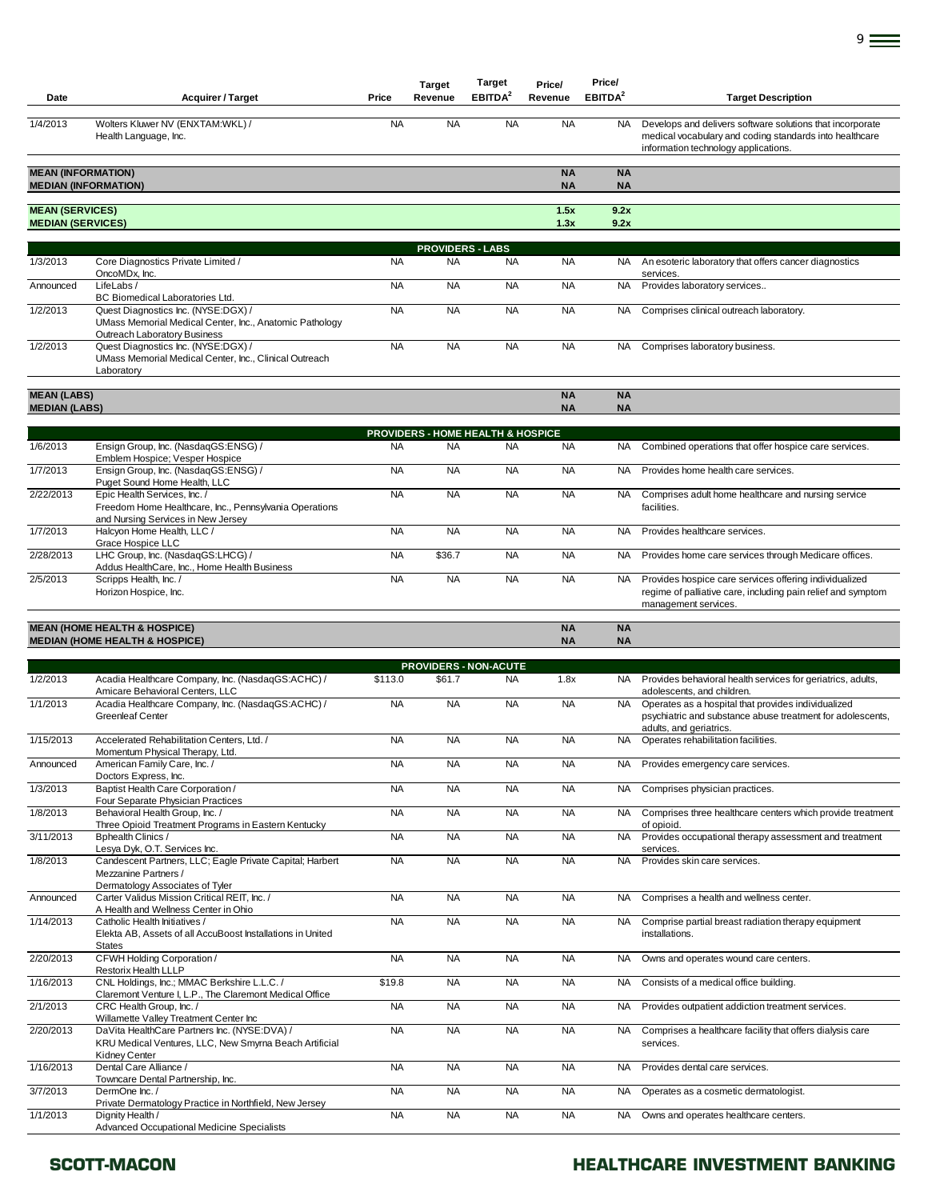| Date | Acquirer / Target | Price | Target Revenue | Target EBITDA[2] | Price/ Revenue | Price/ EBITDA[2] | Target Description |
|---|---|---|---|---|---|---|---|
| 1/4/2013 | Wolters Kluwer NV (ENXTAM:WKL) / Health Language, Inc. | NA | NA | NA | NA | NA | Develops and delivers software solutions that incorporate medical vocabulary and coding standards into healthcare information technology applications. |
| **MEAN (INFORMATION)** | | | | | **NA** | **NA** | |
| **MEDIAN (INFORMATION)** | | | | | **NA** | **NA** | |
| **MEAN (SERVICES)** | | | | | **1.5x** | **9.2x** | |
| **MEDIAN (SERVICES)** | | | | | **1.3x** | **9.2x** | |
| | | | **PROVIDERS - LABS** | | | | |
| 1/3/2013 | Core Diagnostics Private Limited / OncoMDx, Inc. | NA | NA | NA | NA | NA | An esoteric laboratory that offers cancer diagnostics services. |
| Announced | LifeLabs / BC Biomedical Laboratories Ltd. | NA | NA | NA | NA | NA | Provides laboratory services.. |
| 1/2/2013 | Quest Diagnostics Inc. (NYSE:DGX) / UMass Memorial Medical Center, Inc., Anatomic Pathology Outreach Laboratory Business | NA | NA | NA | NA | NA | Comprises clinical outreach laboratory. |
| 1/2/2013 | Quest Diagnostics Inc. (NYSE:DGX) / UMass Memorial Medical Center, Inc., Clinical Outreach Laboratory | NA | NA | NA | NA | NA | Comprises laboratory business. |
| **MEAN (LABS)** | | | | | **NA** | **NA** | |
| **MEDIAN (LABS)** | | | | | **NA** | **NA** | |
| | | | **PROVIDERS - HOME HEALTH & HOSPICE** | | | | |
| 1/6/2013 | Ensign Group, Inc. (NasdaqGS:ENSG) / Emblem Hospice; Vesper Hospice | NA | NA | NA | NA | NA | Combined operations that offer hospice care services. |
| 1/7/2013 | Ensign Group, Inc. (NasdaqGS:ENSG) / Puget Sound Home Health, LLC | NA | NA | NA | NA | NA | Provides home health care services. |
| 2/22/2013 | Epic Health Services, Inc. / Freedom Home Healthcare, Inc., Pennsylvania Operations and Nursing Services in New Jersey | NA | NA | NA | NA | NA | Comprises adult home healthcare and nursing service facilities. |
| 1/7/2013 | Halcyon Home Health, LLC / Grace Hospice LLC | NA | NA | NA | NA | NA | Provides healthcare services. |
| 2/28/2013 | LHC Group, Inc. (NasdaqGS:LHCG) / Addus HealthCare, Inc., Home Health Business | NA | $36.7 | NA | NA | NA | Provides home care services through Medicare offices. |
| 2/5/2013 | Scripps Health, Inc. / Horizon Hospice, Inc. | NA | NA | NA | NA | NA | Provides hospice care services offering individualized regime of palliative care, including pain relief and symptom management services. |
| **MEAN (HOME HEALTH & HOSPICE)** | | | | | **NA** | **NA** | |
| **MEDIAN (HOME HEALTH & HOSPICE)** | | | | | **NA** | **NA** | |
| | | | **PROVIDERS - NON-ACUTE** | | | | |
| 1/2/2013 | Acadia Healthcare Company, Inc. (NasdaqGS:ACHC) / Amicare Behavioral Centers, LLC | $113.0 | $61.7 | NA | 1.8x | NA | Provides behavioral health services for geriatrics, adults, adolescents, and children. |
| 1/1/2013 | Acadia Healthcare Company, Inc. (NasdaqGS:ACHC) / Greenleaf Center | NA | NA | NA | NA | NA | Operates as a hospital that provides individualized psychiatric and substance abuse treatment for adolescents, adults, and geriatrics. |
| 1/15/2013 | Accelerated Rehabilitation Centers, Ltd. / Momentum Physical Therapy, Ltd. | NA | NA | NA | NA | NA | Operates rehabilitation facilities. |
| Announced | American Family Care, Inc. / Doctors Express, Inc. | NA | NA | NA | NA | NA | Provides emergency care services. |
| 1/3/2013 | Baptist Health Care Corporation / Four Separate Physician Practices | NA | NA | NA | NA | NA | Comprises physician practices. |
| 1/8/2013 | Behavioral Health Group, Inc. / Three Opioid Treatment Programs in Eastern Kentucky | NA | NA | NA | NA | NA | Comprises three healthcare centers which provide treatment of opioid. |
| 3/11/2013 | Bphealth Clinics / Lesya Dyk, O.T. Services Inc. | NA | NA | NA | NA | NA | Provides occupational therapy assessment and treatment services. |
| 1/8/2013 | Candescent Partners, LLC; Eagle Private Capital; Harbert Mezzanine Partners / Dermatology Associates of Tyler | NA | NA | NA | NA | NA | Provides skin care services. |
| Announced | Carter Validus Mission Critical REIT, Inc. / A Health and Wellness Center in Ohio | NA | NA | NA | NA | NA | Comprises a health and wellness center. |
| 1/14/2013 | Catholic Health Initiatives / Elekta AB, Assets of all AccuBoost Installations in United States | NA | NA | NA | NA | NA | Comprise partial breast radiation therapy equipment installations. |
| 2/20/2013 | CFWH Holding Corporation / Restorix Health LLLP | NA | NA | NA | NA | NA | Owns and operates wound care centers. |
| 1/16/2013 | CNL Holdings, Inc.; MMAC Berkshire L.L.C. / Claremont Venture I, L.P., The Claremont Medical Office | $19.8 | NA | NA | NA | NA | Consists of a medical office building. |
| 2/1/2013 | CRC Health Group, Inc. / Willamette Valley Treatment Center Inc | NA | NA | NA | NA | NA | Provides outpatient addiction treatment services. |
| 2/20/2013 | DaVita HealthCare Partners Inc. (NYSE:DVA) / KRU Medical Ventures, LLC, New Smyrna Beach Artificial Kidney Center | NA | NA | NA | NA | NA | Comprises a healthcare facility that offers dialysis care services. |
| 1/16/2013 | Dental Care Alliance / Towncare Dental Partnership, Inc. | NA | NA | NA | NA | NA | Provides dental care services. |
| 3/7/2013 | DermOne Inc. / Private Dermatology Practice in Northfield, New Jersey | NA | NA | NA | NA | NA | Operates as a cosmetic dermatologist. |
| 1/1/2013 | Dignity Health / Advanced Occupational Medicine Specialists | NA | NA | NA | NA | NA | Owns and operates healthcare centers. |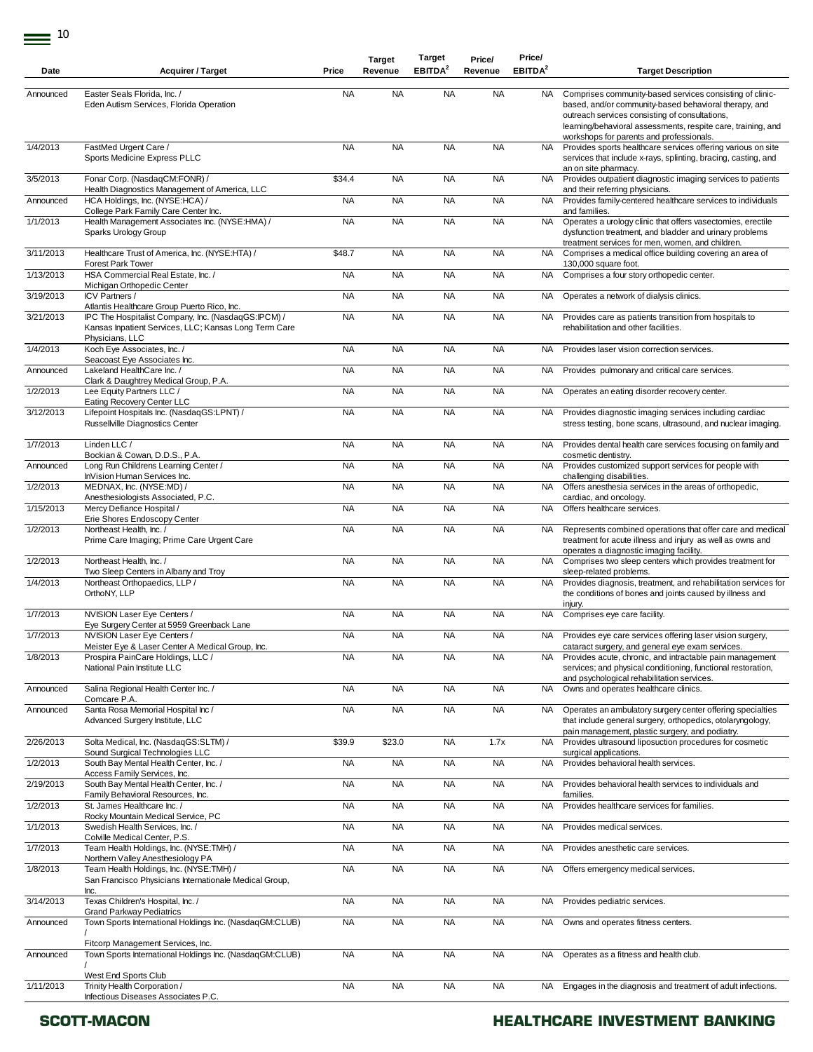| Date | Acquirer / Target | Price | Target Revenue | Target EBITDA[2] | Price/ Revenue | Price/ EBITDA[2] | Target Description |
|---|---|---|---|---|---|---|---|
| Announced | Easter Seals Florida, Inc. / Eden Autism Services, Florida Operation | NA | NA | NA | NA | NA | Comprises community-based services consisting of clinic-based, and/or community-based behavioral therapy, and outreach services consisting of consultations, learning/behavioral assessments, respite care, training, and workshops for parents and professionals. |
| 1/4/2013 | FastMed Urgent Care / Sports Medicine Express PLLC | NA | NA | NA | NA | NA | Provides sports healthcare services offering various on site services that include x-rays, splinting, bracing, casting, and an on site pharmacy. |
| 3/5/2013 | Fonar Corp. (NasdaqCM:FONR) / Health Diagnostics Management of America, LLC | $34.4 | NA | NA | NA | NA | Provides outpatient diagnostic imaging services to patients and their referring physicians. |
| Announced | HCA Holdings, Inc. (NYSE:HCA) / College Park Family Care Center Inc. | NA | NA | NA | NA | NA | Provides family-centered healthcare services to individuals and families. |
| 1/1/2013 | Health Management Associates Inc. (NYSE:HMA) / Sparks Urology Group | NA | NA | NA | NA | NA | Operates a urology clinic that offers vasectomies, erectile dysfunction treatment, and bladder and urinary problems treatment services for men, women, and children. |
| 3/11/2013 | Healthcare Trust of America, Inc. (NYSE:HTA) / Forest Park Tower | $48.7 | NA | NA | NA | NA | Comprises a medical office building covering an area of 130,000 square foot. |
| 1/13/2013 | HSA Commercial Real Estate, Inc. / Michigan Orthopedic Center | NA | NA | NA | NA | NA | Comprises a four story orthopedic center. |
| 3/19/2013 | ICV Partners / Atlantis Healthcare Group Puerto Rico, Inc. | NA | NA | NA | NA | NA | Operates a network of dialysis clinics. |
| 3/21/2013 | IPC The Hospitalist Company, Inc. (NasdaqGS:IPCM) / Kansas Inpatient Services, LLC; Kansas Long Term Care Physicians, LLC | NA | NA | NA | NA | NA | Provides care as patients transition from hospitals to rehabilitation and other facilities. |
| 1/4/2013 | Koch Eye Associates, Inc. / Seacoast Eye Associates Inc. | NA | NA | NA | NA | NA | Provides laser vision correction services. |
| Announced | Lakeland HealthCare Inc. / Clark & Daughtrey Medical Group, P.A. | NA | NA | NA | NA | NA | Provides pulmonary and critical care services. |
| 1/2/2013 | Lee Equity Partners LLC / Eating Recovery Center LLC | NA | NA | NA | NA | NA | Operates an eating disorder recovery center. |
| 3/12/2013 | Lifepoint Hospitals Inc. (NasdaqGS:LPNT) / Russellville Diagnostics Center | NA | NA | NA | NA | NA | Provides diagnostic imaging services including cardiac stress testing, bone scans, ultrasound, and nuclear imaging. |
| 1/7/2013 | Linden LLC / Bockian & Cowan, D.D.S., P.A. | NA | NA | NA | NA | NA | Provides dental health care services focusing on family and cosmetic dentistry. |
| Announced | Long Run Childrens Learning Center / InVision Human Services Inc. | NA | NA | NA | NA | NA | Provides customized support services for people with challenging disabilities. |
| 1/2/2013 | MEDNAX, Inc. (NYSE:MD) / Anesthesiologists Associated, P.C. | NA | NA | NA | NA | NA | Offers anesthesia services in the areas of orthopedic, cardiac, and oncology. |
| 1/15/2013 | Mercy Defiance Hospital / Erie Shores Endoscopy Center | NA | NA | NA | NA | NA | Offers healthcare services. |
| 1/2/2013 | Northeast Health, Inc. / Prime Care Imaging; Prime Care Urgent Care | NA | NA | NA | NA | NA | Represents combined operations that offer care and medical treatment for acute illness and injury as well as owns and operates a diagnostic imaging facility. |
| 1/2/2013 | Northeast Health, Inc. / Two Sleep Centers in Albany and Troy | NA | NA | NA | NA | NA | Comprises two sleep centers which provides treatment for sleep-related problems. |
| 1/4/2013 | Northeast Orthopaedics, LLP / OrthoNY, LLP | NA | NA | NA | NA | NA | Provides diagnosis, treatment, and rehabilitation services for the conditions of bones and joints caused by illness and injury. |
| 1/7/2013 | NVISION Laser Eye Centers / Eye Surgery Center at 5959 Greenback Lane | NA | NA | NA | NA | NA | Comprises eye care facility. |
| 1/7/2013 | NVISION Laser Eye Centers / Meister Eye & Laser Center A Medical Group, Inc. | NA | NA | NA | NA | NA | Provides eye care services offering laser vision surgery, cataract surgery, and general eye exam services. |
| 1/8/2013 | Prospira PainCare Holdings, LLC / National Pain Institute LLC | NA | NA | NA | NA | NA | Provides acute, chronic, and intractable pain management services; and physical conditioning, functional restoration, and psychological rehabilitation services. |
| Announced | Salina Regional Health Center Inc. / Comcare P.A. | NA | NA | NA | NA | NA | Owns and operates healthcare clinics. |
| Announced | Santa Rosa Memorial Hospital Inc / Advanced Surgery Institute, LLC | NA | NA | NA | NA | NA | Operates an ambulatory surgery center offering specialties that include general surgery, orthopedics, otolaryngology, pain management, plastic surgery, and podiatry. |
| 2/26/2013 | Solta Medical, Inc. (NasdaqGS:SLTM) / Sound Surgical Technologies LLC | $39.9 | $23.0 | NA | 1.7x | NA | Provides ultrasound liposuction procedures for cosmetic surgical applications. |
| 1/2/2013 | South Bay Mental Health Center, Inc. / Access Family Services, Inc. | NA | NA | NA | NA | NA | Provides behavioral health services. |
| 2/19/2013 | South Bay Mental Health Center, Inc. / Family Behavioral Resources, Inc. | NA | NA | NA | NA | NA | Provides behavioral health services to individuals and families. |
| 1/2/2013 | St. James Healthcare Inc. / Rocky Mountain Medical Service, PC | NA | NA | NA | NA | NA | Provides healthcare services for families. |
| 1/1/2013 | Swedish Health Services, Inc. / Colville Medical Center, P.S. | NA | NA | NA | NA | NA | Provides medical services. |
| 1/7/2013 | Team Health Holdings, Inc. (NYSE:TMH) / Northern Valley Anesthesiology PA | NA | NA | NA | NA | NA | Provides anesthetic care services. |
| 1/8/2013 | Team Health Holdings, Inc. (NYSE:TMH) / San Francisco Physicians Internationale Medical Group, Inc. | NA | NA | NA | NA | NA | Offers emergency medical services. |
| 3/14/2013 | Texas Children's Hospital, Inc. / Grand Parkway Pediatrics | NA | NA | NA | NA | NA | Provides pediatric services. |
| Announced | Town Sports International Holdings Inc. (NasdaqGM:CLUB) / Fitcorp Management Services, Inc. | NA | NA | NA | NA | NA | Owns and operates fitness centers. |
| Announced | Town Sports International Holdings Inc. (NasdaqGM:CLUB) / West End Sports Club | NA | NA | NA | NA | NA | Operates as a fitness and health club. |
| 1/11/2013 | Trinity Health Corporation / Infectious Diseases Associates P.C. | NA | NA | NA | NA | NA | Engages in the diagnosis and treatment of adult infections. |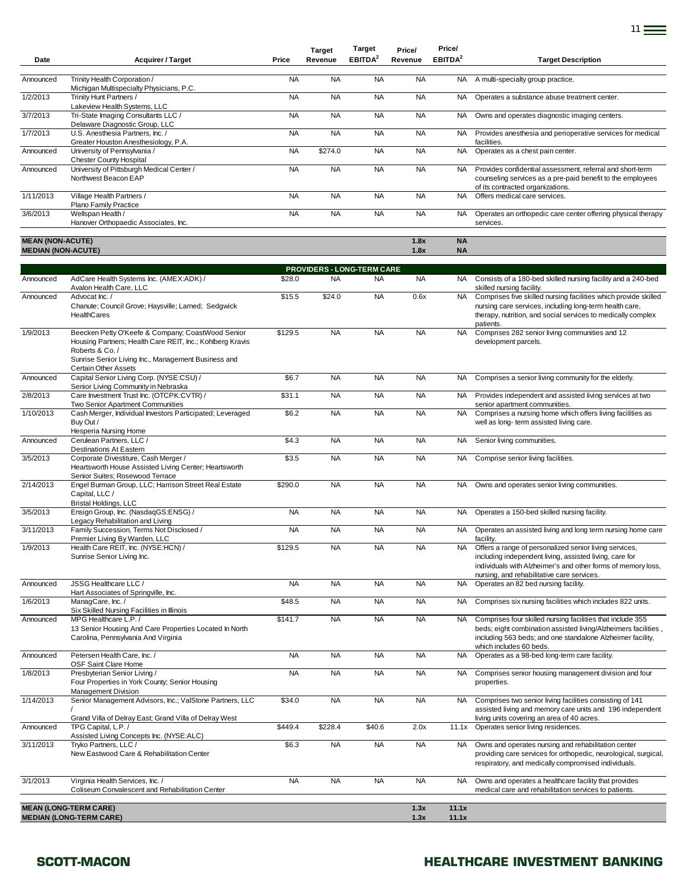| Date | Acquirer / Target | Price | Target Revenue | Target EBITDA[2] | Price/ Revenue | Price/ EBITDA[2] | Target Description |
|---|---|---|---|---|---|---|---|
| Announced | Trinity Health Corporation / Michigan Multispecialty Physicians, P.C. | NA | NA | NA | NA | NA | A multi-specialty group practice. |
| 1/2/2013 | Trinity Hunt Partners / Lakeview Health Systems, LLC | NA | NA | NA | NA | NA | Operates a substance abuse treatment center. |
| 3/7/2013 | Tri-State Imaging Consultants LLC / Delaware Diagnostic Group, LLC | NA | NA | NA | NA | NA | Owns and operates diagnostic imaging centers. |
| 1/7/2013 | U.S. Anesthesia Partners, Inc. / Greater Houston Anesthesiology, P.A. | NA | NA | NA | NA | NA | Provides anesthesia and perioperative services for medical facilities. |
| Announced | University of Pennsylvania / Chester County Hospital | NA | $274.0 | NA | NA | NA | Operates as a chest pain center. |
| Announced | University of Pittsburgh Medical Center / Northwest Beacon EAP | NA | NA | NA | NA | NA | Provides confidential assessment, referral and short-term counseling services as a pre-paid benefit to the employees of its contracted organizations. |
| 1/11/2013 | Village Health Partners / Plano Family Practice | NA | NA | NA | NA | NA | Offers medical care services. |
| 3/6/2013 | Wellspan Health / Hanover Orthopaedic Associates, Inc. | NA | NA | NA | NA | NA | Operates an orthopedic care center offering physical therapy services. |
| **MEAN (NON-ACUTE)** | | | | | **1.8x** | **NA** | |
| **MEDIAN (NON-ACUTE)** | | | | | **1.8x** | **NA** | |
| | | | **PROVIDERS - LONG-TERM CARE** | | | | |
| Announced | AdCare Health Systems Inc. (AMEX:ADK) / Avalon Health Care, LLC | $28.0 | NA | NA | NA | NA | Consists of a 180-bed skilled nursing facility and a 240-bed skilled nursing facility. |
| Announced | Advocat Inc. / Chanute; Council Grove; Haysville; Larned; Sedgwick HealthCares | $15.5 | $24.0 | NA | 0.6x | NA | Comprises five skilled nursing facilities which provide skilled nursing care services, including long-term health care, therapy, nutrition, and social services to medically complex patients. |
| 1/9/2013 | Beecken Petty O'Keefe & Company; CoastWood Senior Housing Partners; Health Care REIT, Inc.; Kohlberg Kravis Roberts & Co. / Sunrise Senior Living Inc., Management Business and Certain Other Assets | $129.5 | NA | NA | NA | NA | Comprises 282 senior living communities and 12 development parcels. |
| Announced | Capital Senior Living Corp. (NYSE:CSU) / Senior Living Community in Nebraska | $6.7 | NA | NA | NA | NA | Comprises a senior living community for the elderly. |
| 2/8/2013 | Care Investment Trust Inc. (OTCPK:CVTR) / Two Senior Apartment Communities | $31.1 | NA | NA | NA | NA | Provides independent and assisted living services at two senior apartment communities. |
| 1/10/2013 | Cash Merger, Individual Investors Participated; Leveraged Buy Out / Hesperia Nursing Home | $6.2 | NA | NA | NA | NA | Comprises a nursing home which offers living facilities as well as long- term assisted living care. |
| Announced | Cerulean Partners, LLC / Destinations At Eastern | $4.3 | NA | NA | NA | NA | Senior living communities. |
| 3/5/2013 | Corporate Divestiture, Cash Merger / Heartsworth House Assisted Living Center; Heartsworth Senior Suites; Rosewood Terrace | $3.5 | NA | NA | NA | NA | Comprise senior living facilities. |
| 2/14/2013 | Engel Burman Group, LLC; Harrison Street Real Estate Capital, LLC / Bristal Holdings, LLC | $290.0 | NA | NA | NA | NA | Owns and operates senior living communities. |
| 3/5/2013 | Ensign Group, Inc. (NasdaqGS:ENSG) / Legacy Rehabilitation and Living | NA | NA | NA | NA | NA | Operates a 150-bed skilled nursing facility. |
| 3/11/2013 | Family Succession, Terms Not Disclosed / Premier Living By Warden, LLC | NA | NA | NA | NA | NA | Operates an assisted living and long term nursing home care facility. |
| 1/9/2013 | Health Care REIT, Inc. (NYSE:HCN) / Sunrise Senior Living Inc. | $129.5 | NA | NA | NA | NA | Offers a range of personalized senior living services, including independent living, assisted living, care for individuals with Alzheimer's and other forms of memory loss, nursing, and rehabilitative care services. |
| Announced | JSSG Healthcare LLC / Hart Associates of Springville, Inc. | NA | NA | NA | NA | NA | Operates an 82 bed nursing facility. |
| 1/6/2013 | ManagCare, Inc. / Six Skilled Nursing Facilities in Illinois | $48.5 | NA | NA | NA | NA | Comprises six nursing facilities which includes 822 units. |
| Announced | MPG Healthcare L.P. / 13 Senior Housing And Care Properties Located In North Carolina, Pennsylvania And Virginia | $141.7 | NA | NA | NA | NA | Comprises four skilled nursing facilities that include 355 beds; eight combination assisted living/Alzheimers facilities , including 563 beds; and one standalone Alzheimer facility, which includes 60 beds. |
| Announced | Petersen Health Care, Inc. / OSF Saint Clare Home | NA | NA | NA | NA | NA | Operates as a 98-bed long-term care facility. |
| 1/8/2013 | Presbyterian Senior Living / Four Properties in York County; Senior Housing Management Division | NA | NA | NA | NA | NA | Comprises senior housing management division and four properties. |
| 1/14/2013 | Senior Management Advisors, Inc.; ValStone Partners, LLC / Grand Villa of Delray East; Grand Villa of Delray West | $34.0 | NA | NA | NA | NA | Comprises two senior living facilities consisting of 141 assisted living and memory care units and 196 independent living units covering an area of 40 acres. |
| Announced | TPG Capital, L.P. / Assisted Living Concepts Inc. (NYSE:ALC) | $449.4 | $228.4 | $40.6 | 2.0x | 11.1x | Operates senior living residences. |
| 3/11/2013 | Tryko Partners, LLC / New Eastwood Care & Rehabilitation Center | $6.3 | NA | NA | NA | NA | Owns and operates nursing and rehabilitation center providing care services for orthopedic, neurological, surgical, respiratory, and medically compromised individuals. |
| 3/1/2013 | Virginia Health Services, Inc. / Coliseum Convalescent and Rehabilitation Center | NA | NA | NA | NA | NA | Owns and operates a healthcare facility that provides medical care and rehabilitation services to patients. |
| **MEAN (LONG-TERM CARE)** | | | | | **1.3x** | **11.1x** | |
| **MEDIAN (LONG-TERM CARE)** | | | | | **1.3x** | **11.1x** | |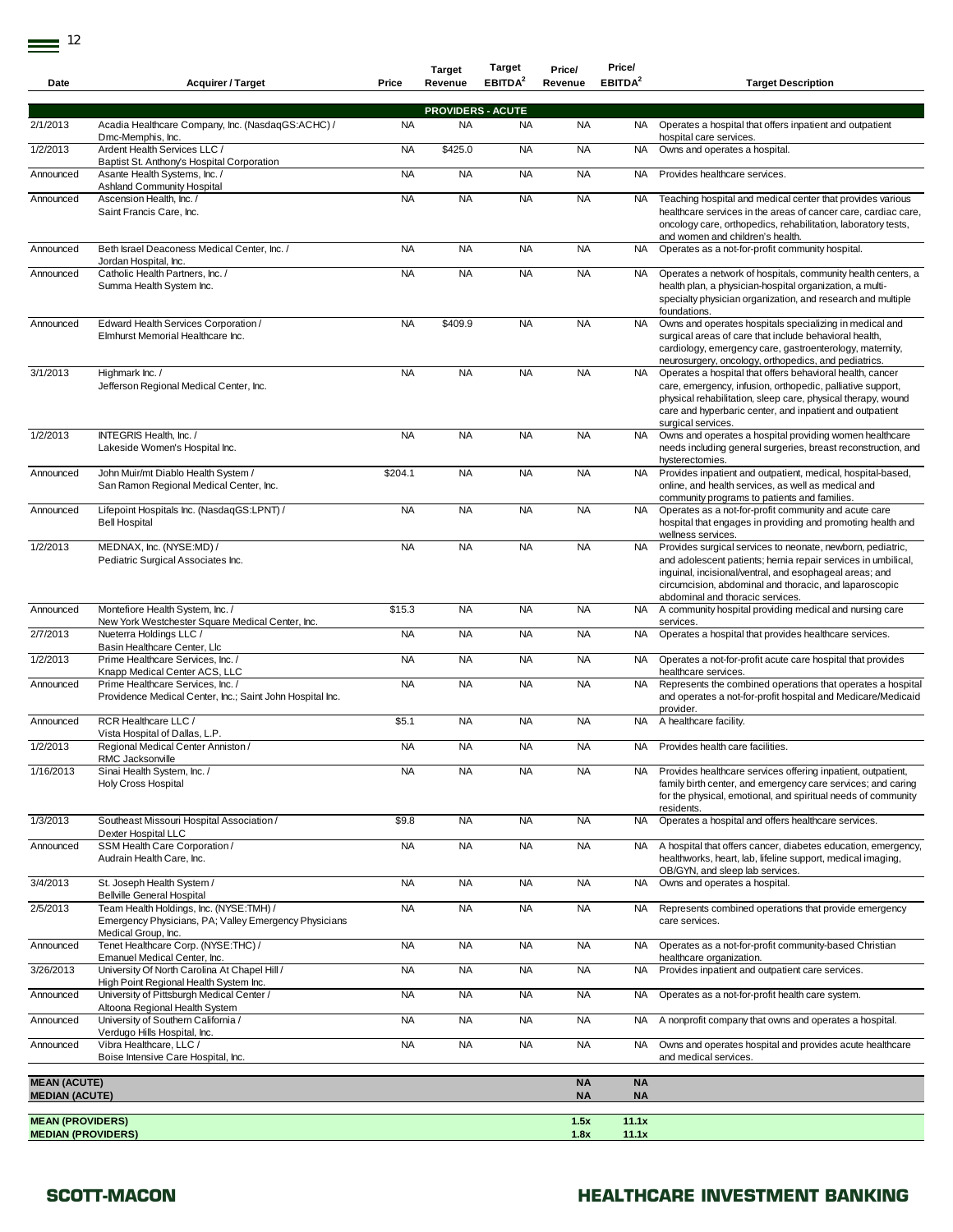| Date | Acquirer / Target | Price | Target Revenue | Target EBITDA[2] | Price/ Revenue | Price/ EBITDA[2] | Target Description |
|---|---|---|---|---|---|---|---|
| | | | **PROVIDERS - ACUTE** | | | | |
| 2/1/2013 | Acadia Healthcare Company, Inc. (NasdaqGS:ACHC) / Dmc-Memphis, Inc. | NA | NA | NA | NA | NA | Operates a hospital that offers inpatient and outpatient hospital care services. |
| 1/2/2013 | Ardent Health Services LLC / Baptist St. Anthony's Hospital Corporation | NA | $425.0 | NA | NA | NA | Owns and operates a hospital. |
| Announced | Asante Health Systems, Inc. / Ashland Community Hospital | NA | NA | NA | NA | NA | Provides healthcare services. |
| Announced | Ascension Health, Inc. / Saint Francis Care, Inc. | NA | NA | NA | NA | NA | Teaching hospital and medical center that provides various healthcare services in the areas of cancer care, cardiac care, oncology care, orthopedics, rehabilitation, laboratory tests, and women and children's health. |
| Announced | Beth Israel Deaconess Medical Center, Inc. / Jordan Hospital, Inc. | NA | NA | NA | NA | NA | Operates as a not-for-profit community hospital. |
| Announced | Catholic Health Partners, Inc. / Summa Health System Inc. | NA | NA | NA | NA | NA | Operates a network of hospitals, community health centers, a health plan, a physician-hospital organization, a multi-specialty physician organization, and research and multiple foundations. |
| Announced | Edward Health Services Corporation / Elmhurst Memorial Healthcare Inc. | NA | $409.9 | NA | NA | NA | Owns and operates hospitals specializing in medical and surgical areas of care that include behavioral health, cardiology, emergency care, gastroenterology, maternity, neurosurgery, oncology, orthopedics, and pediatrics. |
| 3/1/2013 | Highmark Inc. / Jefferson Regional Medical Center, Inc. | NA | NA | NA | NA | NA | Operates a hospital that offers behavioral health, cancer care, emergency, infusion, orthopedic, palliative support, physical rehabilitation, sleep care, physical therapy, wound care and hyperbaric center, and inpatient and outpatient surgical services. |
| 1/2/2013 | INTEGRIS Health, Inc. / Lakeside Women's Hospital Inc. | NA | NA | NA | NA | NA | Owns and operates a hospital providing women healthcare needs including general surgeries, breast reconstruction, and hysterectomies. |
| Announced | John Muir/mt Diablo Health System / San Ramon Regional Medical Center, Inc. | $204.1 | NA | NA | NA | NA | Provides inpatient and outpatient, medical, hospital-based, online, and health services, as well as medical and community programs to patients and families. |
| Announced | Lifepoint Hospitals Inc. (NasdaqGS:LPNT) / Bell Hospital | NA | NA | NA | NA | NA | Operates as a not-for-profit community and acute care hospital that engages in providing and promoting health and wellness services. |
| 1/2/2013 | MEDNAX, Inc. (NYSE:MD) / Pediatric Surgical Associates Inc. | NA | NA | NA | NA | NA | Provides surgical services to neonate, newborn, pediatric, and adolescent patients; hernia repair services in umbilical, inguinal, incisional/ventral, and esophageal areas; and circumcision, abdominal and thoracic, and laparoscopic abdominal and thoracic services. |
| Announced | Montefiore Health System, Inc. / New York Westchester Square Medical Center, Inc. | $15.3 | NA | NA | NA | NA | A community hospital providing medical and nursing care services. |
| 2/7/2013 | Nueterra Holdings LLC / Basin Healthcare Center, Llc | NA | NA | NA | NA | NA | Operates a hospital that provides healthcare services. |
| 1/2/2013 | Prime Healthcare Services, Inc. / Knapp Medical Center ACS, LLC | NA | NA | NA | NA | NA | Operates a not-for-profit acute care hospital that provides healthcare services. |
| Announced | Prime Healthcare Services, Inc. / Providence Medical Center, Inc.; Saint John Hospital Inc. | NA | NA | NA | NA | NA | Represents the combined operations that operates a hospital and operates a not-for-profit hospital and Medicare/Medicaid provider. |
| Announced | RCR Healthcare LLC / Vista Hospital of Dallas, L.P. | $5.1 | NA | NA | NA | NA | A healthcare facility. |
| 1/2/2013 | Regional Medical Center Anniston / RMC Jacksonville | NA | NA | NA | NA | NA | Provides health care facilities. |
| 1/16/2013 | Sinai Health System, Inc. / Holy Cross Hospital | NA | NA | NA | NA | NA | Provides healthcare services offering inpatient, outpatient, family birth center, and emergency care services; and caring for the physical, emotional, and spiritual needs of community residents. |
| 1/3/2013 | Southeast Missouri Hospital Association / Dexter Hospital LLC | $9.8 | NA | NA | NA | NA | Operates a hospital and offers healthcare services. |
| Announced | SSM Health Care Corporation / Audrain Health Care, Inc. | NA | NA | NA | NA | NA | A hospital that offers cancer, diabetes education, emergency, healthworks, heart, lab, lifeline support, medical imaging, OB/GYN, and sleep lab services. |
| 3/4/2013 | St. Joseph Health System / Bellville General Hospital | NA | NA | NA | NA | NA | Owns and operates a hospital. |
| 2/5/2013 | Team Health Holdings, Inc. (NYSE:TMH) / Emergency Physicians, PA; Valley Emergency Physicians Medical Group, Inc. | NA | NA | NA | NA | NA | Represents combined operations that provide emergency care services. |
| Announced | Tenet Healthcare Corp. (NYSE:THC) / Emanuel Medical Center, Inc. | NA | NA | NA | NA | NA | Operates as a not-for-profit community-based Christian healthcare organization. |
| 3/26/2013 | University Of North Carolina At Chapel Hill / High Point Regional Health System Inc. | NA | NA | NA | NA | NA | Provides inpatient and outpatient care services. |
| Announced | University of Pittsburgh Medical Center / Altoona Regional Health System | NA | NA | NA | NA | NA | Operates as a not-for-profit health care system. |
| Announced | University of Southern California / Verdugo Hills Hospital, Inc. | NA | NA | NA | NA | NA | A nonprofit company that owns and operates a hospital. |
| Announced | Vibra Healthcare, LLC / Boise Intensive Care Hospital, Inc. | NA | NA | NA | NA | NA | Owns and operates hospital and provides acute healthcare and medical services. |
| **MEAN (ACUTE)** | | | | | **NA** | **NA** | |
| **MEDIAN (ACUTE)** | | | | | **NA** | **NA** | |
| **MEAN (PROVIDERS)** | | | | | **1.5x** | **11.1x** | |
| **MEDIAN (PROVIDERS)** | | | | | **1.8x** | **11.1x** | |

**SCOTT-MACON** **HEALTHCARE INVESTMENT BANKING**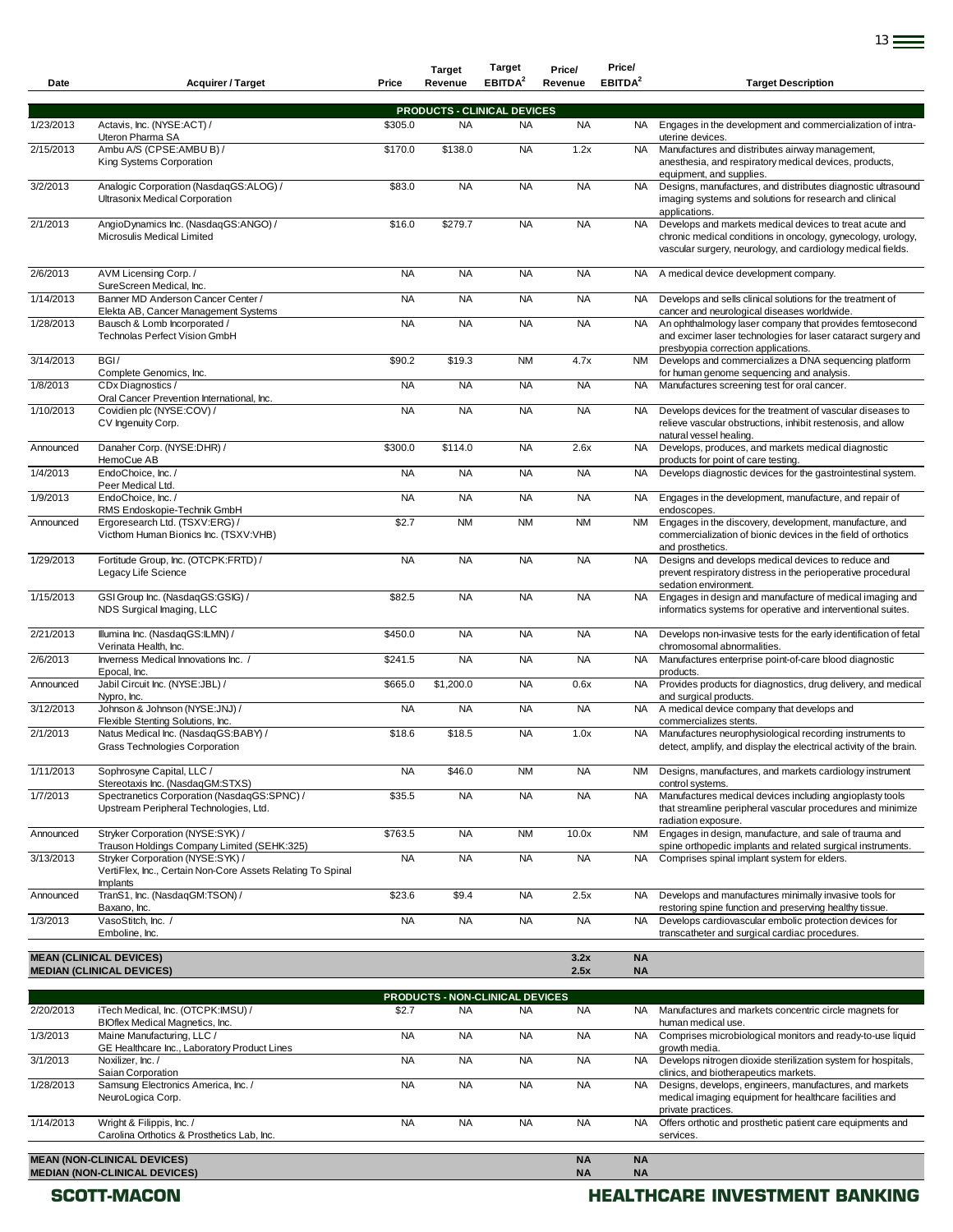| Date | Acquirer / Target | Price | Target Revenue | Target EBITDA[2] | Price/ Revenue | Price/ EBITDA[2] | Target Description |
|---|---|---|---|---|---|---|---|
| **PRODUCTS - CLINICAL DEVICES** | | | | | | | |
| 1/23/2013 | Actavis, Inc. (NYSE:ACT) / Uteron Pharma SA | $305.0 | NA | NA | NA | NA | Engages in the development and commercialization of intra-uterine devices. |
| 2/15/2013 | Ambu A/S (CPSE:AMBU B) / King Systems Corporation | $170.0 | $138.0 | NA | 1.2x | NA | Manufactures and distributes airway management, anesthesia, and respiratory medical devices, products, equipment, and supplies. |
| 3/2/2013 | Analogic Corporation (NasdaqGS:ALOG) / Ultrasonix Medical Corporation | $83.0 | NA | NA | NA | NA | Designs, manufactures, and distributes diagnostic ultrasound imaging systems and solutions for research and clinical applications. |
| 2/1/2013 | AngioDynamics Inc. (NasdaqGS:ANGO) / Microsulis Medical Limited | $16.0 | $279.7 | NA | NA | NA | Develops and markets medical devices to treat acute and chronic medical conditions in oncology, gynecology, urology, vascular surgery, neurology, and cardiology medical fields. |
| 2/6/2013 | AVM Licensing Corp. / SureScreen Medical, Inc. | NA | NA | NA | NA | NA | A medical device development company. |
| 1/14/2013 | Banner MD Anderson Cancer Center / Elekta AB, Cancer Management Systems | NA | NA | NA | NA | NA | Develops and sells clinical solutions for the treatment of cancer and neurological diseases worldwide. |
| 1/28/2013 | Bausch & Lomb Incorporated / Technolas Perfect Vision GmbH | NA | NA | NA | NA | NA | An ophthalmology laser company that provides femtosecond and excimer laser technologies for laser cataract surgery and presbyopia correction applications. |
| 3/14/2013 | BGI / Complete Genomics, Inc. | $90.2 | $19.3 | NM | 4.7x | NM | Develops and commercializes a DNA sequencing platform for human genome sequencing and analysis. |
| 1/8/2013 | CDx Diagnostics / Oral Cancer Prevention International, Inc. | NA | NA | NA | NA | NA | Manufactures screening test for oral cancer. |
| 1/10/2013 | Covidien plc (NYSE:COV) / CV Ingenuity Corp. | NA | NA | NA | NA | NA | Develops devices for the treatment of vascular diseases to relieve vascular obstructions, inhibit restenosis, and allow natural vessel healing. |
| Announced | Danaher Corp. (NYSE:DHR) / HemoCue AB | $300.0 | $114.0 | NA | 2.6x | NA | Develops, produces, and markets medical diagnostic products for point of care testing. |
| 1/4/2013 | EndoChoice, Inc. / Peer Medical Ltd. | NA | NA | NA | NA | NA | Develops diagnostic devices for the gastrointestinal system. |
| 1/9/2013 | EndoChoice, Inc. / RMS Endoskopie-Technik GmbH | NA | NA | NA | NA | NA | Engages in the development, manufacture, and repair of endoscopes. |
| Announced | Ergoresearch Ltd. (TSXV:ERG) / Victhom Human Bionics Inc. (TSXV:VHB) | $2.7 | NM | NM | NM | NM | Engages in the discovery, development, manufacture, and commercialization of bionic devices in the field of orthotics and prosthetics. |
| 1/29/2013 | Fortitude Group, Inc. (OTCPK:FRTD) / Legacy Life Science | NA | NA | NA | NA | NA | Designs and develops medical devices to reduce and prevent respiratory distress in the perioperative procedural sedation environment. |
| 1/15/2013 | GSI Group Inc. (NasdaqGS:GSIG) / NDS Surgical Imaging, LLC | $82.5 | NA | NA | NA | NA | Engages in design and manufacture of medical imaging and informatics systems for operative and interventional suites. |
| 2/21/2013 | Illumina Inc. (NasdaqGS:ILMN) / Verinata Health, Inc. | $450.0 | NA | NA | NA | NA | Develops non-invasive tests for the early identification of fetal chromosomal abnormalities. |
| 2/6/2013 | Inverness Medical Innovations Inc. / Epocal, Inc. | $241.5 | NA | NA | NA | NA | Manufactures enterprise point-of-care blood diagnostic products. |
| Announced | Jabil Circuit Inc. (NYSE:JBL) / Nypro, Inc. | $665.0 | $1,200.0 | NA | 0.6x | NA | Provides products for diagnostics, drug delivery, and medical and surgical products. |
| 3/12/2013 | Johnson & Johnson (NYSE:JNJ) / Flexible Stenting Solutions, Inc. | NA | NA | NA | NA | NA | A medical device company that develops and commercializes stents. |
| 2/1/2013 | Natus Medical Inc. (NasdaqGS:BABY) / Grass Technologies Corporation | $18.6 | $18.5 | NA | 1.0x | NA | Manufactures neurophysiological recording instruments to detect, amplify, and display the electrical activity of the brain. |
| 1/11/2013 | Sophrosyne Capital, LLC / Stereotaxis Inc. (NasdaqGM:STXS) | NA | $46.0 | NM | NA | NM | Designs, manufactures, and markets cardiology instrument control systems. |
| 1/7/2013 | Spectranetics Corporation (NasdaqGS:SPNC) / Upstream Peripheral Technologies, Ltd. | $35.5 | NA | NA | NA | NA | Manufactures medical devices including angioplasty tools that streamline peripheral vascular procedures and minimize radiation exposure. |
| Announced | Stryker Corporation (NYSE:SYK) / Trauson Holdings Company Limited (SEHK:325) | $763.5 | NA | NM | 10.0x | NM | Engages in design, manufacture, and sale of trauma and spine orthopedic implants and related surgical instruments. |
| 3/13/2013 | Stryker Corporation (NYSE:SYK) / VertiFlex, Inc., Certain Non-Core Assets Relating To Spinal Implants | NA | NA | NA | NA | NA | Comprises spinal implant system for elders. |
| Announced | TranS1, Inc. (NasdaqGM:TSON) / Baxano, Inc. | $23.6 | $9.4 | NA | 2.5x | NA | Develops and manufactures minimally invasive tools for restoring spine function and preserving healthy tissue. |
| 1/3/2013 | VasoStitch, Inc. / Emboline, Inc. | NA | NA | NA | NA | NA | Develops cardiovascular embolic protection devices for transcatheter and surgical cardiac procedures. |
| **MEAN (CLINICAL DEVICES)** | | | | | **3.2x** | **NA** | |
| **MEDIAN (CLINICAL DEVICES)** | | | | | **2.5x** | **NA** | |
| **PRODUCTS - NON-CLINICAL DEVICES** | | | | | | | |
| 2/20/2013 | iTech Medical, Inc. (OTCPK:IMSU) / BIOflex Medical Magnetics, Inc. | $2.7 | NA | NA | NA | NA | Manufactures and markets concentric circle magnets for human medical use. |
| 1/3/2013 | Maine Manufacturing, LLC / GE Healthcare Inc., Laboratory Product Lines | NA | NA | NA | NA | NA | Comprises microbiological monitors and ready-to-use liquid growth media. |
| 3/1/2013 | Noxilizer, Inc. / Saian Corporation | NA | NA | NA | NA | NA | Develops nitrogen dioxide sterilization system for hospitals, clinics, and biotherapeutics markets. |
| 1/28/2013 | Samsung Electronics America, Inc. / NeuroLogica Corp. | NA | NA | NA | NA | NA | Designs, develops, engineers, manufactures, and markets medical imaging equipment for healthcare facilities and private practices. |
| 1/14/2013 | Wright & Filippis, Inc. / Carolina Orthotics & Prosthetics Lab, Inc. | NA | NA | NA | NA | NA | Offers orthotic and prosthetic patient care equipments and services. |
| **MEAN (NON-CLINICAL DEVICES)** | | | | | **NA** | **NA** | |
| **MEDIAN (NON-CLINICAL DEVICES)** | | | | | **NA** | **NA** | |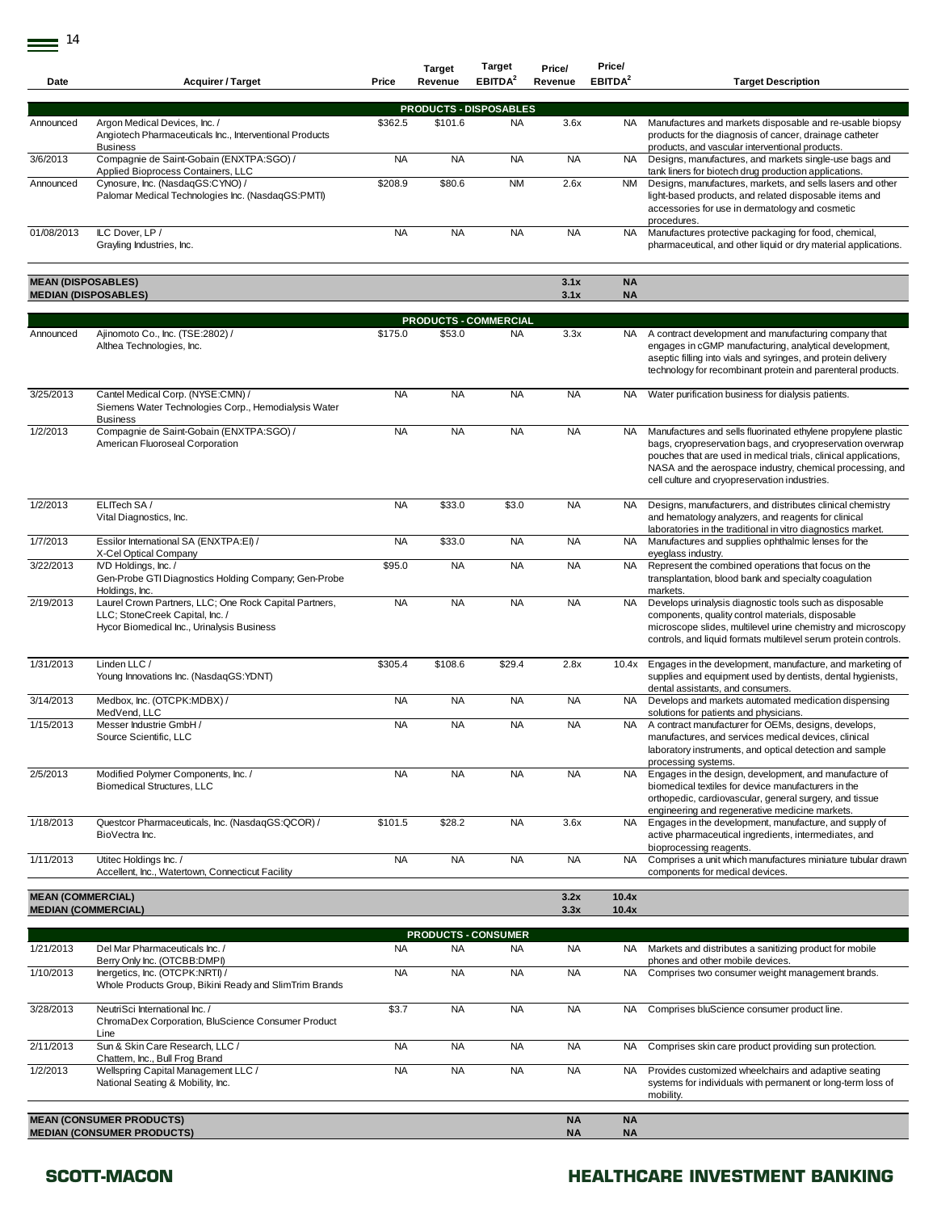| Date | Acquirer / Target | Price | Target Revenue | Target EBITDA[2] | Price/ Revenue | Price/ EBITDA[2] | Target Description |
|---|---|---|---|---|---|---|---|
| | | | **PRODUCTS - DISPOSABLES** | | | | |
| Announced | Argon Medical Devices, Inc. / Angiotech Pharmaceuticals Inc., Interventional Products Business | $362.5 | $101.6 | NA | 3.6x | NA | Manufactures and markets disposable and re-usable biopsy products for the diagnosis of cancer, drainage catheter products, and vascular interventional products. |
| 3/6/2013 | Compagnie de Saint-Gobain (ENXTPA:SGO) / Applied Bioprocess Containers, LLC | NA | NA | NA | NA | NA | Designs, manufactures, and markets single-use bags and tank liners for biotech drug production applications. |
| Announced | Cynosure, Inc. (NasdaqGS:CYNO) / Palomar Medical Technologies Inc. (NasdaqGS:PMTI) | $208.9 | $80.6 | NM | 2.6x | NM | Designs, manufactures, markets, and sells lasers and other light-based products, and related disposable items and accessories for use in dermatology and cosmetic procedures. |
| 01/08/2013 | ILC Dover, LP / Grayling Industries, Inc. | NA | NA | NA | NA | NA | Manufactures protective packaging for food, chemical, pharmaceutical, and other liquid or dry material applications. |
| **MEAN (DISPOSABLES)** | | | | | **3.1x** | **NA** | |
| **MEDIAN (DISPOSABLES)** | | | | | **3.1x** | **NA** | |
| | | | **PRODUCTS - COMMERCIAL** | | | | |
| Announced | Ajinomoto Co., Inc. (TSE:2802) / Althea Technologies, Inc. | $175.0 | $53.0 | NA | 3.3x | NA | A contract development and manufacturing company that engages in cGMP manufacturing, analytical development, aseptic filling into vials and syringes, and protein delivery technology for recombinant protein and parenteral products. |
| 3/25/2013 | Cantel Medical Corp. (NYSE:CMN) / Siemens Water Technologies Corp., Hemodialysis Water Business | NA | NA | NA | NA | NA | Water purification business for dialysis patients. |
| 1/2/2013 | Compagnie de Saint-Gobain (ENXTPA:SGO) / American Fluoroseal Corporation | NA | NA | NA | NA | NA | Manufactures and sells fluorinated ethylene propylene plastic bags, cryopreservation bags, and cryopreservation overwrap pouches that are used in medical trials, clinical applications, NASA and the aerospace industry, chemical processing, and cell culture and cryopreservation industries. |
| 1/2/2013 | ELITech SA / Vital Diagnostics, Inc. | NA | $33.0 | $3.0 | NA | NA | Designs, manufacturers, and distributes clinical chemistry and hematology analyzers, and reagents for clinical laboratories in the traditional in vitro diagnostics market. |
| 1/7/2013 | Essilor International SA (ENXTPA:EI) / X-Cel Optical Company | NA | $33.0 | NA | NA | NA | Manufactures and supplies ophthalmic lenses for the eyeglass industry. |
| 3/22/2013 | IVD Holdings, Inc. / Gen-Probe GTI Diagnostics Holding Company; Gen-Probe Holdings, Inc. | $95.0 | NA | NA | NA | NA | Represent the combined operations that focus on the transplantation, blood bank and specialty coagulation markets. |
| 2/19/2013 | Laurel Crown Partners, LLC; One Rock Capital Partners, LLC; StoneCreek Capital, Inc. / Hycor Biomedical Inc., Urinalysis Business | NA | NA | NA | NA | NA | Develops urinalysis diagnostic tools such as disposable components, quality control materials, disposable microscope slides, multilevel urine chemistry and microscopy controls, and liquid formats multilevel serum protein controls. |
| 1/31/2013 | Linden LLC / Young Innovations Inc. (NasdaqGS:YDNT) | $305.4 | $108.6 | $29.4 | 2.8x | 10.4x | Engages in the development, manufacture, and marketing of supplies and equipment used by dentists, dental hygienists, dental assistants, and consumers. |
| 3/14/2013 | Medbox, Inc. (OTCPK:MDBX) / MedVend, LLC | NA | NA | NA | NA | NA | Develops and markets automated medication dispensing solutions for patients and physicians. |
| 1/15/2013 | Messer Industrie GmbH / Source Scientific, LLC | NA | NA | NA | NA | NA | A contract manufacturer for OEMs, designs, develops, manufactures, and services medical devices, clinical laboratory instruments, and optical detection and sample processing systems. |
| 2/5/2013 | Modified Polymer Components, Inc. / Biomedical Structures, LLC | NA | NA | NA | NA | NA | Engages in the design, development, and manufacture of biomedical textiles for device manufacturers in the orthopedic, cardiovascular, general surgery, and tissue engineering and regenerative medicine markets. |
| 1/18/2013 | Questcor Pharmaceuticals, Inc. (NasdaqGS:QCOR) / BioVectra Inc. | $101.5 | $28.2 | NA | 3.6x | NA | Engages in the development, manufacture, and supply of active pharmaceutical ingredients, intermediates, and bioprocessing reagents. |
| 1/11/2013 | Utitec Holdings Inc. / Accellent, Inc., Watertown, Connecticut Facility | NA | NA | NA | NA | NA | Comprises a unit which manufactures miniature tubular drawn components for medical devices. |
| **MEAN (COMMERCIAL)** | | | | | **3.2x** | **10.4x** | |
| **MEDIAN (COMMERCIAL)** | | | | | **3.3x** | **10.4x** | |
| | | | **PRODUCTS - CONSUMER** | | | | |
| 1/21/2013 | Del Mar Pharmaceuticals Inc. / Berry Only Inc. (OTCBB:DMPI) | NA | NA | NA | NA | NA | Markets and distributes a sanitizing product for mobile phones and other mobile devices. |
| 1/10/2013 | Inergetics, Inc. (OTCPK:NRTI) / Whole Products Group, Bikini Ready and SlimTrim Brands | NA | NA | NA | NA | NA | Comprises two consumer weight management brands. |
| 3/28/2013 | NeutriSci International Inc. / ChromaDex Corporation, BluScience Consumer Product Line | $3.7 | NA | NA | NA | NA | Comprises bluScience consumer product line. |
| 2/11/2013 | Sun & Skin Care Research, LLC / Chattem, Inc., Bull Frog Brand | NA | NA | NA | NA | NA | Comprises skin care product providing sun protection. |
| 1/2/2013 | Wellspring Capital Management LLC / National Seating & Mobility, Inc. | NA | NA | NA | NA | NA | Provides customized wheelchairs and adaptive seating systems for individuals with permanent or long-term loss of mobility. |
| **MEAN (CONSUMER PRODUCTS)** | | | | | **NA** | **NA** | |
| **MEDIAN (CONSUMER PRODUCTS)** | | | | | **NA** | **NA** | |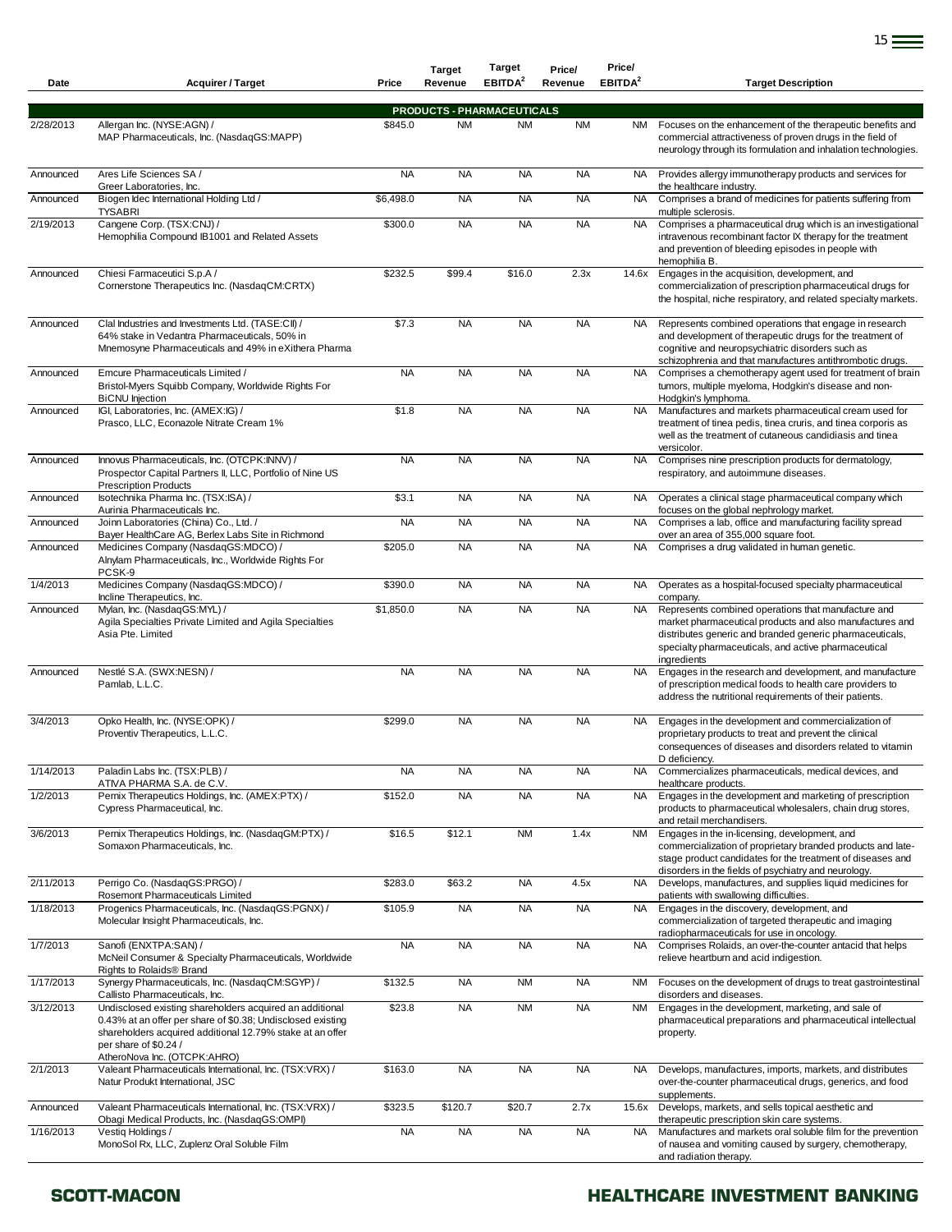| Date | Acquirer / Target | Price | Target Revenue | Target EBITDA[2] | Price/ Revenue | Price/ EBITDA[2] | Target Description |
|---|---|---|---|---|---|---|---|
| | | | **PRODUCTS - PHARMACEUTICALS** | | | | |
| 2/28/2013 | Allergan Inc. (NYSE:AGN) / MAP Pharmaceuticals, Inc. (NasdaqGS:MAPP) | $845.0 | NM | NM | NM | NM | Focuses on the enhancement of the therapeutic benefits and commercial attractiveness of proven drugs in the field of neurology through its formulation and inhalation technologies. |
| Announced | Ares Life Sciences SA / Greer Laboratories, Inc. | NA | NA | NA | NA | NA | Provides allergy immunotherapy products and services for the healthcare industry. |
| Announced | Biogen Idec International Holding Ltd / TYSABRI | $6,498.0 | NA | NA | NA | NA | Comprises a brand of medicines for patients suffering from multiple sclerosis. |
| 2/19/2013 | Cangene Corp. (TSX:CNJ) / Hemophilia Compound IB1001 and Related Assets | $300.0 | NA | NA | NA | NA | Comprises a pharmaceutical drug which is an investigational intravenous recombinant factor IX therapy for the treatment and prevention of bleeding episodes in people with hemophilia B. |
| Announced | Chiesi Farmaceutici S.p.A / Cornerstone Therapeutics Inc. (NasdaqCM:CRTX) | $232.5 | $99.4 | $16.0 | 2.3x | 14.6x | Engages in the acquisition, development, and commercialization of prescription pharmaceutical drugs for the hospital, niche respiratory, and related specialty markets. |
| Announced | Clal Industries and Investments Ltd. (TASE:CII) / 64% stake in Vedantra Pharmaceuticals, 50% in Mnemosyne Pharmaceuticals and 49% in eXithera Pharma | $7.3 | NA | NA | NA | NA | Represents combined operations that engage in research and development of therapeutic drugs for the treatment of cognitive and neuropsychiatric disorders such as schizophrenia and that manufactures antithrombotic drugs. |
| Announced | Emcure Pharmaceuticals Limited / Bristol-Myers Squibb Company, Worldwide Rights For BiCNU Injection | NA | NA | NA | NA | NA | Comprises a chemotherapy agent used for treatment of brain tumors, multiple myeloma, Hodgkin's disease and non-Hodgkin's lymphoma. |
| Announced | IGI, Laboratories, Inc. (AMEX:IG) / Prasco, LLC, Econazole Nitrate Cream 1% | $1.8 | NA | NA | NA | NA | Manufactures and markets pharmaceutical cream used for treatment of tinea pedis, tinea cruris, and tinea corporis as well as the treatment of cutaneous candidiasis and tinea versicolor. |
| Announced | Innovus Pharmaceuticals, Inc. (OTCPK:INNV) / Prospector Capital Partners II, LLC, Portfolio of Nine US Prescription Products | NA | NA | NA | NA | NA | Comprises nine prescription products for dermatology, respiratory, and autoimmune diseases. |
| Announced | Isotechnika Pharma Inc. (TSX:ISA) / Aurinia Pharmaceuticals Inc. | $3.1 | NA | NA | NA | NA | Operates a clinical stage pharmaceutical company which focuses on the global nephrology market. |
| Announced | Joinn Laboratories (China) Co., Ltd. / Bayer HealthCare AG, Berlex Labs Site in Richmond | NA | NA | NA | NA | NA | Comprises a lab, office and manufacturing facility spread over an area of 355,000 square foot. |
| Announced | Medicines Company (NasdaqGS:MDCO) / Alnylam Pharmaceuticals, Inc., Worldwide Rights For PCSK-9 | $205.0 | NA | NA | NA | NA | Comprises a drug validated in human genetic. |
| 1/4/2013 | Medicines Company (NasdaqGS:MDCO) / Incline Therapeutics, Inc. | $390.0 | NA | NA | NA | NA | Operates as a hospital-focused specialty pharmaceutical company. |
| Announced | Mylan, Inc. (NasdaqGS:MYL) / Agila Specialties Private Limited and Agila Specialties Asia Pte. Limited | $1,850.0 | NA | NA | NA | NA | Represents combined operations that manufacture and market pharmaceutical products and also manufactures and distributes generic and branded generic pharmaceuticals, specialty pharmaceuticals, and active pharmaceutical ingredients |
| Announced | Nestlé S.A. (SWX:NESN) / Pamlab, L.L.C. | NA | NA | NA | NA | NA | Engages in the research and development, and manufacture of prescription medical foods to health care providers to address the nutritional requirements of their patients. |
| 3/4/2013 | Opko Health, Inc. (NYSE:OPK) / Proventiv Therapeutics, L.L.C. | $299.0 | NA | NA | NA | NA | Engages in the development and commercialization of proprietary products to treat and prevent the clinical consequences of diseases and disorders related to vitamin D deficiency. |
| 1/14/2013 | Paladin Labs Inc. (TSX:PLB) / ATIVA PHARMA S.A. de C.V. | NA | NA | NA | NA | NA | Commercializes pharmaceuticals, medical devices, and healthcare products. |
| 1/2/2013 | Pernix Therapeutics Holdings, Inc. (AMEX:PTX) / Cypress Pharmaceutical, Inc. | $152.0 | NA | NA | NA | NA | Engages in the development and marketing of prescription products to pharmaceutical wholesalers, chain drug stores, and retail merchandisers. |
| 3/6/2013 | Pernix Therapeutics Holdings, Inc. (NasdaqGM:PTX) / Somaxon Pharmaceuticals, Inc. | $16.5 | $12.1 | NM | 1.4x | NM | Engages in the in-licensing, development, and commercialization of proprietary branded products and late-stage product candidates for the treatment of diseases and disorders in the fields of psychiatry and neurology. |
| 2/11/2013 | Perrigo Co. (NasdaqGS:PRGO) / Rosemont Pharmaceuticals Limited | $283.0 | $63.2 | NA | 4.5x | NA | Develops, manufactures, and supplies liquid medicines for patients with swallowing difficulties. |
| 1/18/2013 | Progenics Pharmaceuticals, Inc. (NasdaqGS:PGNX) / Molecular Insight Pharmaceuticals, Inc. | $105.9 | NA | NA | NA | NA | Engages in the discovery, development, and commercialization of targeted therapeutic and imaging radiopharmaceuticals for use in oncology. |
| 1/7/2013 | Sanofi (ENXTPA:SAN) / McNeil Consumer & Specialty Pharmaceuticals, Worldwide Rights to Rolaids® Brand | NA | NA | NA | NA | NA | Comprises Rolaids, an over-the-counter antacid that helps relieve heartburn and acid indigestion. |
| 1/17/2013 | Synergy Pharmaceuticals, Inc. (NasdaqCM:SGYP) / Callisto Pharmaceuticals, Inc. | $132.5 | NA | NM | NA | NM | Focuses on the development of drugs to treat gastrointestinal disorders and diseases. |
| 3/12/2013 | Undisclosed existing shareholders acquired an additional 0.43% at an offer per share of $0.38; Undisclosed existing shareholders acquired additional 12.79% stake at an offer per share of $0.24 / AtheroNova Inc. (OTCPK:AHRO) | $23.8 | NA | NM | NA | NM | Engages in the development, marketing, and sale of pharmaceutical preparations and pharmaceutical intellectual property. |
| 2/1/2013 | Valeant Pharmaceuticals International, Inc. (TSX:VRX) / Natur Produkt International, JSC | $163.0 | NA | NA | NA | NA | Develops, manufactures, imports, markets, and distributes over-the-counter pharmaceutical drugs, generics, and food supplements. |
| Announced | Valeant Pharmaceuticals International, Inc. (TSX:VRX) / Obagi Medical Products, Inc. (NasdaqGS:OMPI) | $323.5 | $120.7 | $20.7 | 2.7x | 15.6x | Develops, markets, and sells topical aesthetic and therapeutic prescription skin care systems. |
| 1/16/2013 | Vestiq Holdings / MonoSol Rx, LLC, Zuplenz Oral Soluble Film | NA | NA | NA | NA | NA | Manufactures and markets oral soluble film for the prevention of nausea and vomiting caused by surgery, chemotherapy, and radiation therapy. |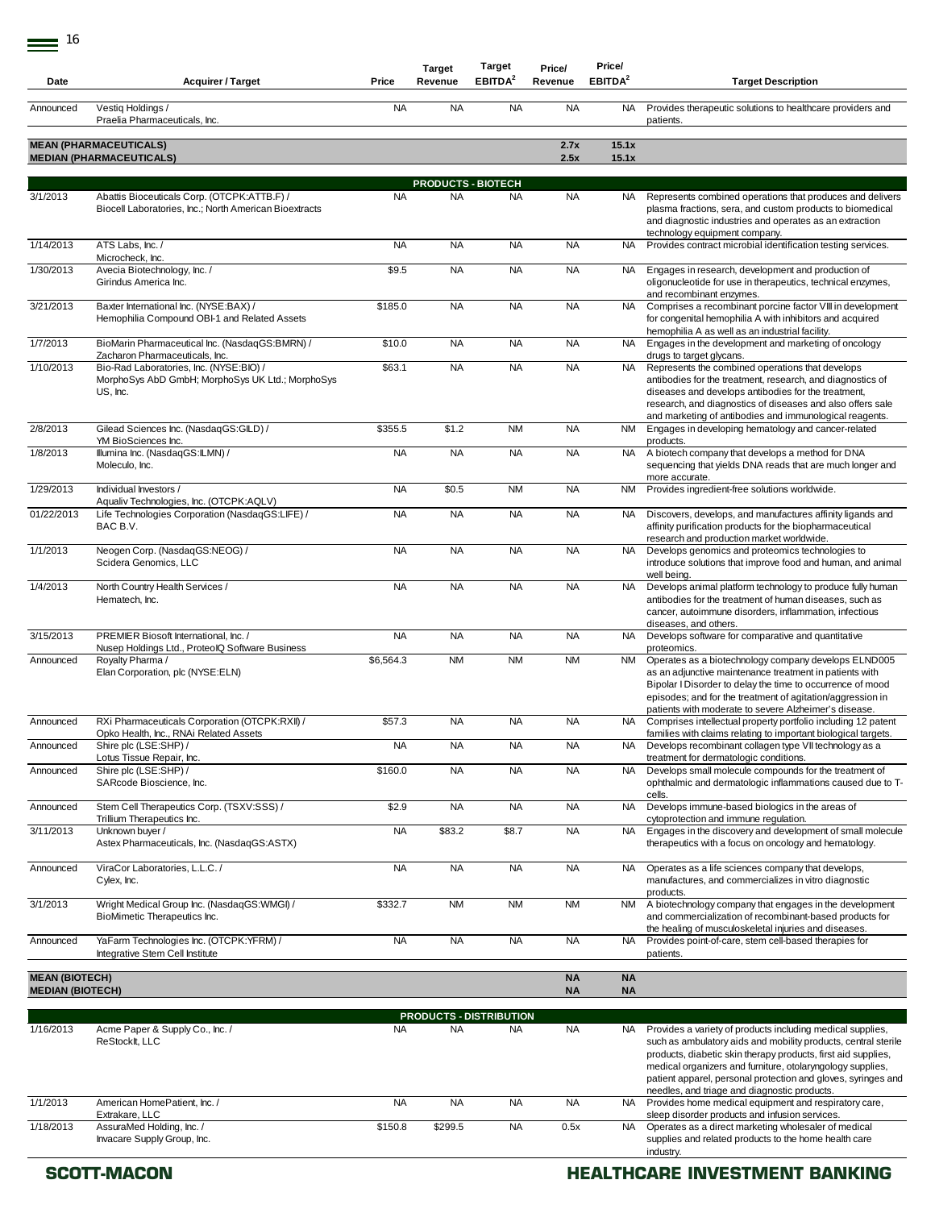| Date | Acquirer / Target | Price | Target Revenue | Target EBITDA[2] | Price/ Revenue | Price/ EBITDA[2] | Target Description |
|---|---|---|---|---|---|---|---|
| Announced | Vestiq Holdings / Praelia Pharmaceuticals, Inc. | NA | NA | NA | NA | NA | Provides therapeutic solutions to healthcare providers and patients. |
| **MEAN (PHARMACEUTICALS)** | | | | | **2.7x** | **15.1x** | |
| **MEDIAN (PHARMACEUTICALS)** | | | | | **2.5x** | **15.1x** | |
| | | | **PRODUCTS - BIOTECH** | | | | |
| 3/1/2013 | Abattis Bioceuticals Corp. (OTCPK:ATTB.F) / Biocell Laboratories, Inc.; North American Bioextracts | NA | NA | NA | NA | NA | Represents combined operations that produces and delivers plasma fractions, sera, and custom products to biomedical and diagnostic industries and operates as an extraction technology equipment company. |
| 1/14/2013 | ATS Labs, Inc. / Microcheck, Inc. | NA | NA | NA | NA | NA | Provides contract microbial identification testing services. |
| 1/30/2013 | Avecia Biotechnology, Inc. / Girindus America Inc. | $9.5 | NA | NA | NA | NA | Engages in research, development and production of oligonucleotide for use in therapeutics, technical enzymes, and recombinant enzymes. |
| 3/21/2013 | Baxter International Inc. (NYSE:BAX) / Hemophilia Compound OBI-1 and Related Assets | $185.0 | NA | NA | NA | NA | Comprises a recombinant porcine factor VIII in development for congenital hemophilia A with inhibitors and acquired hemophilia A as well as an industrial facility. |
| 1/7/2013 | BioMarin Pharmaceutical Inc. (NasdaqGS:BMRN) / Zacharon Pharmaceuticals, Inc. | $10.0 | NA | NA | NA | NA | Engages in the development and marketing of oncology drugs to target glycans. |
| 1/10/2013 | Bio-Rad Laboratories, Inc. (NYSE:BIO) / MorphoSys AbD GmbH; MorphoSys UK Ltd.; MorphoSys US, Inc. | $63.1 | NA | NA | NA | NA | Represents the combined operations that develops antibodies for the treatment, research, and diagnostics of diseases and develops antibodies for the treatment, research, and diagnostics of diseases and also offers sale and marketing of antibodies and immunological reagents. |
| 2/8/2013 | Gilead Sciences Inc. (NasdaqGS:GILD) / YM BioSciences Inc. | $355.5 | $1.2 | NM | NA | NM | Engages in developing hematology and cancer-related products. |
| 1/8/2013 | Illumina Inc. (NasdaqGS:ILMN) / Moleculo, Inc. | NA | NA | NA | NA | NA | A biotech company that develops a method for DNA sequencing that yields DNA reads that are much longer and more accurate. |
| 1/29/2013 | Individual Investors / Aqualiv Technologies, Inc. (OTCPK:AQLV) | NA | $0.5 | NM | NA | NM | Provides ingredient-free solutions worldwide. |
| 01/22/2013 | Life Technologies Corporation (NasdaqGS:LIFE) / BAC B.V. | NA | NA | NA | NA | NA | Discovers, develops, and manufactures affinity ligands and affinity purification products for the biopharmaceutical research and production market worldwide. |
| 1/1/2013 | Neogen Corp. (NasdaqGS:NEOG) / Scidera Genomics, LLC | NA | NA | NA | NA | NA | Develops genomics and proteomics technologies to introduce solutions that improve food and human, and animal well being. |
| 1/4/2013 | North Country Health Services / Hematech, Inc. | NA | NA | NA | NA | NA | Develops animal platform technology to produce fully human antibodies for the treatment of human diseases, such as cancer, autoimmune disorders, inflammation, infectious diseases, and others. |
| 3/15/2013 | PREMIER Biosoft International, Inc. / Nusep Holdings Ltd., ProteoIQ Software Business | NA | NA | NA | NA | NA | Develops software for comparative and quantitative proteomics. |
| Announced | Royalty Pharma / Elan Corporation, plc (NYSE:ELN) | $6,564.3 | NM | NM | NM | NM | Operates as a biotechnology company develops ELND005 as an adjunctive maintenance treatment in patients with Bipolar I Disorder to delay the time to occurrence of mood episodes; and for the treatment of agitation/aggression in patients with moderate to severe Alzheimer's disease. |
| Announced | RXi Pharmaceuticals Corporation (OTCPK:RXII) / Opko Health, Inc., RNAi Related Assets | $57.3 | NA | NA | NA | NA | Comprises intellectual property portfolio including 12 patent families with claims relating to important biological targets. |
| Announced | Shire plc (LSE:SHP) / Lotus Tissue Repair, Inc. | NA | NA | NA | NA | NA | Develops recombinant collagen type VII technology as a treatment for dermatologic conditions. |
| Announced | Shire plc (LSE:SHP) / SARcode Bioscience, Inc. | $160.0 | NA | NA | NA | NA | Develops small molecule compounds for the treatment of ophthalmic and dermatologic inflammations caused due to T-cells. |
| Announced | Stem Cell Therapeutics Corp. (TSXV:SSS) / Trillium Therapeutics Inc. | $2.9 | NA | NA | NA | NA | Develops immune-based biologics in the areas of cytoprotection and immune regulation. |
| 3/11/2013 | Unknown buyer / Astex Pharmaceuticals, Inc. (NasdaqGS:ASTX) | NA | $83.2 | $8.7 | NA | NA | Engages in the discovery and development of small molecule therapeutics with a focus on oncology and hematology. |
| Announced | ViraCor Laboratories, L.L.C. / Cylex, Inc. | NA | NA | NA | NA | NA | Operates as a life sciences company that develops, manufactures, and commercializes in vitro diagnostic products. |
| 3/1/2013 | Wright Medical Group Inc. (NasdaqGS:WMGI) / BioMimetic Therapeutics Inc. | $332.7 | NM | NM | NM | NM | A biotechnology company that engages in the development and commercialization of recombinant-based products for the healing of musculoskeletal injuries and diseases. |
| Announced | YaFarm Technologies Inc. (OTCPK:YFRM) / Integrative Stem Cell Institute | NA | NA | NA | NA | NA | Provides point-of-care, stem cell-based therapies for patients. |
| **MEAN (BIOTECH)** | | | | | **NA** | **NA** | |
| **MEDIAN (BIOTECH)** | | | | | **NA** | **NA** | |
| | | | **PRODUCTS - DISTRIBUTION** | | | | |
| 1/16/2013 | Acme Paper & Supply Co., Inc. / ReStockIt, LLC | NA | NA | NA | NA | NA | Provides a variety of products including medical supplies, such as ambulatory aids and mobility products, central sterile products, diabetic skin therapy products, first aid supplies, medical organizers and furniture, otolaryngology supplies, patient apparel, personal protection and gloves, syringes and needles, and triage and diagnostic products. |
| 1/1/2013 | American HomePatient, Inc. / Extrakare, LLC | NA | NA | NA | NA | NA | Provides home medical equipment and respiratory care, sleep disorder products and infusion services. |
| 1/18/2013 | AssuraMed Holding, Inc. / Invacare Supply Group, Inc. | $150.8 | $299.5 | NA | 0.5x | NA | Operates as a direct marketing wholesaler of medical supplies and related products to the home health care industry. |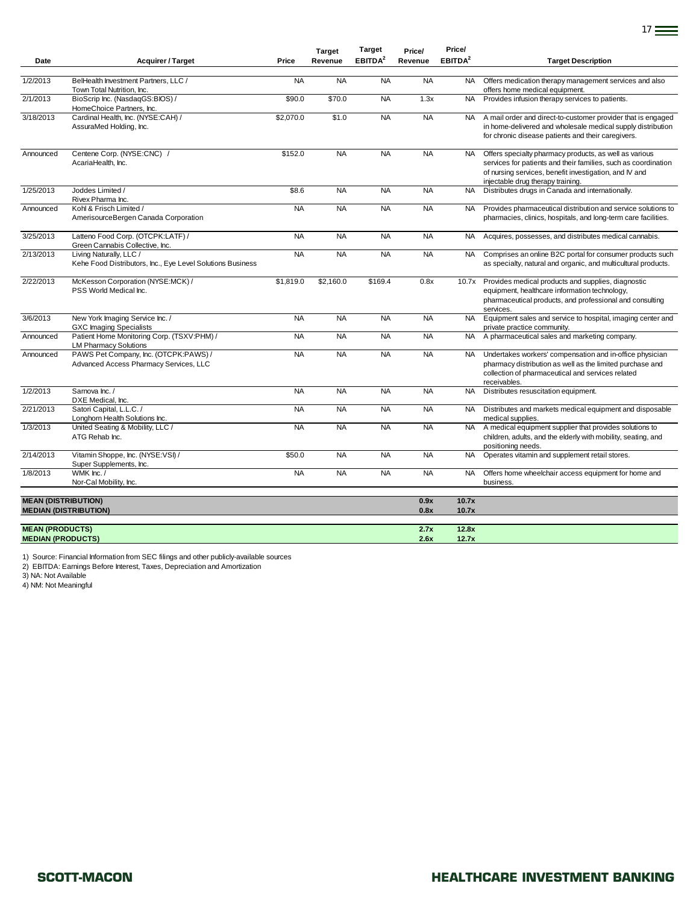| Date | Acquirer / Target | Price | Target Revenue | Target EBITDA[2] | Price/ Revenue | Price/ EBITDA[2] | Target Description |
|---|---|---|---|---|---|---|---|
| 1/2/2013 | BelHealth Investment Partners, LLC / Town Total Nutrition, Inc. | NA | NA | NA | NA | NA | Offers medication therapy management services and also offers home medical equipment. |
| 2/1/2013 | BioScrip Inc. (NasdaqGS:BIOS) / HomeChoice Partners, Inc. | $90.0 | $70.0 | NA | 1.3x | NA | Provides infusion therapy services to patients. |
| 3/18/2013 | Cardinal Health, Inc. (NYSE:CAH) / AssuraMed Holding, Inc. | $2,070.0 | $1.0 | NA | NA | NA | A mail order and direct-to-customer provider that is engaged in home-delivered and wholesale medical supply distribution for chronic disease patients and their caregivers. |
| Announced | Centene Corp. (NYSE:CNC) / AcariaHealth, Inc. | $152.0 | NA | NA | NA | NA | Offers specialty pharmacy products, as well as various services for patients and their families, such as coordination of nursing services, benefit investigation, and IV and injectable drug therapy training. |
| 1/25/2013 | Joddes Limited / Rivex Pharma Inc. | $8.6 | NA | NA | NA | NA | Distributes drugs in Canada and internationally. |
| Announced | Kohl & Frisch Limited / AmerisourceBergen Canada Corporation | NA | NA | NA | NA | NA | Provides pharmaceutical distribution and service solutions to pharmacies, clinics, hospitals, and long-term care facilities. |
| 3/25/2013 | Latteno Food Corp. (OTCPK:LATF) / Green Cannabis Collective, Inc. | NA | NA | NA | NA | NA | Acquires, possesses, and distributes medical cannabis. |
| 2/13/2013 | Living Naturally, LLC / Kehe Food Distributors, Inc., Eye Level Solutions Business | NA | NA | NA | NA | NA | Comprises an online B2C portal for consumer products such as specialty, natural and organic, and multicultural products. |
| 2/22/2013 | McKesson Corporation (NYSE:MCK) / PSS World Medical Inc. | $1,819.0 | $2,160.0 | $169.4 | 0.8x | 10.7x | Provides medical products and supplies, diagnostic equipment, healthcare information technology, pharmaceutical products, and professional and consulting services. |
| 3/6/2013 | New York Imaging Service Inc. / GXC Imaging Specialists | NA | NA | NA | NA | NA | Equipment sales and service to hospital, imaging center and private practice community. |
| Announced | Patient Home Monitoring Corp. (TSXV:PHM) / LM Pharmacy Solutions | NA | NA | NA | NA | NA | A pharmaceutical sales and marketing company. |
| Announced | PAWS Pet Company, Inc. (OTCPK:PAWS) / Advanced Access Pharmacy Services, LLC | NA | NA | NA | NA | NA | Undertakes workers' compensation and in-office physician pharmacy distribution as well as the limited purchase and collection of pharmaceutical and services related receivables. |
| 1/2/2013 | Sarnova Inc. / DXE Medical, Inc. | NA | NA | NA | NA | NA | Distributes resuscitation equipment. |
| 2/21/2013 | Satori Capital, L.L.C. / Longhorn Health Solutions Inc. | NA | NA | NA | NA | NA | Distributes and markets medical equipment and disposable medical supplies. |
| 1/3/2013 | United Seating & Mobility, LLC / ATG Rehab Inc. | NA | NA | NA | NA | NA | A medical equipment supplier that provides solutions to children, adults, and the elderly with mobility, seating, and positioning needs. |
| 2/14/2013 | Vitamin Shoppe, Inc. (NYSE:VSI) / Super Supplements, Inc. | $50.0 | NA | NA | NA | NA | Operates vitamin and supplement retail stores. |
| 1/8/2013 | WMK Inc. / Nor-Cal Mobility, Inc. | NA | NA | NA | NA | NA | Offers home wheelchair access equipment for home and business. |
| **MEAN (DISTRIBUTION)** | | | | | **0.9x** | **10.7x** | |
| **MEDIAN (DISTRIBUTION)** | | | | | **0.8x** | **10.7x** | |
| **MEAN (PRODUCTS)** | | | | | **2.7x** | **12.8x** | |
| **MEDIAN (PRODUCTS)** | | | | | **2.6x** | **12.7x** | |

1) Source: Financial Information from SEC filings and other publicly-available sources
2) EBITDA: Earnings Before Interest, Taxes, Depreciation and Amortization
3) NA: Not Available
4) NM: Not Meaningful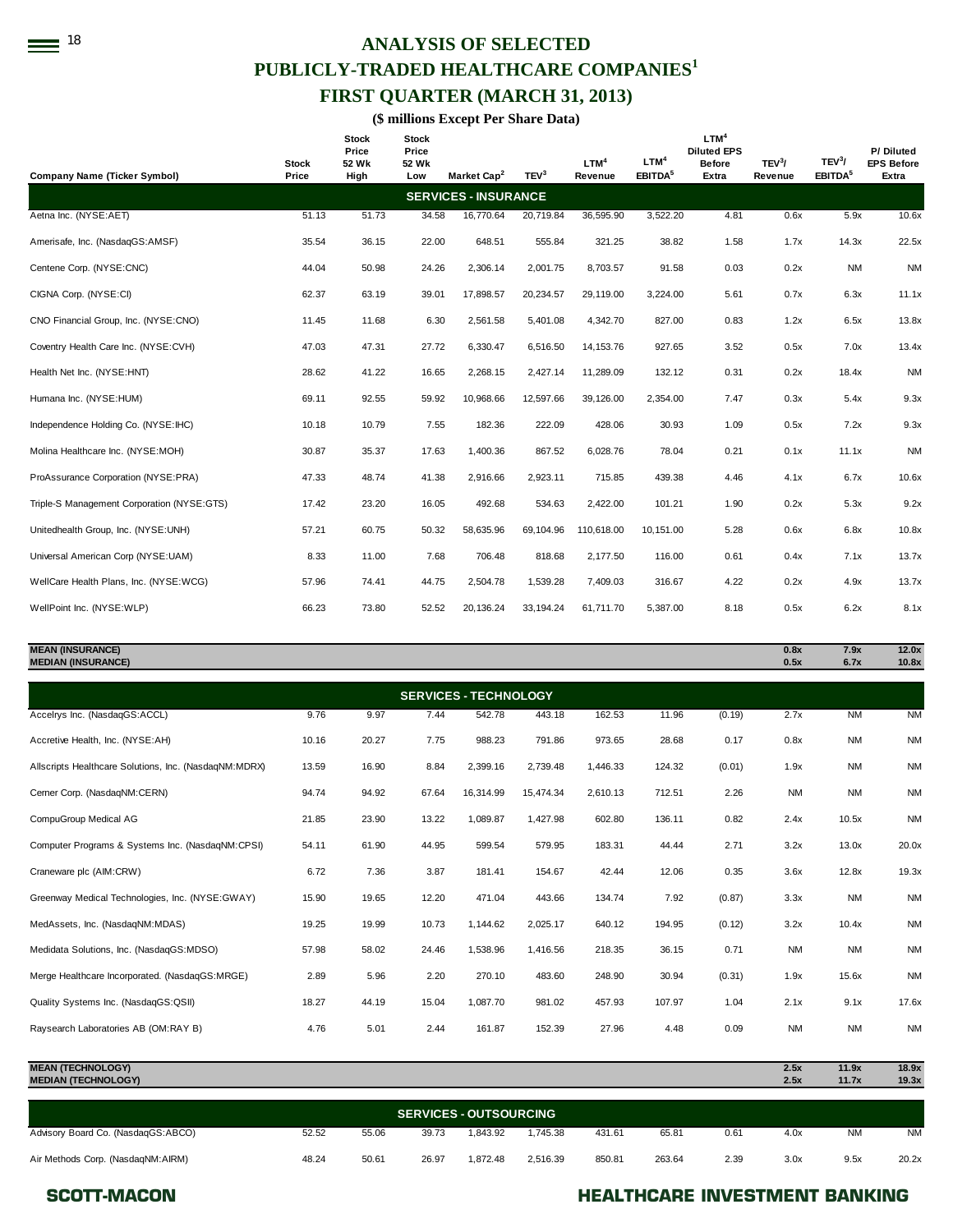# ANALYSIS OF SELECTED PUBLICLY-TRADED HEALTHCARE COMPANIES[1]

## FIRST QUARTER (MARCH 31, 2013)

**($ millions Except Per Share Data)**

| Company Name (Ticker Symbol) | Stock Price | Stock Price 52 Wk High | Stock Price 52 Wk Low | Market Cap[2] | TEV[3] | LTM[4] Revenue | LTM[4] EBITDA[5] | LTM[4] Diluted EPS Before Extra | TEV[3]/ Revenue | TEV[3]/ EBITDA[5] | P/ Diluted EPS Before Extra |
|---|---|---|---|---|---|---|---|---|---|---|---|
| **SERVICES - INSURANCE** | | | | | | | | | | | |
| Aetna Inc. (NYSE:AET) | 51.13 | 51.73 | 34.58 | 16,770.64 | 20,719.84 | 36,595.90 | 3,522.20 | 4.81 | 0.6x | 5.9x | 10.6x |
| Amerisafe, Inc. (NasdaqGS:AMSF) | 35.54 | 36.15 | 22.00 | 648.51 | 555.84 | 321.25 | 38.82 | 1.58 | 1.7x | 14.3x | 22.5x |
| Centene Corp. (NYSE:CNC) | 44.04 | 50.98 | 24.26 | 2,306.14 | 2,001.75 | 8,703.57 | 91.58 | 0.03 | 0.2x | NM | NM |
| CIGNA Corp. (NYSE:CI) | 62.37 | 63.19 | 39.01 | 17,898.57 | 20,234.57 | 29,119.00 | 3,224.00 | 5.61 | 0.7x | 6.3x | 11.1x |
| CNO Financial Group, Inc. (NYSE:CNO) | 11.45 | 11.68 | 6.30 | 2,561.58 | 5,401.08 | 4,342.70 | 827.00 | 0.83 | 1.2x | 6.5x | 13.8x |
| Coventry Health Care Inc. (NYSE:CVH) | 47.03 | 47.31 | 27.72 | 6,330.47 | 6,516.50 | 14,153.76 | 927.65 | 3.52 | 0.5x | 7.0x | 13.4x |
| Health Net Inc. (NYSE:HNT) | 28.62 | 41.22 | 16.65 | 2,268.15 | 2,427.14 | 11,289.09 | 132.12 | 0.31 | 0.2x | 18.4x | NM |
| Humana Inc. (NYSE:HUM) | 69.11 | 92.55 | 59.92 | 10,968.66 | 12,597.66 | 39,126.00 | 2,354.00 | 7.47 | 0.3x | 5.4x | 9.3x |
| Independence Holding Co. (NYSE:IHC) | 10.18 | 10.79 | 7.55 | 182.36 | 222.09 | 428.06 | 30.93 | 1.09 | 0.5x | 7.2x | 9.3x |
| Molina Healthcare Inc. (NYSE:MOH) | 30.87 | 35.37 | 17.63 | 1,400.36 | 867.52 | 6,028.76 | 78.04 | 0.21 | 0.1x | 11.1x | NM |
| ProAssurance Corporation (NYSE:PRA) | 47.33 | 48.74 | 41.38 | 2,916.66 | 2,923.11 | 715.85 | 439.38 | 4.46 | 4.1x | 6.7x | 10.6x |
| Triple-S Management Corporation (NYSE:GTS) | 17.42 | 23.20 | 16.05 | 492.68 | 534.63 | 2,422.00 | 101.21 | 1.90 | 0.2x | 5.3x | 9.2x |
| Unitedhealth Group, Inc. (NYSE:UNH) | 57.21 | 60.75 | 50.32 | 58,635.96 | 69,104.96 | 110,618.00 | 10,151.00 | 5.28 | 0.6x | 6.8x | 10.8x |
| Universal American Corp (NYSE:UAM) | 8.33 | 11.00 | 7.68 | 706.48 | 818.68 | 2,177.50 | 116.00 | 0.61 | 0.4x | 7.1x | 13.7x |
| WellCare Health Plans, Inc. (NYSE:WCG) | 57.96 | 74.41 | 44.75 | 2,504.78 | 1,539.28 | 7,409.03 | 316.67 | 4.22 | 0.2x | 4.9x | 13.7x |
| WellPoint Inc. (NYSE:WLP) | 66.23 | 73.80 | 52.52 | 20,136.24 | 33,194.24 | 61,711.70 | 5,387.00 | 8.18 | 0.5x | 6.2x | 8.1x |
| **MEAN (INSURANCE)** | | | | | | | | | **0.8x** | **7.9x** | **12.0x** |
| **MEDIAN (INSURANCE)** | | | | | | | | | **0.5x** | **6.7x** | **10.8x** |
| **SERVICES - TECHNOLOGY** | | | | | | | | | | | |
| Accelrys Inc. (NasdaqGS:ACCL) | 9.76 | 9.97 | 7.44 | 542.78 | 443.18 | 162.53 | 11.96 | (0.19) | 2.7x | NM | NM |
| Accretive Health, Inc. (NYSE:AH) | 10.16 | 20.27 | 7.75 | 988.23 | 791.86 | 973.65 | 28.68 | 0.17 | 0.8x | NM | NM |
| Allscripts Healthcare Solutions, Inc. (NasdaqNM:MDRX) | 13.59 | 16.90 | 8.84 | 2,399.16 | 2,739.48 | 1,446.33 | 124.32 | (0.01) | 1.9x | NM | NM |
| Cerner Corp. (NasdaqNM:CERN) | 94.74 | 94.92 | 67.64 | 16,314.99 | 15,474.34 | 2,610.13 | 712.51 | 2.26 | NM | NM | NM |
| CompuGroup Medical AG | 21.85 | 23.90 | 13.22 | 1,089.87 | 1,427.98 | 602.80 | 136.11 | 0.82 | 2.4x | 10.5x | NM |
| Computer Programs & Systems Inc. (NasdaqNM:CPSI) | 54.11 | 61.90 | 44.95 | 599.54 | 579.95 | 183.31 | 44.44 | 2.71 | 3.2x | 13.0x | 20.0x |
| Craneware plc (AIM:CRW) | 6.72 | 7.36 | 3.87 | 181.41 | 154.67 | 42.44 | 12.06 | 0.35 | 3.6x | 12.8x | 19.3x |
| Greenway Medical Technologies, Inc. (NYSE:GWAY) | 15.90 | 19.65 | 12.20 | 471.04 | 443.66 | 134.74 | 7.92 | (0.87) | 3.3x | NM | NM |
| MedAssets, Inc. (NasdaqNM:MDAS) | 19.25 | 19.99 | 10.73 | 1,144.62 | 2,025.17 | 640.12 | 194.95 | (0.12) | 3.2x | 10.4x | NM |
| Medidata Solutions, Inc. (NasdaqGS:MDSO) | 57.98 | 58.02 | 24.46 | 1,538.96 | 1,416.56 | 218.35 | 36.15 | 0.71 | NM | NM | NM |
| Merge Healthcare Incorporated. (NasdaqGS:MRGE) | 2.89 | 5.96 | 2.20 | 270.10 | 483.60 | 248.90 | 30.94 | (0.31) | 1.9x | 15.6x | NM |
| Quality Systems Inc. (NasdaqGS:QSII) | 18.27 | 44.19 | 15.04 | 1,087.70 | 981.02 | 457.93 | 107.97 | 1.04 | 2.1x | 9.1x | 17.6x |
| Raysearch Laboratories AB (OM:RAY B) | 4.76 | 5.01 | 2.44 | 161.87 | 152.39 | 27.96 | 4.48 | 0.09 | NM | NM | NM |
| **MEAN (TECHNOLOGY)** | | | | | | | | | **2.5x** | **11.9x** | **18.9x** |
| **MEDIAN (TECHNOLOGY)** | | | | | | | | | **2.5x** | **11.7x** | **19.3x** |
| **SERVICES - OUTSOURCING** | | | | | | | | | | | |
| Advisory Board Co. (NasdaqGS:ABCO) | 52.52 | 55.06 | 39.73 | 1,843.92 | 1,745.38 | 431.61 | 65.81 | 0.61 | 4.0x | NM | NM |
| Air Methods Corp. (NasdaqNM:AIRM) | 48.24 | 50.61 | 26.97 | 1,872.48 | 2,516.39 | 850.81 | 263.64 | 2.39 | 3.0x | 9.5x | 20.2x |

**SCOTT-MACON** | **HEALTHCARE INVESTMENT BANKING**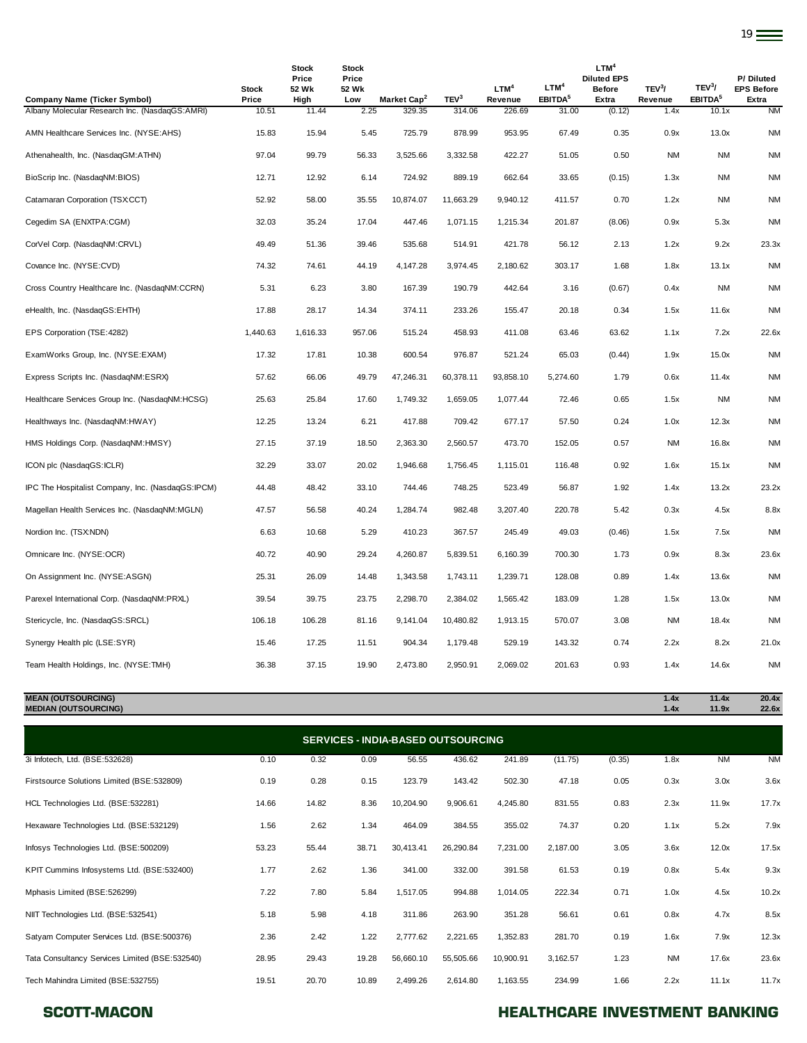| Company Name (Ticker Symbol) | Stock Price | Stock Price 52 Wk High | Stock Price 52 Wk Low | Market Cap[2] | TEV[3] | LTM[4] Revenue | LTM[4] EBITDA[5] | LTM[4] Diluted EPS Before Extra | TEV[3]/ Revenue | TEV[3]/ EBITDA[5] | P/ Diluted EPS Before Extra |
|---|---|---|---|---|---|---|---|---|---|---|---|
| Albany Molecular Research Inc. (NasdaqGS:AMRI) | 10.51 | 11.44 | 2.25 | 329.35 | 314.06 | 226.69 | 31.00 | (0.12) | 1.4x | 10.1x | NM |
| AMN Healthcare Services Inc. (NYSE:AHS) | 15.83 | 15.94 | 5.45 | 725.79 | 878.99 | 953.95 | 67.49 | 0.35 | 0.9x | 13.0x | NM |
| Athenahealth, Inc. (NasdaqGM:ATHN) | 97.04 | 99.79 | 56.33 | 3,525.66 | 3,332.58 | 422.27 | 51.05 | 0.50 | NM | NM | NM |
| BioScrip Inc. (NasdaqNM:BIOS) | 12.71 | 12.92 | 6.14 | 724.92 | 889.19 | 662.64 | 33.65 | (0.15) | 1.3x | NM | NM |
| Catamaran Corporation (TSX:CCT) | 52.92 | 58.00 | 35.55 | 10,874.07 | 11,663.29 | 9,940.12 | 411.57 | 0.70 | 1.2x | NM | NM |
| Cegedim SA (ENXTPA:CGM) | 32.03 | 35.24 | 17.04 | 447.46 | 1,071.15 | 1,215.34 | 201.87 | (8.06) | 0.9x | 5.3x | NM |
| CorVel Corp. (NasdaqNM:CRVL) | 49.49 | 51.36 | 39.46 | 535.68 | 514.91 | 421.78 | 56.12 | 2.13 | 1.2x | 9.2x | 23.3x |
| Covance Inc. (NYSE:CVD) | 74.32 | 74.61 | 44.19 | 4,147.28 | 3,974.45 | 2,180.62 | 303.17 | 1.68 | 1.8x | 13.1x | NM |
| Cross Country Healthcare Inc. (NasdaqNM:CCRN) | 5.31 | 6.23 | 3.80 | 167.39 | 190.79 | 442.64 | 3.16 | (0.67) | 0.4x | NM | NM |
| eHealth, Inc. (NasdaqGS:EHTH) | 17.88 | 28.17 | 14.34 | 374.11 | 233.26 | 155.47 | 20.18 | 0.34 | 1.5x | 11.6x | NM |
| EPS Corporation (TSE:4282) | 1,440.63 | 1,616.33 | 957.06 | 515.24 | 458.93 | 411.08 | 63.46 | 63.62 | 1.1x | 7.2x | 22.6x |
| ExamWorks Group, Inc. (NYSE:EXAM) | 17.32 | 17.81 | 10.38 | 600.54 | 976.87 | 521.24 | 65.03 | (0.44) | 1.9x | 15.0x | NM |
| Express Scripts Inc. (NasdaqNM:ESRX) | 57.62 | 66.06 | 49.79 | 47,246.31 | 60,378.11 | 93,858.10 | 5,274.60 | 1.79 | 0.6x | 11.4x | NM |
| Healthcare Services Group Inc. (NasdaqNM:HCSG) | 25.63 | 25.84 | 17.60 | 1,749.32 | 1,659.05 | 1,077.44 | 72.46 | 0.65 | 1.5x | NM | NM |
| Healthways Inc. (NasdaqNM:HWAY) | 12.25 | 13.24 | 6.21 | 417.88 | 709.42 | 677.17 | 57.50 | 0.24 | 1.0x | 12.3x | NM |
| HMS Holdings Corp. (NasdaqNM:HMSY) | 27.15 | 37.19 | 18.50 | 2,363.30 | 2,560.57 | 473.70 | 152.05 | 0.57 | NM | 16.8x | NM |
| ICON plc (NasdaqGS:ICLR) | 32.29 | 33.07 | 20.02 | 1,946.68 | 1,756.45 | 1,115.01 | 116.48 | 0.92 | 1.6x | 15.1x | NM |
| IPC The Hospitalist Company, Inc. (NasdaqGS:IPCM) | 44.48 | 48.42 | 33.10 | 744.46 | 748.25 | 523.49 | 56.87 | 1.92 | 1.4x | 13.2x | 23.2x |
| Magellan Health Services Inc. (NasdaqNM:MGLN) | 47.57 | 56.58 | 40.24 | 1,284.74 | 982.48 | 3,207.40 | 220.78 | 5.42 | 0.3x | 4.5x | 8.8x |
| Nordion Inc. (TSX:NDN) | 6.63 | 10.68 | 5.29 | 410.23 | 367.57 | 245.49 | 49.03 | (0.46) | 1.5x | 7.5x | NM |
| Omnicare Inc. (NYSE:OCR) | 40.72 | 40.90 | 29.24 | 4,260.87 | 5,839.51 | 6,160.39 | 700.30 | 1.73 | 0.9x | 8.3x | 23.6x |
| On Assignment Inc. (NYSE:ASGN) | 25.31 | 26.09 | 14.48 | 1,343.58 | 1,743.11 | 1,239.71 | 128.08 | 0.89 | 1.4x | 13.6x | NM |
| Parexel International Corp. (NasdaqNM:PRXL) | 39.54 | 39.75 | 23.75 | 2,298.70 | 2,384.02 | 1,565.42 | 183.09 | 1.28 | 1.5x | 13.0x | NM |
| Stericycle, Inc. (NasdaqGS:SRCL) | 106.18 | 106.28 | 81.16 | 9,141.04 | 10,480.82 | 1,913.15 | 570.07 | 3.08 | NM | 18.4x | NM |
| Synergy Health plc (LSE:SYR) | 15.46 | 17.25 | 11.51 | 904.34 | 1,179.48 | 529.19 | 143.32 | 0.74 | 2.2x | 8.2x | 21.0x |
| Team Health Holdings, Inc. (NYSE:TMH) | 36.38 | 37.15 | 19.90 | 2,473.80 | 2,950.91 | 2,069.02 | 201.63 | 0.93 | 1.4x | 14.6x | NM |
| **MEAN (OUTSOURCING)** | | | | | | | | | **1.4x** | **11.4x** | **20.4x** |
| **MEDIAN (OUTSOURCING)** | | | | | | | | | **1.4x** | **11.9x** | **22.6x** |
| **SERVICES - INDIA-BASED OUTSOURCING** | | | | | | | | | | | |
| 3i Infotech, Ltd. (BSE:532628) | 0.10 | 0.32 | 0.09 | 56.55 | 436.62 | 241.89 | (11.75) | (0.35) | 1.8x | NM | NM |
| Firstsource Solutions Limited (BSE:532809) | 0.19 | 0.28 | 0.15 | 123.79 | 143.42 | 502.30 | 47.18 | 0.05 | 0.3x | 3.0x | 3.6x |
| HCL Technologies Ltd. (BSE:532281) | 14.66 | 14.82 | 8.36 | 10,204.90 | 9,906.61 | 4,245.80 | 831.55 | 0.83 | 2.3x | 11.9x | 17.7x |
| Hexaware Technologies Ltd. (BSE:532129) | 1.56 | 2.62 | 1.34 | 464.09 | 384.55 | 355.02 | 74.37 | 0.20 | 1.1x | 5.2x | 7.9x |
| Infosys Technologies Ltd. (BSE:500209) | 53.23 | 55.44 | 38.71 | 30,413.41 | 26,290.84 | 7,231.00 | 2,187.00 | 3.05 | 3.6x | 12.0x | 17.5x |
| KPIT Cummins Infosystems Ltd. (BSE:532400) | 1.77 | 2.62 | 1.36 | 341.00 | 332.00 | 391.58 | 61.53 | 0.19 | 0.8x | 5.4x | 9.3x |
| Mphasis Limited (BSE:526299) | 7.22 | 7.80 | 5.84 | 1,517.05 | 994.88 | 1,014.05 | 222.34 | 0.71 | 1.0x | 4.5x | 10.2x |
| NIIT Technologies Ltd. (BSE:532541) | 5.18 | 5.98 | 4.18 | 311.86 | 263.90 | 351.28 | 56.61 | 0.61 | 0.8x | 4.7x | 8.5x |
| Satyam Computer Services Ltd. (BSE:500376) | 2.36 | 2.42 | 1.22 | 2,777.62 | 2,221.65 | 1,352.83 | 281.70 | 0.19 | 1.6x | 7.9x | 12.3x |
| Tata Consultancy Services Limited (BSE:532540) | 28.95 | 29.43 | 19.28 | 56,660.10 | 55,505.66 | 10,900.91 | 3,162.57 | 1.23 | NM | 17.6x | 23.6x |
| Tech Mahindra Limited (BSE:532755) | 19.51 | 20.70 | 10.89 | 2,499.26 | 2,614.80 | 1,163.55 | 234.99 | 1.66 | 2.2x | 11.1x | 11.7x |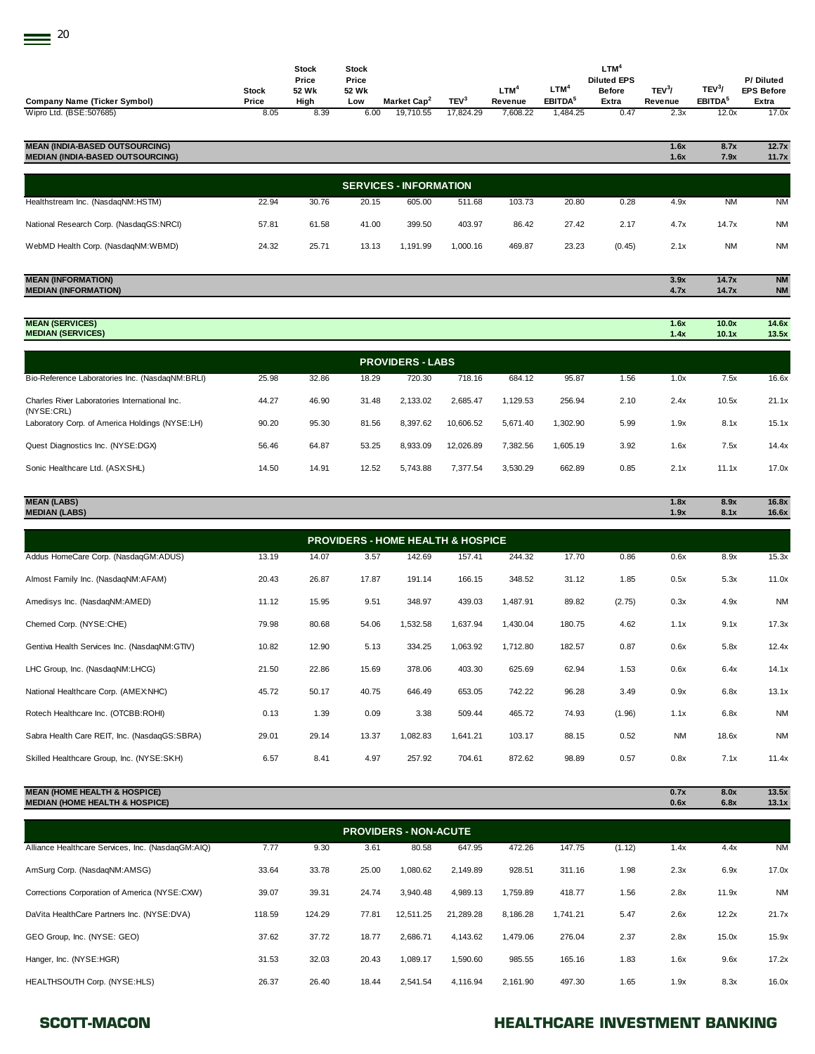| Company Name (Ticker Symbol) | Stock Price | Stock Price 52 Wk High | Stock Price 52 Wk Low | Market Cap[2] | TEV[3] | LTM[4] Revenue | LTM[4] EBITDA[5] | LTM[4] Diluted EPS Before Extra | TEV[3]/ Revenue | TEV[3]/ EBITDA[5] | P/ Diluted EPS Before Extra |
|---|---|---|---|---|---|---|---|---|---|---|---|
| Wipro Ltd. (BSE:507685) | 8.05 | 8.39 | 6.00 | 19,710.55 | 17,824.29 | 7,608.22 | 1,484.25 | 0.47 | 2.3x | 12.0x | 17.0x |
| **MEAN (INDIA-BASED OUTSOURCING)** | | | | | | | | | **1.6x** | **8.7x** | **12.7x** |
| **MEDIAN (INDIA-BASED OUTSOURCING)** | | | | | | | | | **1.6x** | **7.9x** | **11.7x** |
| **SERVICES - INFORMATION** | | | | | | | | | | | |
| Healthstream Inc. (NasdaqNM:HSTM) | 22.94 | 30.76 | 20.15 | 605.00 | 511.68 | 103.73 | 20.80 | 0.28 | 4.9x | NM | NM |
| National Research Corp. (NasdaqGS:NRCI) | 57.81 | 61.58 | 41.00 | 399.50 | 403.97 | 86.42 | 27.42 | 2.17 | 4.7x | 14.7x | NM |
| WebMD Health Corp. (NasdaqNM:WBMD) | 24.32 | 25.71 | 13.13 | 1,191.99 | 1,000.16 | 469.87 | 23.23 | (0.45) | 2.1x | NM | NM |
| **MEAN (INFORMATION)** | | | | | | | | | **3.9x** | **14.7x** | **NM** |
| **MEDIAN (INFORMATION)** | | | | | | | | | **4.7x** | **14.7x** | **NM** |
| **MEAN (SERVICES)** | | | | | | | | | **1.6x** | **10.0x** | **14.6x** |
| **MEDIAN (SERVICES)** | | | | | | | | | **1.4x** | **10.1x** | **13.5x** |
| **PROVIDERS - LABS** | | | | | | | | | | | |
| Bio-Reference Laboratories Inc. (NasdaqNM:BRLI) | 25.98 | 32.86 | 18.29 | 720.30 | 718.16 | 684.12 | 95.87 | 1.56 | 1.0x | 7.5x | 16.6x |
| Charles River Laboratories International Inc. (NYSE:CRL) | 44.27 | 46.90 | 31.48 | 2,133.02 | 2,685.47 | 1,129.53 | 256.94 | 2.10 | 2.4x | 10.5x | 21.1x |
| Laboratory Corp. of America Holdings (NYSE:LH) | 90.20 | 95.30 | 81.56 | 8,397.62 | 10,606.52 | 5,671.40 | 1,302.90 | 5.99 | 1.9x | 8.1x | 15.1x |
| Quest Diagnostics Inc. (NYSE:DGX) | 56.46 | 64.87 | 53.25 | 8,933.09 | 12,026.89 | 7,382.56 | 1,605.19 | 3.92 | 1.6x | 7.5x | 14.4x |
| Sonic Healthcare Ltd. (ASX:SHL) | 14.50 | 14.91 | 12.52 | 5,743.88 | 7,377.54 | 3,530.29 | 662.89 | 0.85 | 2.1x | 11.1x | 17.0x |
| **MEAN (LABS)** | | | | | | | | | **1.8x** | **8.9x** | **16.8x** |
| **MEDIAN (LABS)** | | | | | | | | | **1.9x** | **8.1x** | **16.6x** |
| **PROVIDERS - HOME HEALTH & HOSPICE** | | | | | | | | | | | |
| Addus HomeCare Corp. (NasdaqGM:ADUS) | 13.19 | 14.07 | 3.57 | 142.69 | 157.41 | 244.32 | 17.70 | 0.86 | 0.6x | 8.9x | 15.3x |
| Almost Family Inc. (NasdaqNM:AFAM) | 20.43 | 26.87 | 17.87 | 191.14 | 166.15 | 348.52 | 31.12 | 1.85 | 0.5x | 5.3x | 11.0x |
| Amedisys Inc. (NasdaqNM:AMED) | 11.12 | 15.95 | 9.51 | 348.97 | 439.03 | 1,487.91 | 89.82 | (2.75) | 0.3x | 4.9x | NM |
| Chemed Corp. (NYSE:CHE) | 79.98 | 80.68 | 54.06 | 1,532.58 | 1,637.94 | 1,430.04 | 180.75 | 4.62 | 1.1x | 9.1x | 17.3x |
| Gentiva Health Services Inc. (NasdaqNM:GTIV) | 10.82 | 12.90 | 5.13 | 334.25 | 1,063.92 | 1,712.80 | 182.57 | 0.87 | 0.6x | 5.8x | 12.4x |
| LHC Group, Inc. (NasdaqNM:LHCG) | 21.50 | 22.86 | 15.69 | 378.06 | 403.30 | 625.69 | 62.94 | 1.53 | 0.6x | 6.4x | 14.1x |
| National Healthcare Corp. (AMEX:NHC) | 45.72 | 50.17 | 40.75 | 646.49 | 653.05 | 742.22 | 96.28 | 3.49 | 0.9x | 6.8x | 13.1x |
| Rotech Healthcare Inc. (OTCBB:ROHI) | 0.13 | 1.39 | 0.09 | 3.38 | 509.44 | 465.72 | 74.93 | (1.96) | 1.1x | 6.8x | NM |
| Sabra Health Care REIT, Inc. (NasdaqGS:SBRA) | 29.01 | 29.14 | 13.37 | 1,082.83 | 1,641.21 | 103.17 | 88.15 | 0.52 | NM | 18.6x | NM |
| Skilled Healthcare Group, Inc. (NYSE:SKH) | 6.57 | 8.41 | 4.97 | 257.92 | 704.61 | 872.62 | 98.89 | 0.57 | 0.8x | 7.1x | 11.4x |
| **MEAN (HOME HEALTH & HOSPICE)** | | | | | | | | | **0.7x** | **8.0x** | **13.5x** |
| **MEDIAN (HOME HEALTH & HOSPICE)** | | | | | | | | | **0.6x** | **6.8x** | **13.1x** |
| **PROVIDERS - NON-ACUTE** | | | | | | | | | | | |
| Alliance Healthcare Services, Inc. (NasdaqGM:AIQ) | 7.77 | 9.30 | 3.61 | 80.58 | 647.95 | 472.26 | 147.75 | (1.12) | 1.4x | 4.4x | NM |
| AmSurg Corp. (NasdaqNM:AMSG) | 33.64 | 33.78 | 25.00 | 1,080.62 | 2,149.89 | 928.51 | 311.16 | 1.98 | 2.3x | 6.9x | 17.0x |
| Corrections Corporation of America (NYSE:CXW) | 39.07 | 39.31 | 24.74 | 3,940.48 | 4,989.13 | 1,759.89 | 418.77 | 1.56 | 2.8x | 11.9x | NM |
| DaVita HealthCare Partners Inc. (NYSE:DVA) | 118.59 | 124.29 | 77.81 | 12,511.25 | 21,289.28 | 8,186.28 | 1,741.21 | 5.47 | 2.6x | 12.2x | 21.7x |
| GEO Group, Inc. (NYSE: GEO) | 37.62 | 37.72 | 18.77 | 2,686.71 | 4,143.62 | 1,479.06 | 276.04 | 2.37 | 2.8x | 15.0x | 15.9x |
| Hanger, Inc. (NYSE:HGR) | 31.53 | 32.03 | 20.43 | 1,089.17 | 1,590.60 | 985.55 | 165.16 | 1.83 | 1.6x | 9.6x | 17.2x |
| HEALTHSOUTH Corp. (NYSE:HLS) | 26.37 | 26.40 | 18.44 | 2,541.54 | 4,116.94 | 2,161.90 | 497.30 | 1.65 | 1.9x | 8.3x | 16.0x |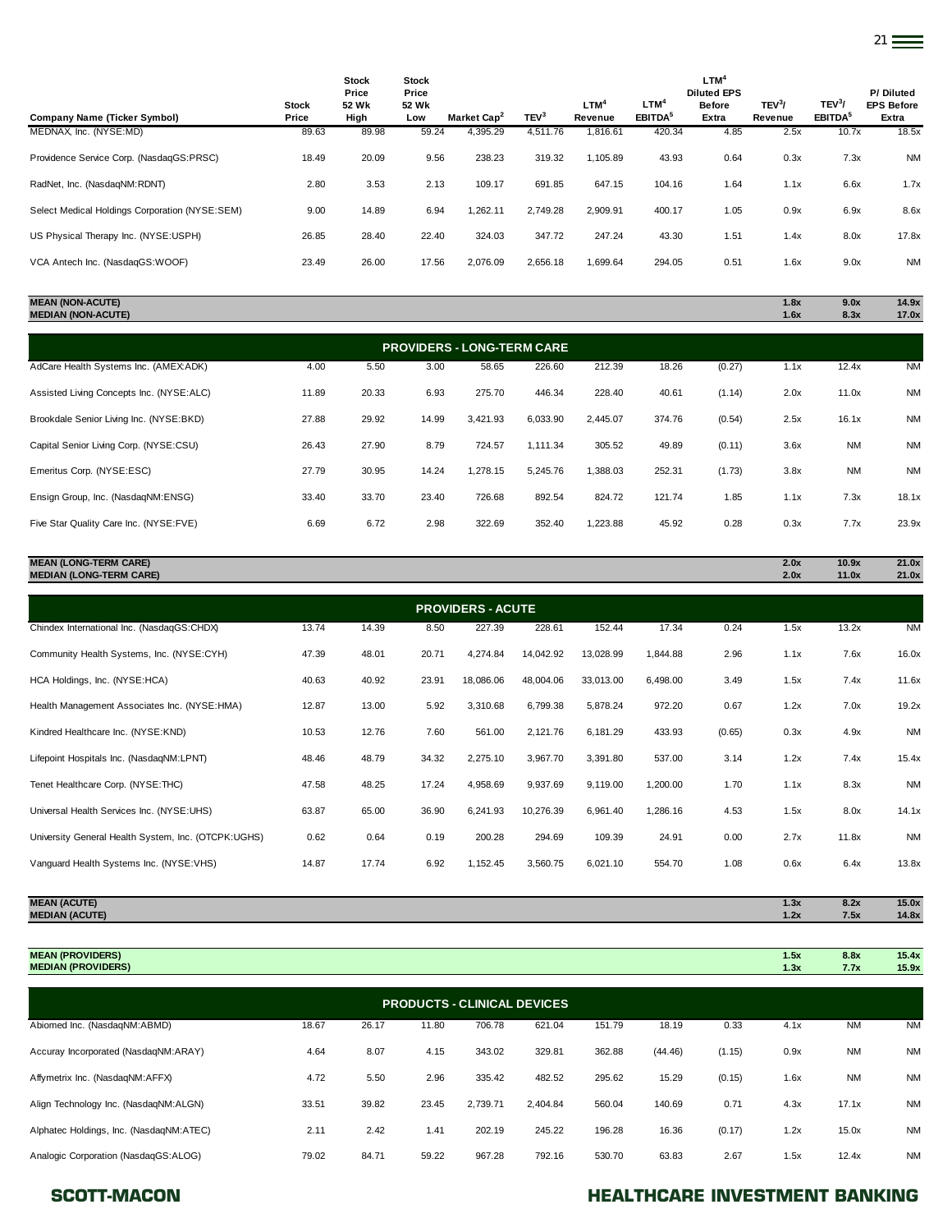| Company Name (Ticker Symbol) | Stock Price | Stock Price 52 Wk High | Stock Price 52 Wk Low | Market Cap[2] | TEV[3] | LTM[4] Revenue | LTM[4] EBITDA[5] | LTM[4] Diluted EPS Before Extra | TEV[3]/ Revenue | TEV[3]/ EBITDA[5] | P/ Diluted EPS Before Extra |
|---|---|---|---|---|---|---|---|---|---|---|---|
| MEDNAX, Inc. (NYSE:MD) | 89.63 | 89.98 | 59.24 | 4,395.29 | 4,511.76 | 1,816.61 | 420.34 | 4.85 | 2.5x | 10.7x | 18.5x |
| Providence Service Corp. (NasdaqGS:PRSC) | 18.49 | 20.09 | 9.56 | 238.23 | 319.32 | 1,105.89 | 43.93 | 0.64 | 0.3x | 7.3x | NM |
| RadNet, Inc. (NasdaqNM:RDNT) | 2.80 | 3.53 | 2.13 | 109.17 | 691.85 | 647.15 | 104.16 | 1.64 | 1.1x | 6.6x | 1.7x |
| Select Medical Holdings Corporation (NYSE:SEM) | 9.00 | 14.89 | 6.94 | 1,262.11 | 2,749.28 | 2,909.91 | 400.17 | 1.05 | 0.9x | 6.9x | 8.6x |
| US Physical Therapy Inc. (NYSE:USPH) | 26.85 | 28.40 | 22.40 | 324.03 | 347.72 | 247.24 | 43.30 | 1.51 | 1.4x | 8.0x | 17.8x |
| VCA Antech Inc. (NasdaqGS:WOOF) | 23.49 | 26.00 | 17.56 | 2,076.09 | 2,656.18 | 1,699.64 | 294.05 | 0.51 | 1.6x | 9.0x | NM |
| **MEAN (NON-ACUTE)** | | | | | | | | | **1.8x** | **9.0x** | **14.9x** |
| **MEDIAN (NON-ACUTE)** | | | | | | | | | **1.6x** | **8.3x** | **17.0x** |
| **PROVIDERS - LONG-TERM CARE** | | | | | | | | | | | |
| AdCare Health Systems Inc. (AMEX:ADK) | 4.00 | 5.50 | 3.00 | 58.65 | 226.60 | 212.39 | 18.26 | (0.27) | 1.1x | 12.4x | NM |
| Assisted Living Concepts Inc. (NYSE:ALC) | 11.89 | 20.33 | 6.93 | 275.70 | 446.34 | 228.40 | 40.61 | (1.14) | 2.0x | 11.0x | NM |
| Brookdale Senior Living Inc. (NYSE:BKD) | 27.88 | 29.92 | 14.99 | 3,421.93 | 6,033.90 | 2,445.07 | 374.76 | (0.54) | 2.5x | 16.1x | NM |
| Capital Senior Living Corp. (NYSE:CSU) | 26.43 | 27.90 | 8.79 | 724.57 | 1,111.34 | 305.52 | 49.89 | (0.11) | 3.6x | NM | NM |
| Emeritus Corp. (NYSE:ESC) | 27.79 | 30.95 | 14.24 | 1,278.15 | 5,245.76 | 1,388.03 | 252.31 | (1.73) | 3.8x | NM | NM |
| Ensign Group, Inc. (NasdaqNM:ENSG) | 33.40 | 33.70 | 23.40 | 726.68 | 892.54 | 824.72 | 121.74 | 1.85 | 1.1x | 7.3x | 18.1x |
| Five Star Quality Care Inc. (NYSE:FVE) | 6.69 | 6.72 | 2.98 | 322.69 | 352.40 | 1,223.88 | 45.92 | 0.28 | 0.3x | 7.7x | 23.9x |
| **MEAN (LONG-TERM CARE)** | | | | | | | | | **2.0x** | **10.9x** | **21.0x** |
| **MEDIAN (LONG-TERM CARE)** | | | | | | | | | **2.0x** | **11.0x** | **21.0x** |
| **PROVIDERS - ACUTE** | | | | | | | | | | | |
| Chindex International Inc. (NasdaqGS:CHDX) | 13.74 | 14.39 | 8.50 | 227.39 | 228.61 | 152.44 | 17.34 | 0.24 | 1.5x | 13.2x | NM |
| Community Health Systems, Inc. (NYSE:CYH) | 47.39 | 48.01 | 20.71 | 4,274.84 | 14,042.92 | 13,028.99 | 1,844.88 | 2.96 | 1.1x | 7.6x | 16.0x |
| HCA Holdings, Inc. (NYSE:HCA) | 40.63 | 40.92 | 23.91 | 18,086.06 | 48,004.06 | 33,013.00 | 6,498.00 | 3.49 | 1.5x | 7.4x | 11.6x |
| Health Management Associates Inc. (NYSE:HMA) | 12.87 | 13.00 | 5.92 | 3,310.68 | 6,799.38 | 5,878.24 | 972.20 | 0.67 | 1.2x | 7.0x | 19.2x |
| Kindred Healthcare Inc. (NYSE:KND) | 10.53 | 12.76 | 7.60 | 561.00 | 2,121.76 | 6,181.29 | 433.93 | (0.65) | 0.3x | 4.9x | NM |
| Lifepoint Hospitals Inc. (NasdaqNM:LPNT) | 48.46 | 48.79 | 34.32 | 2,275.10 | 3,967.70 | 3,391.80 | 537.00 | 3.14 | 1.2x | 7.4x | 15.4x |
| Tenet Healthcare Corp. (NYSE:THC) | 47.58 | 48.25 | 17.24 | 4,958.69 | 9,937.69 | 9,119.00 | 1,200.00 | 1.70 | 1.1x | 8.3x | NM |
| Universal Health Services Inc. (NYSE:UHS) | 63.87 | 65.00 | 36.90 | 6,241.93 | 10,276.39 | 6,961.40 | 1,286.16 | 4.53 | 1.5x | 8.0x | 14.1x |
| University General Health System, Inc. (OTCPK:UGHS) | 0.62 | 0.64 | 0.19 | 200.28 | 294.69 | 109.39 | 24.91 | 0.00 | 2.7x | 11.8x | NM |
| Vanguard Health Systems Inc. (NYSE:VHS) | 14.87 | 17.74 | 6.92 | 1,152.45 | 3,560.75 | 6,021.10 | 554.70 | 1.08 | 0.6x | 6.4x | 13.8x |
| **MEAN (ACUTE)** | | | | | | | | | **1.3x** | **8.2x** | **15.0x** |
| **MEDIAN (ACUTE)** | | | | | | | | | **1.2x** | **7.5x** | **14.8x** |
| **MEAN (PROVIDERS)** | | | | | | | | | **1.5x** | **8.8x** | **15.4x** |
| **MEDIAN (PROVIDERS)** | | | | | | | | | **1.3x** | **7.7x** | **15.9x** |
| **PRODUCTS - CLINICAL DEVICES** | | | | | | | | | | | |
| Abiomed Inc. (NasdaqNM:ABMD) | 18.67 | 26.17 | 11.80 | 706.78 | 621.04 | 151.79 | 18.19 | 0.33 | 4.1x | NM | NM |
| Accuray Incorporated (NasdaqNM:ARAY) | 4.64 | 8.07 | 4.15 | 343.02 | 329.81 | 362.88 | (44.46) | (1.15) | 0.9x | NM | NM |
| Affymetrix Inc. (NasdaqNM:AFFX) | 4.72 | 5.50 | 2.96 | 335.42 | 482.52 | 295.62 | 15.29 | (0.15) | 1.6x | NM | NM |
| Align Technology Inc. (NasdaqNM:ALGN) | 33.51 | 39.82 | 23.45 | 2,739.71 | 2,404.84 | 560.04 | 140.69 | 0.71 | 4.3x | 17.1x | NM |
| Alphatec Holdings, Inc. (NasdaqNM:ATEC) | 2.11 | 2.42 | 1.41 | 202.19 | 245.22 | 196.28 | 16.36 | (0.17) | 1.2x | 15.0x | NM |
| Analogic Corporation (NasdaqGS:ALOG) | 79.02 | 84.71 | 59.22 | 967.28 | 792.16 | 530.70 | 63.83 | 2.67 | 1.5x | 12.4x | NM |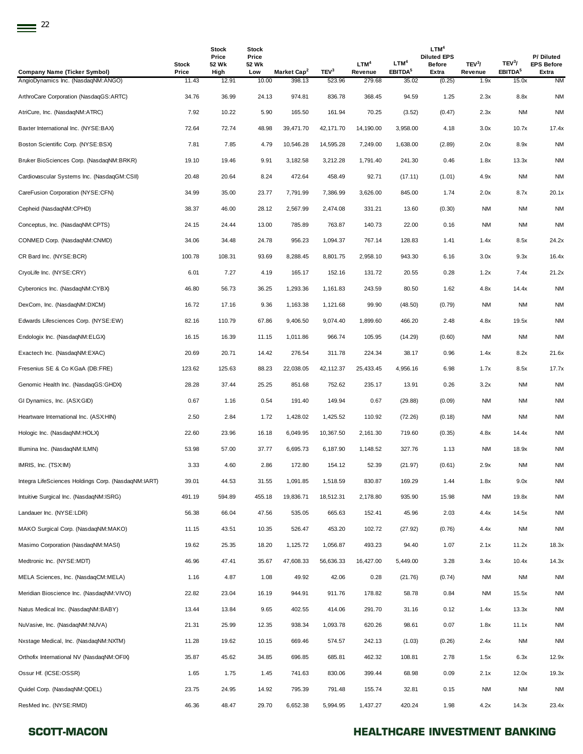| Company Name (Ticker Symbol) | Stock Price | Stock Price 52 Wk High | Stock Price 52 Wk Low | Market Cap[2] | TEV[3] | LTM[4] Revenue | LTM[4] EBITDA[5] | LTM[4] Diluted EPS Before Extra | TEV[3]/ Revenue | TEV[3]/ EBITDA[5] | P/ Diluted EPS Before Extra |
|---|---|---|---|---|---|---|---|---|---|---|---|
| AngioDynamics Inc. (NasdaqNM:ANGO) | 11.43 | 12.91 | 10.00 | 398.13 | 523.96 | 279.68 | 35.02 | (0.25) | 1.9x | 15.0x | NM |
| ArthroCare Corporation (NasdaqGS:ARTC) | 34.76 | 36.99 | 24.13 | 974.81 | 836.78 | 368.45 | 94.59 | 1.25 | 2.3x | 8.8x | NM |
| AtriCure, Inc. (NasdaqNM:ATRC) | 7.92 | 10.22 | 5.90 | 165.50 | 161.94 | 70.25 | (3.52) | (0.47) | 2.3x | NM | NM |
| Baxter International Inc. (NYSE:BAX) | 72.64 | 72.74 | 48.98 | 39,471.70 | 42,171.70 | 14,190.00 | 3,958.00 | 4.18 | 3.0x | 10.7x | 17.4x |
| Boston Scientific Corp. (NYSE:BSX) | 7.81 | 7.85 | 4.79 | 10,546.28 | 14,595.28 | 7,249.00 | 1,638.00 | (2.89) | 2.0x | 8.9x | NM |
| Bruker BioSciences Corp. (NasdaqNM:BRKR) | 19.10 | 19.46 | 9.91 | 3,182.58 | 3,212.28 | 1,791.40 | 241.30 | 0.46 | 1.8x | 13.3x | NM |
| Cardiovascular Systems Inc. (NasdaqGM:CSII) | 20.48 | 20.64 | 8.24 | 472.64 | 458.49 | 92.71 | (17.11) | (1.01) | 4.9x | NM | NM |
| CareFusion Corporation (NYSE:CFN) | 34.99 | 35.00 | 23.77 | 7,791.99 | 7,386.99 | 3,626.00 | 845.00 | 1.74 | 2.0x | 8.7x | 20.1x |
| Cepheid (NasdaqNM:CPHD) | 38.37 | 46.00 | 28.12 | 2,567.99 | 2,474.08 | 331.21 | 13.60 | (0.30) | NM | NM | NM |
| Conceptus, Inc. (NasdaqNM:CPTS) | 24.15 | 24.44 | 13.00 | 785.89 | 763.87 | 140.73 | 22.00 | 0.16 | NM | NM | NM |
| CONMED Corp. (NasdaqNM:CNMD) | 34.06 | 34.48 | 24.78 | 956.23 | 1,094.37 | 767.14 | 128.83 | 1.41 | 1.4x | 8.5x | 24.2x |
| CR Bard Inc. (NYSE:BCR) | 100.78 | 108.31 | 93.69 | 8,288.45 | 8,801.75 | 2,958.10 | 943.30 | 6.16 | 3.0x | 9.3x | 16.4x |
| CryoLife Inc. (NYSE:CRY) | 6.01 | 7.27 | 4.19 | 165.17 | 152.16 | 131.72 | 20.55 | 0.28 | 1.2x | 7.4x | 21.2x |
| Cyberonics Inc. (NasdaqNM:CYBX) | 46.80 | 56.73 | 36.25 | 1,293.36 | 1,161.83 | 243.59 | 80.50 | 1.62 | 4.8x | 14.4x | NM |
| DexCom, Inc. (NasdaqNM:DXCM) | 16.72 | 17.16 | 9.36 | 1,163.38 | 1,121.68 | 99.90 | (48.50) | (0.79) | NM | NM | NM |
| Edwards Lifesciences Corp. (NYSE:EW) | 82.16 | 110.79 | 67.86 | 9,406.50 | 9,074.40 | 1,899.60 | 466.20 | 2.48 | 4.8x | 19.5x | NM |
| Endologix Inc. (NasdaqNM:ELGX) | 16.15 | 16.39 | 11.15 | 1,011.86 | 966.74 | 105.95 | (14.29) | (0.60) | NM | NM | NM |
| Exactech Inc. (NasdaqNM:EXAC) | 20.69 | 20.71 | 14.42 | 276.54 | 311.78 | 224.34 | 38.17 | 0.96 | 1.4x | 8.2x | 21.6x |
| Fresenius SE & Co KGaA (DB:FRE) | 123.62 | 125.63 | 88.23 | 22,038.05 | 42,112.37 | 25,433.45 | 4,956.16 | 6.98 | 1.7x | 8.5x | 17.7x |
| Genomic Health Inc. (NasdaqGS:GHDX) | 28.28 | 37.44 | 25.25 | 851.68 | 752.62 | 235.17 | 13.91 | 0.26 | 3.2x | NM | NM |
| GI Dynamics, Inc. (ASX:GID) | 0.67 | 1.16 | 0.54 | 191.40 | 149.94 | 0.67 | (29.88) | (0.09) | NM | NM | NM |
| Heartware International Inc. (ASX:HIN) | 2.50 | 2.84 | 1.72 | 1,428.02 | 1,425.52 | 110.92 | (72.26) | (0.18) | NM | NM | NM |
| Hologic Inc. (NasdaqNM:HOLX) | 22.60 | 23.96 | 16.18 | 6,049.95 | 10,367.50 | 2,161.30 | 719.60 | (0.35) | 4.8x | 14.4x | NM |
| Illumina Inc. (NasdaqNM:ILMN) | 53.98 | 57.00 | 37.77 | 6,695.73 | 6,187.90 | 1,148.52 | 327.76 | 1.13 | NM | 18.9x | NM |
| IMRIS, Inc. (TSX:IM) | 3.33 | 4.60 | 2.86 | 172.80 | 154.12 | 52.39 | (21.97) | (0.61) | 2.9x | NM | NM |
| Integra LifeSciences Holdings Corp. (NasdaqNM:IART) | 39.01 | 44.53 | 31.55 | 1,091.85 | 1,518.59 | 830.87 | 169.29 | 1.44 | 1.8x | 9.0x | NM |
| Intuitive Surgical Inc. (NasdaqNM:ISRG) | 491.19 | 594.89 | 455.18 | 19,836.71 | 18,512.31 | 2,178.80 | 935.90 | 15.98 | NM | 19.8x | NM |
| Landauer Inc. (NYSE:LDR) | 56.38 | 66.04 | 47.56 | 535.05 | 665.63 | 152.41 | 45.96 | 2.03 | 4.4x | 14.5x | NM |
| MAKO Surgical Corp. (NasdaqNM:MAKO) | 11.15 | 43.51 | 10.35 | 526.47 | 453.20 | 102.72 | (27.92) | (0.76) | 4.4x | NM | NM |
| Masimo Corporation (NasdaqNM:MASI) | 19.62 | 25.35 | 18.20 | 1,125.72 | 1,056.87 | 493.23 | 94.40 | 1.07 | 2.1x | 11.2x | 18.3x |
| Medtronic Inc. (NYSE:MDT) | 46.96 | 47.41 | 35.67 | 47,608.33 | 56,636.33 | 16,427.00 | 5,449.00 | 3.28 | 3.4x | 10.4x | 14.3x |
| MELA Sciences, Inc. (NasdaqCM:MELA) | 1.16 | 4.87 | 1.08 | 49.92 | 42.06 | 0.28 | (21.76) | (0.74) | NM | NM | NM |
| Meridian Bioscience Inc. (NasdaqNM:VIVO) | 22.82 | 23.04 | 16.19 | 944.91 | 911.76 | 178.82 | 58.78 | 0.84 | NM | 15.5x | NM |
| Natus Medical Inc. (NasdaqNM:BABY) | 13.44 | 13.84 | 9.65 | 402.55 | 414.06 | 291.70 | 31.16 | 0.12 | 1.4x | 13.3x | NM |
| NuVasive, Inc. (NasdaqNM:NUVA) | 21.31 | 25.99 | 12.35 | 938.34 | 1,093.78 | 620.26 | 98.61 | 0.07 | 1.8x | 11.1x | NM |
| Nxstage Medical, Inc. (NasdaqNM:NXTM) | 11.28 | 19.62 | 10.15 | 669.46 | 574.57 | 242.13 | (1.03) | (0.26) | 2.4x | NM | NM |
| Orthofix International NV (NasdaqNM:OFIX) | 35.87 | 45.62 | 34.85 | 696.85 | 685.81 | 462.32 | 108.81 | 2.78 | 1.5x | 6.3x | 12.9x |
| Ossur Hf. (ICSE:OSSR) | 1.65 | 1.75 | 1.45 | 741.63 | 830.06 | 399.44 | 68.98 | 0.09 | 2.1x | 12.0x | 19.3x |
| Quidel Corp. (NasdaqNM:QDEL) | 23.75 | 24.95 | 14.92 | 795.39 | 791.48 | 155.74 | 32.81 | 0.15 | NM | NM | NM |
| ResMed Inc. (NYSE:RMD) | 46.36 | 48.47 | 29.70 | 6,652.38 | 5,994.95 | 1,437.27 | 420.24 | 1.98 | 4.2x | 14.3x | 23.4x |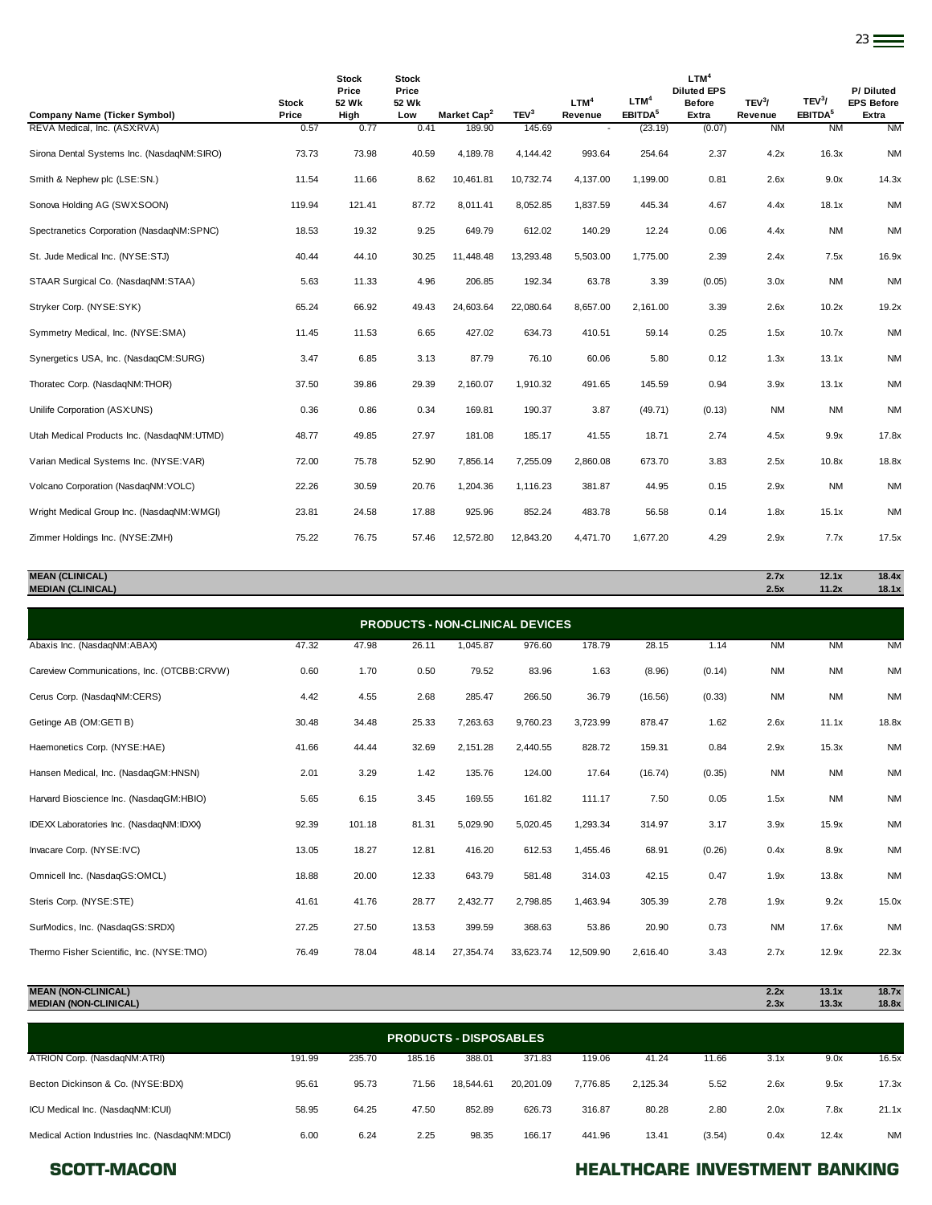| Company Name (Ticker Symbol) | Stock Price | Stock Price 52 Wk High | Stock Price 52 Wk Low | Market Cap[2] | TEV[3] | LTM[4] Revenue | LTM[4] EBITDA[5] | LTM[4] Diluted EPS Before Extra | TEV[3]/ Revenue | TEV[3]/ EBITDA[5] | P/ Diluted EPS Before Extra |
|---|---|---|---|---|---|---|---|---|---|---|---|
| REVA Medical, Inc. (ASX:RVA) | 0.57 | 0.77 | 0.41 | 189.90 | 145.69 | - | (23.19) | (0.07) | NM | NM | NM |
| Sirona Dental Systems Inc. (NasdaqNM:SIRO) | 73.73 | 73.98 | 40.59 | 4,189.78 | 4,144.42 | 993.64 | 254.64 | 2.37 | 4.2x | 16.3x | NM |
| Smith & Nephew plc (LSE:SN.) | 11.54 | 11.66 | 8.62 | 10,461.81 | 10,732.74 | 4,137.00 | 1,199.00 | 0.81 | 2.6x | 9.0x | 14.3x |
| Sonova Holding AG (SWX:SOON) | 119.94 | 121.41 | 87.72 | 8,011.41 | 8,052.85 | 1,837.59 | 445.34 | 4.67 | 4.4x | 18.1x | NM |
| Spectranetics Corporation (NasdaqNM:SPNC) | 18.53 | 19.32 | 9.25 | 649.79 | 612.02 | 140.29 | 12.24 | 0.06 | 4.4x | NM | NM |
| St. Jude Medical Inc. (NYSE:STJ) | 40.44 | 44.10 | 30.25 | 11,448.48 | 13,293.48 | 5,503.00 | 1,775.00 | 2.39 | 2.4x | 7.5x | 16.9x |
| STAAR Surgical Co. (NasdaqNM:STAA) | 5.63 | 11.33 | 4.96 | 206.85 | 192.34 | 63.78 | 3.39 | (0.05) | 3.0x | NM | NM |
| Stryker Corp. (NYSE:SYK) | 65.24 | 66.92 | 49.43 | 24,603.64 | 22,080.64 | 8,657.00 | 2,161.00 | 3.39 | 2.6x | 10.2x | 19.2x |
| Symmetry Medical, Inc. (NYSE:SMA) | 11.45 | 11.53 | 6.65 | 427.02 | 634.73 | 410.51 | 59.14 | 0.25 | 1.5x | 10.7x | NM |
| Synergetics USA, Inc. (NasdaqCM:SURG) | 3.47 | 6.85 | 3.13 | 87.79 | 76.10 | 60.06 | 5.80 | 0.12 | 1.3x | 13.1x | NM |
| Thoratec Corp. (NasdaqNM:THOR) | 37.50 | 39.86 | 29.39 | 2,160.07 | 1,910.32 | 491.65 | 145.59 | 0.94 | 3.9x | 13.1x | NM |
| Unilife Corporation (ASX:UNS) | 0.36 | 0.86 | 0.34 | 169.81 | 190.37 | 3.87 | (49.71) | (0.13) | NM | NM | NM |
| Utah Medical Products Inc. (NasdaqNM:UTMD) | 48.77 | 49.85 | 27.97 | 181.08 | 185.17 | 41.55 | 18.71 | 2.74 | 4.5x | 9.9x | 17.8x |
| Varian Medical Systems Inc. (NYSE:VAR) | 72.00 | 75.78 | 52.90 | 7,856.14 | 7,255.09 | 2,860.08 | 673.70 | 3.83 | 2.5x | 10.8x | 18.8x |
| Volcano Corporation (NasdaqNM:VOLC) | 22.26 | 30.59 | 20.76 | 1,204.36 | 1,116.23 | 381.87 | 44.95 | 0.15 | 2.9x | NM | NM |
| Wright Medical Group Inc. (NasdaqNM:WMGI) | 23.81 | 24.58 | 17.88 | 925.96 | 852.24 | 483.78 | 56.58 | 0.14 | 1.8x | 15.1x | NM |
| Zimmer Holdings Inc. (NYSE:ZMH) | 75.22 | 76.75 | 57.46 | 12,572.80 | 12,843.20 | 4,471.70 | 1,677.20 | 4.29 | 2.9x | 7.7x | 17.5x |
| **MEAN (CLINICAL)** | | | | | | | | | **2.7x** | **12.1x** | **18.4x** |
| **MEDIAN (CLINICAL)** | | | | | | | | | **2.5x** | **11.2x** | **18.1x** |
| **PRODUCTS - NON-CLINICAL DEVICES** | | | | | | | | | | | |
| Abaxis Inc. (NasdaqNM:ABAX) | 47.32 | 47.98 | 26.11 | 1,045.87 | 976.60 | 178.79 | 28.15 | 1.14 | NM | NM | NM |
| Careview Communications, Inc. (OTCBB:CRVW) | 0.60 | 1.70 | 0.50 | 79.52 | 83.96 | 1.63 | (8.96) | (0.14) | NM | NM | NM |
| Cerus Corp. (NasdaqNM:CERS) | 4.42 | 4.55 | 2.68 | 285.47 | 266.50 | 36.79 | (16.56) | (0.33) | NM | NM | NM |
| Getinge AB (OM:GETI B) | 30.48 | 34.48 | 25.33 | 7,263.63 | 9,760.23 | 3,723.99 | 878.47 | 1.62 | 2.6x | 11.1x | 18.8x |
| Haemonetics Corp. (NYSE:HAE) | 41.66 | 44.44 | 32.69 | 2,151.28 | 2,440.55 | 828.72 | 159.31 | 0.84 | 2.9x | 15.3x | NM |
| Hansen Medical, Inc. (NasdaqGM:HNSN) | 2.01 | 3.29 | 1.42 | 135.76 | 124.00 | 17.64 | (16.74) | (0.35) | NM | NM | NM |
| Harvard Bioscience Inc. (NasdaqGM:HBIO) | 5.65 | 6.15 | 3.45 | 169.55 | 161.82 | 111.17 | 7.50 | 0.05 | 1.5x | NM | NM |
| IDEXX Laboratories Inc. (NasdaqNM:IDXX) | 92.39 | 101.18 | 81.31 | 5,029.90 | 5,020.45 | 1,293.34 | 314.97 | 3.17 | 3.9x | 15.9x | NM |
| Invacare Corp. (NYSE:IVC) | 13.05 | 18.27 | 12.81 | 416.20 | 612.53 | 1,455.46 | 68.91 | (0.26) | 0.4x | 8.9x | NM |
| Omnicell Inc. (NasdaqGS:OMCL) | 18.88 | 20.00 | 12.33 | 643.79 | 581.48 | 314.03 | 42.15 | 0.47 | 1.9x | 13.8x | NM |
| Steris Corp. (NYSE:STE) | 41.61 | 41.76 | 28.77 | 2,432.77 | 2,798.85 | 1,463.94 | 305.39 | 2.78 | 1.9x | 9.2x | 15.0x |
| SurModics, Inc. (NasdaqGS:SRDX) | 27.25 | 27.50 | 13.53 | 399.59 | 368.63 | 53.86 | 20.90 | 0.73 | NM | 17.6x | NM |
| Thermo Fisher Scientific, Inc. (NYSE:TMO) | 76.49 | 78.04 | 48.14 | 27,354.74 | 33,623.74 | 12,509.90 | 2,616.40 | 3.43 | 2.7x | 12.9x | 22.3x |
| **MEAN (NON-CLINICAL)** | | | | | | | | | **2.2x** | **13.1x** | **18.7x** |
| **MEDIAN (NON-CLINICAL)** | | | | | | | | | **2.3x** | **13.3x** | **18.8x** |
| **PRODUCTS - DISPOSABLES** | | | | | | | | | | | |
| ATRION Corp. (NasdaqNM:ATRI) | 191.99 | 235.70 | 185.16 | 388.01 | 371.83 | 119.06 | 41.24 | 11.66 | 3.1x | 9.0x | 16.5x |
| Becton Dickinson & Co. (NYSE:BDX) | 95.61 | 95.73 | 71.56 | 18,544.61 | 20,201.09 | 7,776.85 | 2,125.34 | 5.52 | 2.6x | 9.5x | 17.3x |
| ICU Medical Inc. (NasdaqNM:ICUI) | 58.95 | 64.25 | 47.50 | 852.89 | 626.73 | 316.87 | 80.28 | 2.80 | 2.0x | 7.8x | 21.1x |
| Medical Action Industries Inc. (NasdaqNM:MDCI) | 6.00 | 6.24 | 2.25 | 98.35 | 166.17 | 441.96 | 13.41 | (3.54) | 0.4x | 12.4x | NM |

**SCOTT-MACON** — **HEALTHCARE INVESTMENT BANKING**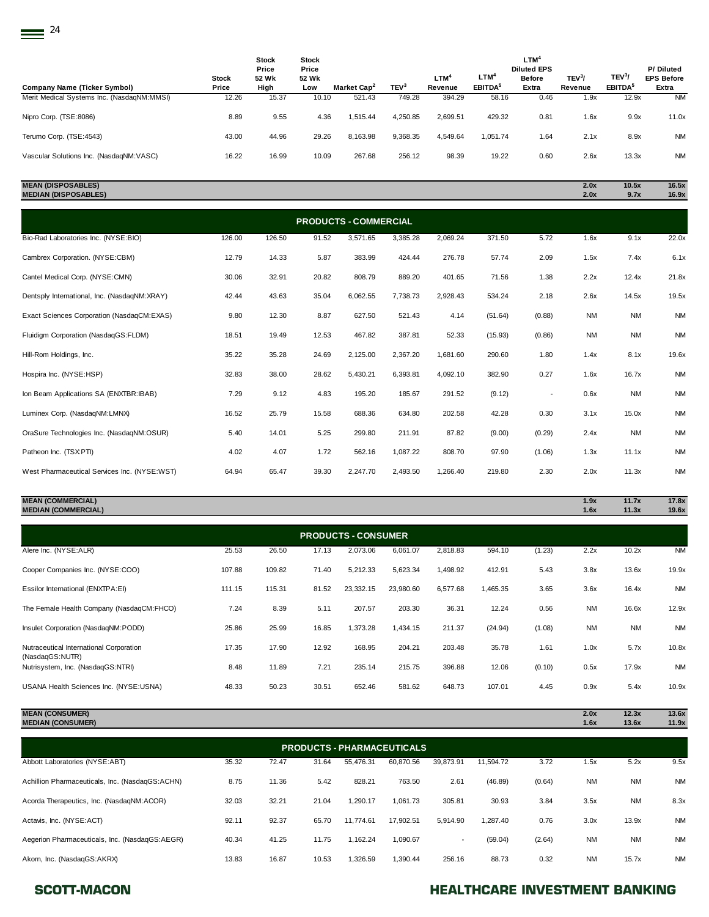| Company Name (Ticker Symbol) | Stock Price | Stock Price 52 Wk High | Stock Price 52 Wk Low | Market Cap[2] | TEV[3] | LTM[4] Revenue | LTM[4] EBITDA[5] | LTM[4] Diluted EPS Before Extra | TEV[3]/ Revenue | TEV[3]/ EBITDA[5] | P/ Diluted EPS Before Extra |
|---|---|---|---|---|---|---|---|---|---|---|---|
| Merit Medical Systems Inc. (NasdaqNM:MMSI) | 12.26 | 15.37 | 10.10 | 521.43 | 749.28 | 394.29 | 58.16 | 0.46 | 1.9x | 12.9x | NM |
| Nipro Corp. (TSE:8086) | 8.89 | 9.55 | 4.36 | 1,515.44 | 4,250.85 | 2,699.51 | 429.32 | 0.81 | 1.6x | 9.9x | 11.0x |
| Terumo Corp. (TSE:4543) | 43.00 | 44.96 | 29.26 | 8,163.98 | 9,368.35 | 4,549.64 | 1,051.74 | 1.64 | 2.1x | 8.9x | NM |
| Vascular Solutions Inc. (NasdaqNM:VASC) | 16.22 | 16.99 | 10.09 | 267.68 | 256.12 | 98.39 | 19.22 | 0.60 | 2.6x | 13.3x | NM |
| **MEAN (DISPOSABLES)** | | | | | | | | | **2.0x** | **10.5x** | **16.5x** |
| **MEDIAN (DISPOSABLES)** | | | | | | | | | **2.0x** | **9.7x** | **16.9x** |
| **PRODUCTS - COMMERCIAL** | | | | | | | | | | | |
| Bio-Rad Laboratories Inc. (NYSE:BIO) | 126.00 | 126.50 | 91.52 | 3,571.65 | 3,385.28 | 2,069.24 | 371.50 | 5.72 | 1.6x | 9.1x | 22.0x |
| Cambrex Corporation. (NYSE:CBM) | 12.79 | 14.33 | 5.87 | 383.99 | 424.44 | 276.78 | 57.74 | 2.09 | 1.5x | 7.4x | 6.1x |
| Cantel Medical Corp. (NYSE:CMN) | 30.06 | 32.91 | 20.82 | 808.79 | 889.20 | 401.65 | 71.56 | 1.38 | 2.2x | 12.4x | 21.8x |
| Dentsply International, Inc. (NasdaqNM:XRAY) | 42.44 | 43.63 | 35.04 | 6,062.55 | 7,738.73 | 2,928.43 | 534.24 | 2.18 | 2.6x | 14.5x | 19.5x |
| Exact Sciences Corporation (NasdaqCM:EXAS) | 9.80 | 12.30 | 8.87 | 627.50 | 521.43 | 4.14 | (51.64) | (0.88) | NM | NM | NM |
| Fluidigm Corporation (NasdaqGS:FLDM) | 18.51 | 19.49 | 12.53 | 467.82 | 387.81 | 52.33 | (15.93) | (0.86) | NM | NM | NM |
| Hill-Rom Holdings, Inc. | 35.22 | 35.28 | 24.69 | 2,125.00 | 2,367.20 | 1,681.60 | 290.60 | 1.80 | 1.4x | 8.1x | 19.6x |
| Hospira Inc. (NYSE:HSP) | 32.83 | 38.00 | 28.62 | 5,430.21 | 6,393.81 | 4,092.10 | 382.90 | 0.27 | 1.6x | 16.7x | NM |
| Ion Beam Applications SA (ENXTBR:IBAB) | 7.29 | 9.12 | 4.83 | 195.20 | 185.67 | 291.52 | (9.12) | - | 0.6x | NM | NM |
| Luminex Corp. (NasdaqNM:LMNX) | 16.52 | 25.79 | 15.58 | 688.36 | 634.80 | 202.58 | 42.28 | 0.30 | 3.1x | 15.0x | NM |
| OraSure Technologies Inc. (NasdaqNM:OSUR) | 5.40 | 14.01 | 5.25 | 299.80 | 211.91 | 87.82 | (9.00) | (0.29) | 2.4x | NM | NM |
| Patheon Inc. (TSX:PTI) | 4.02 | 4.07 | 1.72 | 562.16 | 1,087.22 | 808.70 | 97.90 | (1.06) | 1.3x | 11.1x | NM |
| West Pharmaceutical Services Inc. (NYSE:WST) | 64.94 | 65.47 | 39.30 | 2,247.70 | 2,493.50 | 1,266.40 | 219.80 | 2.30 | 2.0x | 11.3x | NM |
| **MEAN (COMMERCIAL)** | | | | | | | | | **1.9x** | **11.7x** | **17.8x** |
| **MEDIAN (COMMERCIAL)** | | | | | | | | | **1.6x** | **11.3x** | **19.6x** |
| **PRODUCTS - CONSUMER** | | | | | | | | | | | |
| Alere Inc. (NYSE:ALR) | 25.53 | 26.50 | 17.13 | 2,073.06 | 6,061.07 | 2,818.83 | 594.10 | (1.23) | 2.2x | 10.2x | NM |
| Cooper Companies Inc. (NYSE:COO) | 107.88 | 109.82 | 71.40 | 5,212.33 | 5,623.34 | 1,498.92 | 412.91 | 5.43 | 3.8x | 13.6x | 19.9x |
| Essilor International (ENXTPA:EI) | 111.15 | 115.31 | 81.52 | 23,332.15 | 23,980.60 | 6,577.68 | 1,465.35 | 3.65 | 3.6x | 16.4x | NM |
| The Female Health Company (NasdaqCM:FHCO) | 7.24 | 8.39 | 5.11 | 207.57 | 203.30 | 36.31 | 12.24 | 0.56 | NM | 16.6x | 12.9x |
| Insulet Corporation (NasdaqNM:PODD) | 25.86 | 25.99 | 16.85 | 1,373.28 | 1,434.15 | 211.37 | (24.94) | (1.08) | NM | NM | NM |
| Nutraceutical International Corporation (NasdaqGS:NUTR) | 17.35 | 17.90 | 12.92 | 168.95 | 204.21 | 203.48 | 35.78 | 1.61 | 1.0x | 5.7x | 10.8x |
| Nutrisystem, Inc. (NasdaqGS:NTRI) | 8.48 | 11.89 | 7.21 | 235.14 | 215.75 | 396.88 | 12.06 | (0.10) | 0.5x | 17.9x | NM |
| USANA Health Sciences Inc. (NYSE:USNA) | 48.33 | 50.23 | 30.51 | 652.46 | 581.62 | 648.73 | 107.01 | 4.45 | 0.9x | 5.4x | 10.9x |
| **MEAN (CONSUMER)** | | | | | | | | | **2.0x** | **12.3x** | **13.6x** |
| **MEDIAN (CONSUMER)** | | | | | | | | | **1.6x** | **13.6x** | **11.9x** |
| **PRODUCTS - PHARMACEUTICALS** | | | | | | | | | | | |
| Abbott Laboratories (NYSE:ABT) | 35.32 | 72.47 | 31.64 | 55,476.31 | 60,870.56 | 39,873.91 | 11,594.72 | 3.72 | 1.5x | 5.2x | 9.5x |
| Achillion Pharmaceuticals, Inc. (NasdaqGS:ACHN) | 8.75 | 11.36 | 5.42 | 828.21 | 763.50 | 2.61 | (46.89) | (0.64) | NM | NM | NM |
| Acorda Therapeutics, Inc. (NasdaqNM:ACOR) | 32.03 | 32.21 | 21.04 | 1,290.17 | 1,061.73 | 305.81 | 30.93 | 3.84 | 3.5x | NM | 8.3x |
| Actavis, Inc. (NYSE:ACT) | 92.11 | 92.37 | 65.70 | 11,774.61 | 17,902.51 | 5,914.90 | 1,287.40 | 0.76 | 3.0x | 13.9x | NM |
| Aegerion Pharmaceuticals, Inc. (NasdaqGS:AEGR) | 40.34 | 41.25 | 11.75 | 1,162.24 | 1,090.67 | - | (59.04) | (2.64) | NM | NM | NM |
| Akorn, Inc. (NasdaqGS:AKRX) | 13.83 | 16.87 | 10.53 | 1,326.59 | 1,390.44 | 256.16 | 88.73 | 0.32 | NM | 15.7x | NM |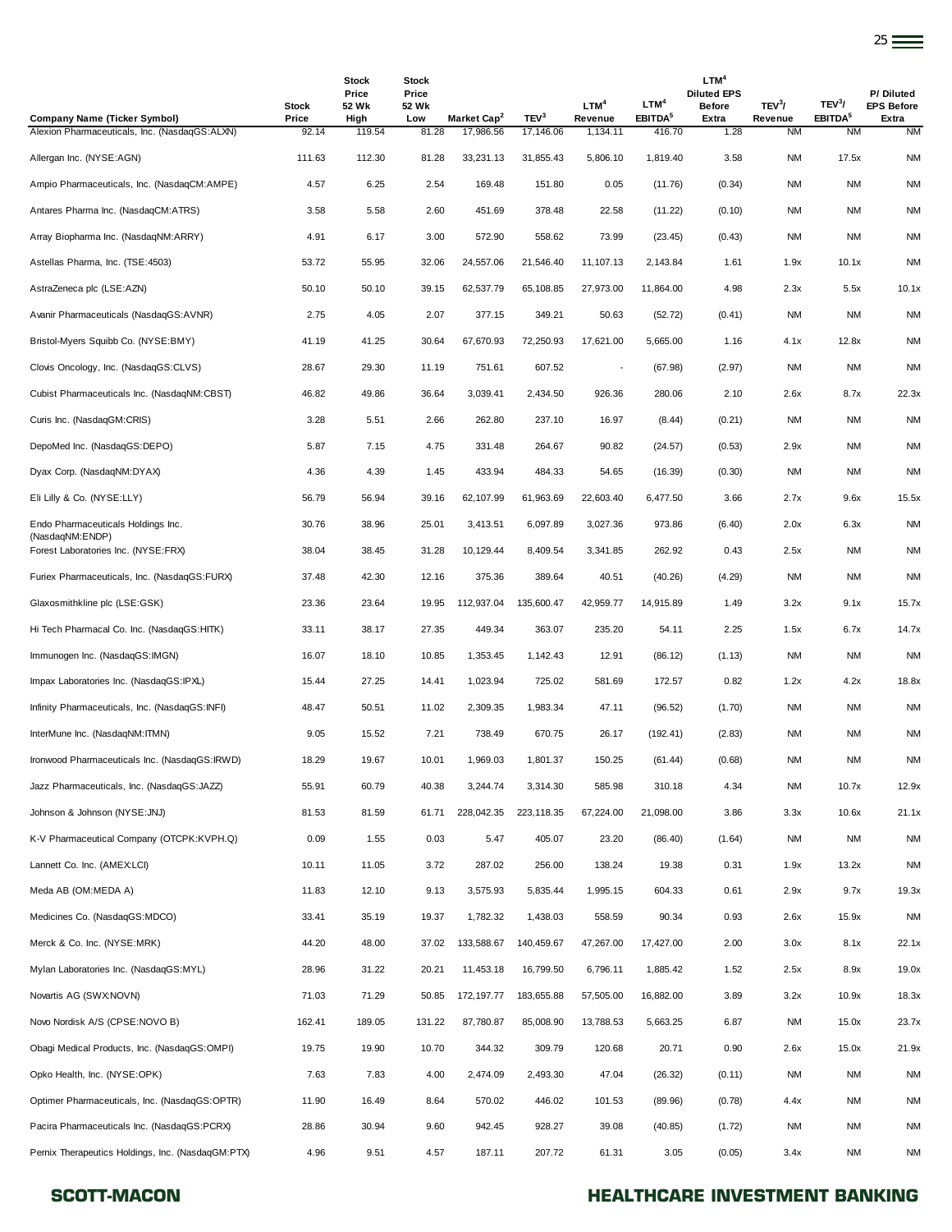| Company Name (Ticker Symbol) | Stock Price | Stock Price 52 Wk High | Stock Price 52 Wk Low | Market Cap[2] | TEV[3] | LTM[4] Revenue | LTM[4] EBITDA[5] | LTM[4] Diluted EPS Before Extra | TEV[3]/ Revenue | TEV[3]/ EBITDA[5] | P/ Diluted EPS Before Extra |
|---|---|---|---|---|---|---|---|---|---|---|---|
| Alexion Pharmaceuticals, Inc. (NasdaqGS:ALXN) | 92.14 | 119.54 | 81.28 | 17,986.56 | 17,146.06 | 1,134.11 | 416.70 | 1.28 | NM | NM | NM |
| Allergan Inc. (NYSE:AGN) | 111.63 | 112.30 | 81.28 | 33,231.13 | 31,855.43 | 5,806.10 | 1,819.40 | 3.58 | NM | 17.5x | NM |
| Ampio Pharmaceuticals, Inc. (NasdaqCM:AMPE) | 4.57 | 6.25 | 2.54 | 169.48 | 151.80 | 0.05 | (11.76) | (0.34) | NM | NM | NM |
| Antares Pharma Inc. (NasdaqCM:ATRS) | 3.58 | 5.58 | 2.60 | 451.69 | 378.48 | 22.58 | (11.22) | (0.10) | NM | NM | NM |
| Array Biopharma Inc. (NasdaqNM:ARRY) | 4.91 | 6.17 | 3.00 | 572.90 | 558.62 | 73.99 | (23.45) | (0.43) | NM | NM | NM |
| Astellas Pharma, Inc. (TSE:4503) | 53.72 | 55.95 | 32.06 | 24,557.06 | 21,546.40 | 11,107.13 | 2,143.84 | 1.61 | 1.9x | 10.1x | NM |
| AstraZeneca plc (LSE:AZN) | 50.10 | 50.10 | 39.15 | 62,537.79 | 65,108.85 | 27,973.00 | 11,864.00 | 4.98 | 2.3x | 5.5x | 10.1x |
| Avanir Pharmaceuticals (NasdaqGS:AVNR) | 2.75 | 4.05 | 2.07 | 377.15 | 349.21 | 50.63 | (52.72) | (0.41) | NM | NM | NM |
| Bristol-Myers Squibb Co. (NYSE:BMY) | 41.19 | 41.25 | 30.64 | 67,670.93 | 72,250.93 | 17,621.00 | 5,665.00 | 1.16 | 4.1x | 12.8x | NM |
| Clovis Oncology, Inc. (NasdaqGS:CLVS) | 28.67 | 29.30 | 11.19 | 751.61 | 607.52 | - | (67.98) | (2.97) | NM | NM | NM |
| Cubist Pharmaceuticals Inc. (NasdaqNM:CBST) | 46.82 | 49.86 | 36.64 | 3,039.41 | 2,434.50 | 926.36 | 280.06 | 2.10 | 2.6x | 8.7x | 22.3x |
| Curis Inc. (NasdaqGM:CRIS) | 3.28 | 5.51 | 2.66 | 262.80 | 237.10 | 16.97 | (8.44) | (0.21) | NM | NM | NM |
| DepoMed Inc. (NasdaqGS:DEPO) | 5.87 | 7.15 | 4.75 | 331.48 | 264.67 | 90.82 | (24.57) | (0.53) | 2.9x | NM | NM |
| Dyax Corp. (NasdaqNM:DYAX) | 4.36 | 4.39 | 1.45 | 433.94 | 484.33 | 54.65 | (16.39) | (0.30) | NM | NM | NM |
| Eli Lilly & Co. (NYSE:LLY) | 56.79 | 56.94 | 39.16 | 62,107.99 | 61,963.69 | 22,603.40 | 6,477.50 | 3.66 | 2.7x | 9.6x | 15.5x |
| Endo Pharmaceuticals Holdings Inc. (NasdaqNM:ENDP) | 30.76 | 38.96 | 25.01 | 3,413.51 | 6,097.89 | 3,027.36 | 973.86 | (6.40) | 2.0x | 6.3x | NM |
| Forest Laboratories Inc. (NYSE:FRX) | 38.04 | 38.45 | 31.28 | 10,129.44 | 8,409.54 | 3,341.85 | 262.92 | 0.43 | 2.5x | NM | NM |
| Furiex Pharmaceuticals, Inc. (NasdaqGS:FURX) | 37.48 | 42.30 | 12.16 | 375.36 | 389.64 | 40.51 | (40.26) | (4.29) | NM | NM | NM |
| Glaxosmithkline plc (LSE:GSK) | 23.36 | 23.64 | 19.95 | 112,937.04 | 135,600.47 | 42,959.77 | 14,915.89 | 1.49 | 3.2x | 9.1x | 15.7x |
| Hi Tech Pharmacal Co. Inc. (NasdaqGS:HITK) | 33.11 | 38.17 | 27.35 | 449.34 | 363.07 | 235.20 | 54.11 | 2.25 | 1.5x | 6.7x | 14.7x |
| Immunogen Inc. (NasdaqGS:IMGN) | 16.07 | 18.10 | 10.85 | 1,353.45 | 1,142.43 | 12.91 | (86.12) | (1.13) | NM | NM | NM |
| Impax Laboratories Inc. (NasdaqGS:IPXL) | 15.44 | 27.25 | 14.41 | 1,023.94 | 725.02 | 581.69 | 172.57 | 0.82 | 1.2x | 4.2x | 18.8x |
| Infinity Pharmaceuticals, Inc. (NasdaqGS:INFI) | 48.47 | 50.51 | 11.02 | 2,309.35 | 1,983.34 | 47.11 | (96.52) | (1.70) | NM | NM | NM |
| InterMune Inc. (NasdaqNM:ITMN) | 9.05 | 15.52 | 7.21 | 738.49 | 670.75 | 26.17 | (192.41) | (2.83) | NM | NM | NM |
| Ironwood Pharmaceuticals Inc. (NasdaqGS:IRWD) | 18.29 | 19.67 | 10.01 | 1,969.03 | 1,801.37 | 150.25 | (61.44) | (0.68) | NM | NM | NM |
| Jazz Pharmaceuticals, Inc. (NasdaqGS:JAZZ) | 55.91 | 60.79 | 40.38 | 3,244.74 | 3,314.30 | 585.98 | 310.18 | 4.34 | NM | 10.7x | 12.9x |
| Johnson & Johnson (NYSE:JNJ) | 81.53 | 81.59 | 61.71 | 228,042.35 | 223,118.35 | 67,224.00 | 21,098.00 | 3.86 | 3.3x | 10.6x | 21.1x |
| K-V Pharmaceutical Company (OTCPK:KVPH.Q) | 0.09 | 1.55 | 0.03 | 5.47 | 405.07 | 23.20 | (86.40) | (1.64) | NM | NM | NM |
| Lannett Co. Inc. (AMEX:LCI) | 10.11 | 11.05 | 3.72 | 287.02 | 256.00 | 138.24 | 19.38 | 0.31 | 1.9x | 13.2x | NM |
| Meda AB (OM:MEDA A) | 11.83 | 12.10 | 9.13 | 3,575.93 | 5,835.44 | 1,995.15 | 604.33 | 0.61 | 2.9x | 9.7x | 19.3x |
| Medicines Co. (NasdaqGS:MDCO) | 33.41 | 35.19 | 19.37 | 1,782.32 | 1,438.03 | 558.59 | 90.34 | 0.93 | 2.6x | 15.9x | NM |
| Merck & Co. Inc. (NYSE:MRK) | 44.20 | 48.00 | 37.02 | 133,588.67 | 140,459.67 | 47,267.00 | 17,427.00 | 2.00 | 3.0x | 8.1x | 22.1x |
| Mylan Laboratories Inc. (NasdaqGS:MYL) | 28.96 | 31.22 | 20.21 | 11,453.18 | 16,799.50 | 6,796.11 | 1,885.42 | 1.52 | 2.5x | 8.9x | 19.0x |
| Novartis AG (SWX:NOVN) | 71.03 | 71.29 | 50.85 | 172,197.77 | 183,655.88 | 57,505.00 | 16,882.00 | 3.89 | 3.2x | 10.9x | 18.3x |
| Novo Nordisk A/S (CPSE:NOVO B) | 162.41 | 189.05 | 131.22 | 87,780.87 | 85,008.90 | 13,788.53 | 5,663.25 | 6.87 | NM | 15.0x | 23.7x |
| Obagi Medical Products, Inc. (NasdaqGS:OMPI) | 19.75 | 19.90 | 10.70 | 344.32 | 309.79 | 120.68 | 20.71 | 0.90 | 2.6x | 15.0x | 21.9x |
| Opko Health, Inc. (NYSE:OPK) | 7.63 | 7.83 | 4.00 | 2,474.09 | 2,493.30 | 47.04 | (26.32) | (0.11) | NM | NM | NM |
| Optimer Pharmaceuticals, Inc. (NasdaqGS:OPTR) | 11.90 | 16.49 | 8.64 | 570.02 | 446.02 | 101.53 | (89.96) | (0.78) | 4.4x | NM | NM |
| Pacira Pharmaceuticals Inc. (NasdaqGS:PCRX) | 28.86 | 30.94 | 9.60 | 942.45 | 928.27 | 39.08 | (40.85) | (1.72) | NM | NM | NM |
| Pernix Therapeutics Holdings, Inc. (NasdaqGM:PTX) | 4.96 | 9.51 | 4.57 | 187.11 | 207.72 | 61.31 | 3.05 | (0.05) | 3.4x | NM | NM |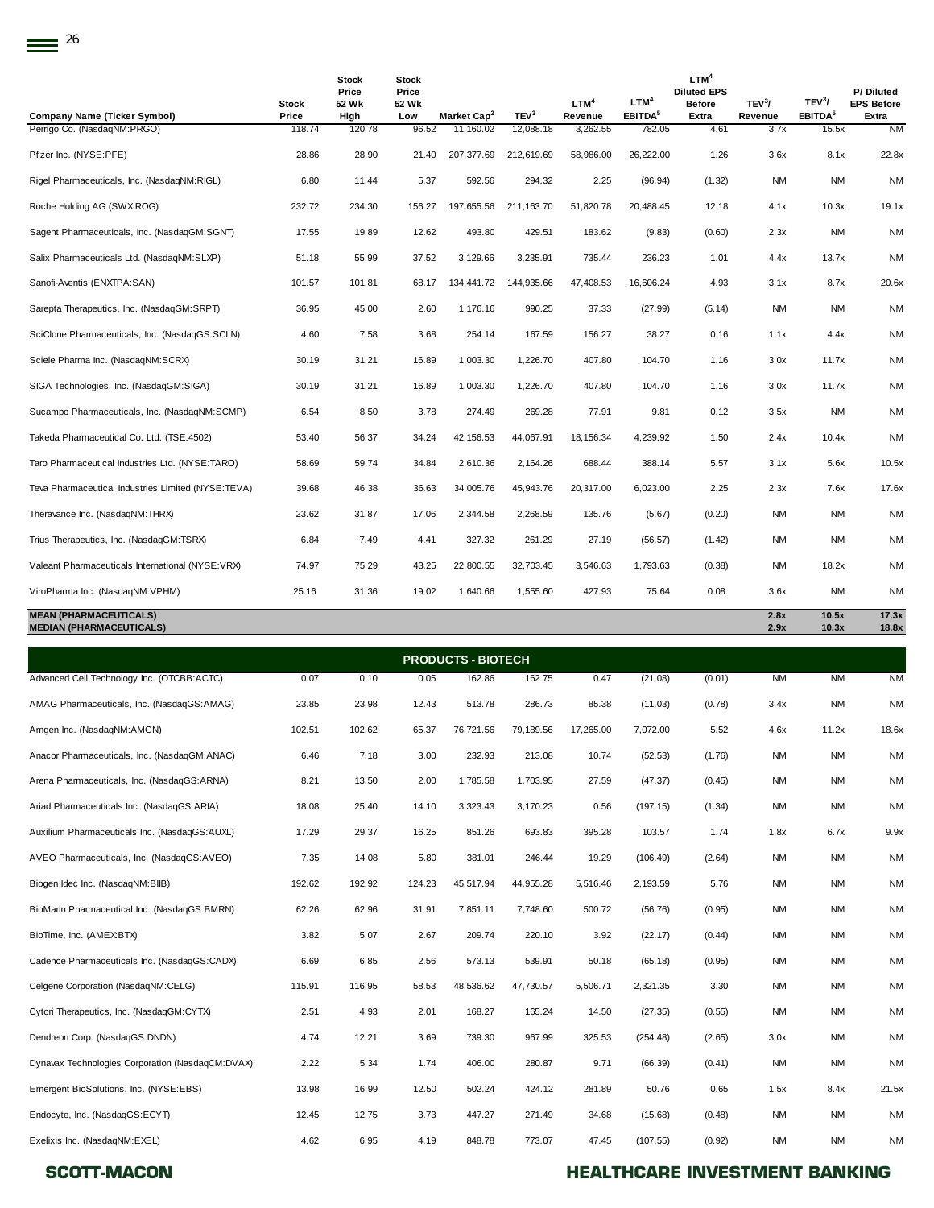| Company Name (Ticker Symbol) | Stock Price | Stock Price 52 Wk High | Stock Price 52 Wk Low | Market Cap[2] | TEV[3] | LTM[4] Revenue | LTM[4] EBITDA[5] | LTM[4] Diluted EPS Before Extra | TEV[3]/ Revenue | TEV[3]/ EBITDA[5] | P/ Diluted EPS Before Extra |
|---|---|---|---|---|---|---|---|---|---|---|---|
| Perrigo Co. (NasdaqNM:PRGO) | 118.74 | 120.78 | 96.52 | 11,160.02 | 12,088.18 | 3,262.55 | 782.05 | 4.61 | 3.7x | 15.5x | NM |
| Pfizer Inc. (NYSE:PFE) | 28.86 | 28.90 | 21.40 | 207,377.69 | 212,619.69 | 58,986.00 | 26,222.00 | 1.26 | 3.6x | 8.1x | 22.8x |
| Rigel Pharmaceuticals, Inc. (NasdaqNM:RIGL) | 6.80 | 11.44 | 5.37 | 592.56 | 294.32 | 2.25 | (96.94) | (1.32) | NM | NM | NM |
| Roche Holding AG (SWX:ROG) | 232.72 | 234.30 | 156.27 | 197,655.56 | 211,163.70 | 51,820.78 | 20,488.45 | 12.18 | 4.1x | 10.3x | 19.1x |
| Sagent Pharmaceuticals, Inc. (NasdaqGM:SGNT) | 17.55 | 19.89 | 12.62 | 493.80 | 429.51 | 183.62 | (9.83) | (0.60) | 2.3x | NM | NM |
| Salix Pharmaceuticals Ltd. (NasdaqNM:SLXP) | 51.18 | 55.99 | 37.52 | 3,129.66 | 3,235.91 | 735.44 | 236.23 | 1.01 | 4.4x | 13.7x | NM |
| Sanofi-Aventis (ENXTPA:SAN) | 101.57 | 101.81 | 68.17 | 134,441.72 | 144,935.66 | 47,408.53 | 16,606.24 | 4.93 | 3.1x | 8.7x | 20.6x |
| Sarepta Therapeutics, Inc. (NasdaqGM:SRPT) | 36.95 | 45.00 | 2.60 | 1,176.16 | 990.25 | 37.33 | (27.99) | (5.14) | NM | NM | NM |
| SciClone Pharmaceuticals, Inc. (NasdaqGS:SCLN) | 4.60 | 7.58 | 3.68 | 254.14 | 167.59 | 156.27 | 38.27 | 0.16 | 1.1x | 4.4x | NM |
| Sciele Pharma Inc. (NasdaqNM:SCRX) | 30.19 | 31.21 | 16.89 | 1,003.30 | 1,226.70 | 407.80 | 104.70 | 1.16 | 3.0x | 11.7x | NM |
| SIGA Technologies, Inc. (NasdaqGM:SIGA) | 30.19 | 31.21 | 16.89 | 1,003.30 | 1,226.70 | 407.80 | 104.70 | 1.16 | 3.0x | 11.7x | NM |
| Sucampo Pharmaceuticals, Inc. (NasdaqNM:SCMP) | 6.54 | 8.50 | 3.78 | 274.49 | 269.28 | 77.91 | 9.81 | 0.12 | 3.5x | NM | NM |
| Takeda Pharmaceutical Co. Ltd. (TSE:4502) | 53.40 | 56.37 | 34.24 | 42,156.53 | 44,067.91 | 18,156.34 | 4,239.92 | 1.50 | 2.4x | 10.4x | NM |
| Taro Pharmaceutical Industries Ltd. (NYSE:TARO) | 58.69 | 59.74 | 34.84 | 2,610.36 | 2,164.26 | 688.44 | 388.14 | 5.57 | 3.1x | 5.6x | 10.5x |
| Teva Pharmaceutical Industries Limited (NYSE:TEVA) | 39.68 | 46.38 | 36.63 | 34,005.76 | 45,943.76 | 20,317.00 | 6,023.00 | 2.25 | 2.3x | 7.6x | 17.6x |
| Theravance Inc. (NasdaqNM:THRX) | 23.62 | 31.87 | 17.06 | 2,344.58 | 2,268.59 | 135.76 | (5.67) | (0.20) | NM | NM | NM |
| Trius Therapeutics, Inc. (NasdaqGM:TSRX) | 6.84 | 7.49 | 4.41 | 327.32 | 261.29 | 27.19 | (56.57) | (1.42) | NM | NM | NM |
| Valeant Pharmaceuticals International (NYSE:VRX) | 74.97 | 75.29 | 43.25 | 22,800.55 | 32,703.45 | 3,546.63 | 1,793.63 | (0.38) | NM | 18.2x | NM |
| ViroPharma Inc. (NasdaqNM:VPHM) | 25.16 | 31.36 | 19.02 | 1,640.66 | 1,555.60 | 427.93 | 75.64 | 0.08 | 3.6x | NM | NM |
| **MEAN (PHARMACEUTICALS)** | | | | | | | | | **2.8x** | **10.5x** | **17.3x** |
| **MEDIAN (PHARMACEUTICALS)** | | | | | | | | | **2.9x** | **10.3x** | **18.8x** |
| **PRODUCTS - BIOTECH** | | | | | | | | | | | |
| Advanced Cell Technology Inc. (OTCBB:ACTC) | 0.07 | 0.10 | 0.05 | 162.86 | 162.75 | 0.47 | (21.08) | (0.01) | NM | NM | NM |
| AMAG Pharmaceuticals, Inc. (NasdaqGS:AMAG) | 23.85 | 23.98 | 12.43 | 513.78 | 286.73 | 85.38 | (11.03) | (0.78) | 3.4x | NM | NM |
| Amgen Inc. (NasdaqNM:AMGN) | 102.51 | 102.62 | 65.37 | 76,721.56 | 79,189.56 | 17,265.00 | 7,072.00 | 5.52 | 4.6x | 11.2x | 18.6x |
| Anacor Pharmaceuticals, Inc. (NasdaqGM:ANAC) | 6.46 | 7.18 | 3.00 | 232.93 | 213.08 | 10.74 | (52.53) | (1.76) | NM | NM | NM |
| Arena Pharmaceuticals, Inc. (NasdaqGS:ARNA) | 8.21 | 13.50 | 2.00 | 1,785.58 | 1,703.95 | 27.59 | (47.37) | (0.45) | NM | NM | NM |
| Ariad Pharmaceuticals Inc. (NasdaqGS:ARIA) | 18.08 | 25.40 | 14.10 | 3,323.43 | 3,170.23 | 0.56 | (197.15) | (1.34) | NM | NM | NM |
| Auxilium Pharmaceuticals Inc. (NasdaqGS:AUXL) | 17.29 | 29.37 | 16.25 | 851.26 | 693.83 | 395.28 | 103.57 | 1.74 | 1.8x | 6.7x | 9.9x |
| AVEO Pharmaceuticals, Inc. (NasdaqGS:AVEO) | 7.35 | 14.08 | 5.80 | 381.01 | 246.44 | 19.29 | (106.49) | (2.64) | NM | NM | NM |
| Biogen Idec Inc. (NasdaqNM:BIIB) | 192.62 | 192.92 | 124.23 | 45,517.94 | 44,955.28 | 5,516.46 | 2,193.59 | 5.76 | NM | NM | NM |
| BioMarin Pharmaceutical Inc. (NasdaqGS:BMRN) | 62.26 | 62.96 | 31.91 | 7,851.11 | 7,748.60 | 500.72 | (56.76) | (0.95) | NM | NM | NM |
| BioTime, Inc. (AMEX:BTX) | 3.82 | 5.07 | 2.67 | 209.74 | 220.10 | 3.92 | (22.17) | (0.44) | NM | NM | NM |
| Cadence Pharmaceuticals Inc. (NasdaqGS:CADX) | 6.69 | 6.85 | 2.56 | 573.13 | 539.91 | 50.18 | (65.18) | (0.95) | NM | NM | NM |
| Celgene Corporation (NasdaqNM:CELG) | 115.91 | 116.95 | 58.53 | 48,536.62 | 47,730.57 | 5,506.71 | 2,321.35 | 3.30 | NM | NM | NM |
| Cytori Therapeutics, Inc. (NasdaqGM:CYTX) | 2.51 | 4.93 | 2.01 | 168.27 | 165.24 | 14.50 | (27.35) | (0.55) | NM | NM | NM |
| Dendreon Corp. (NasdaqGS:DNDN) | 4.74 | 12.21 | 3.69 | 739.30 | 967.99 | 325.53 | (254.48) | (2.65) | 3.0x | NM | NM |
| Dynavax Technologies Corporation (NasdaqCM:DVAX) | 2.22 | 5.34 | 1.74 | 406.00 | 280.87 | 9.71 | (66.39) | (0.41) | NM | NM | NM |
| Emergent BioSolutions, Inc. (NYSE:EBS) | 13.98 | 16.99 | 12.50 | 502.24 | 424.12 | 281.89 | 50.76 | 0.65 | 1.5x | 8.4x | 21.5x |
| Endocyte, Inc. (NasdaqGS:ECYT) | 12.45 | 12.75 | 3.73 | 447.27 | 271.49 | 34.68 | (15.68) | (0.48) | NM | NM | NM |
| Exelixis Inc. (NasdaqNM:EXEL) | 4.62 | 6.95 | 4.19 | 848.78 | 773.07 | 47.45 | (107.55) | (0.92) | NM | NM | NM |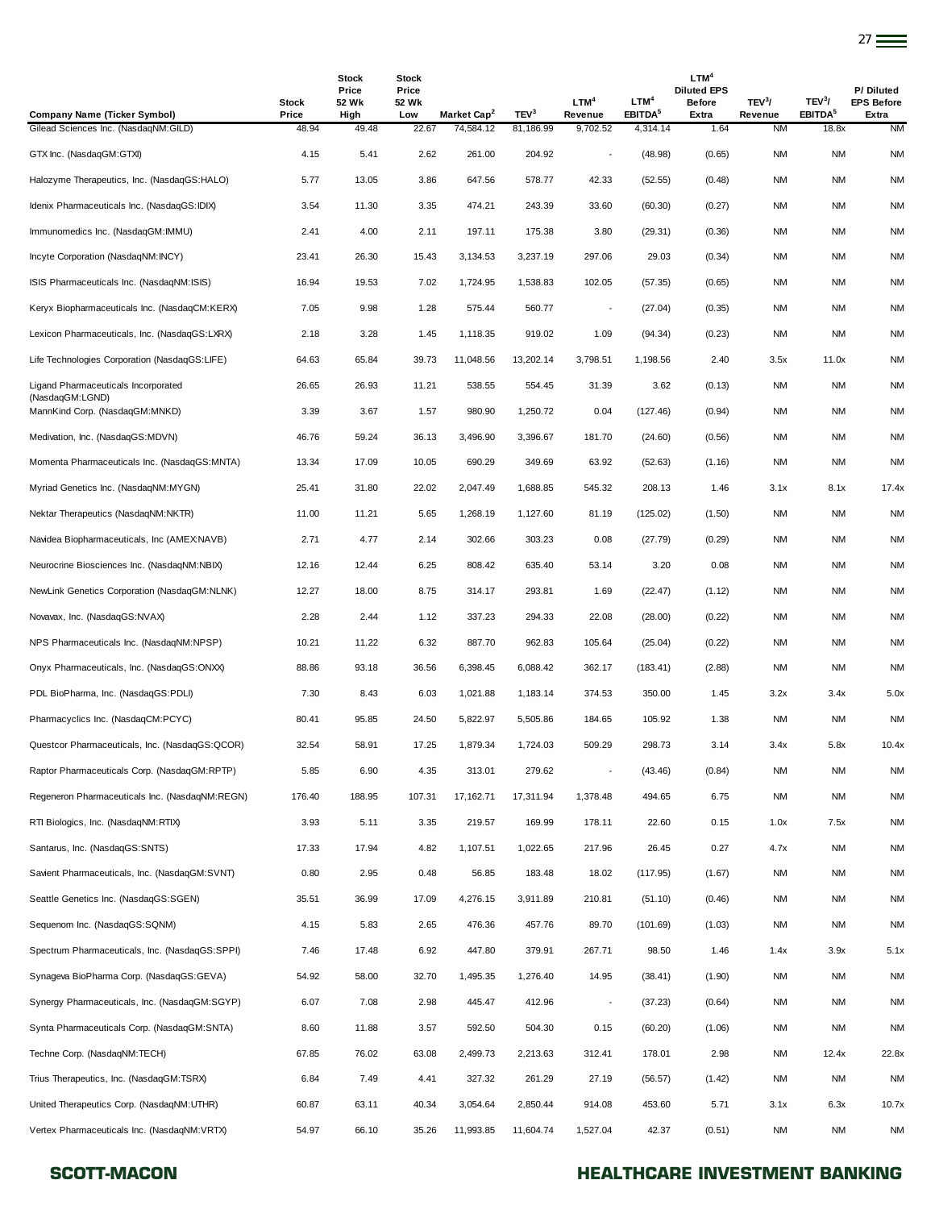| Company Name (Ticker Symbol) | Stock Price | Stock Price 52 Wk High | Stock Price 52 Wk Low | Market Cap[2] | TEV[3] | LTM[4] Revenue | LTM[4] EBITDA[5] | LTM[4] Diluted EPS Before Extra | TEV[3]/ Revenue | TEV[3]/ EBITDA[5] | P/ Diluted EPS Before Extra |
|---|---|---|---|---|---|---|---|---|---|---|---|
| Gilead Sciences Inc. (NasdaqNM:GILD) | 48.94 | 49.48 | 22.67 | 74,584.12 | 81,186.99 | 9,702.52 | 4,314.14 | 1.64 | NM | 18.8x | NM |
| GTX Inc. (NasdaqGM:GTXI) | 4.15 | 5.41 | 2.62 | 261.00 | 204.92 | - | (48.98) | (0.65) | NM | NM | NM |
| Halozyme Therapeutics, Inc. (NasdaqGS:HALO) | 5.77 | 13.05 | 3.86 | 647.56 | 578.77 | 42.33 | (52.55) | (0.48) | NM | NM | NM |
| Idenix Pharmaceuticals Inc. (NasdaqGS:IDIX) | 3.54 | 11.30 | 3.35 | 474.21 | 243.39 | 33.60 | (60.30) | (0.27) | NM | NM | NM |
| Immunomedics Inc. (NasdaqGM:IMMU) | 2.41 | 4.00 | 2.11 | 197.11 | 175.38 | 3.80 | (29.31) | (0.36) | NM | NM | NM |
| Incyte Corporation (NasdaqNM:INCY) | 23.41 | 26.30 | 15.43 | 3,134.53 | 3,237.19 | 297.06 | 29.03 | (0.34) | NM | NM | NM |
| ISIS Pharmaceuticals Inc. (NasdaqNM:ISIS) | 16.94 | 19.53 | 7.02 | 1,724.95 | 1,538.83 | 102.05 | (57.35) | (0.65) | NM | NM | NM |
| Keryx Biopharmaceuticals Inc. (NasdaqCM:KERX) | 7.05 | 9.98 | 1.28 | 575.44 | 560.77 | - | (27.04) | (0.35) | NM | NM | NM |
| Lexicon Pharmaceuticals, Inc. (NasdaqGS:LXRX) | 2.18 | 3.28 | 1.45 | 1,118.35 | 919.02 | 1.09 | (94.34) | (0.23) | NM | NM | NM |
| Life Technologies Corporation (NasdaqGS:LIFE) | 64.63 | 65.84 | 39.73 | 11,048.56 | 13,202.14 | 3,798.51 | 1,198.56 | 2.40 | 3.5x | 11.0x | NM |
| Ligand Pharmaceuticals Incorporated (NasdaqGM:LGND) | 26.65 | 26.93 | 11.21 | 538.55 | 554.45 | 31.39 | 3.62 | (0.13) | NM | NM | NM |
| MannKind Corp. (NasdaqGM:MNKD) | 3.39 | 3.67 | 1.57 | 980.90 | 1,250.72 | 0.04 | (127.46) | (0.94) | NM | NM | NM |
| Medivation, Inc. (NasdaqGS:MDVN) | 46.76 | 59.24 | 36.13 | 3,496.90 | 3,396.67 | 181.70 | (24.60) | (0.56) | NM | NM | NM |
| Momenta Pharmaceuticals Inc. (NasdaqGS:MNTA) | 13.34 | 17.09 | 10.05 | 690.29 | 349.69 | 63.92 | (52.63) | (1.16) | NM | NM | NM |
| Myriad Genetics Inc. (NasdaqNM:MYGN) | 25.41 | 31.80 | 22.02 | 2,047.49 | 1,688.85 | 545.32 | 208.13 | 1.46 | 3.1x | 8.1x | 17.4x |
| Nektar Therapeutics (NasdaqNM:NKTR) | 11.00 | 11.21 | 5.65 | 1,268.19 | 1,127.60 | 81.19 | (125.02) | (1.50) | NM | NM | NM |
| Navidea Biopharmaceuticals, Inc (AMEX:NAVB) | 2.71 | 4.77 | 2.14 | 302.66 | 303.23 | 0.08 | (27.79) | (0.29) | NM | NM | NM |
| Neurocrine Biosciences Inc. (NasdaqNM:NBIX) | 12.16 | 12.44 | 6.25 | 808.42 | 635.40 | 53.14 | 3.20 | 0.08 | NM | NM | NM |
| NewLink Genetics Corporation (NasdaqGM:NLNK) | 12.27 | 18.00 | 8.75 | 314.17 | 293.81 | 1.69 | (22.47) | (1.12) | NM | NM | NM |
| Novavax, Inc. (NasdaqGS:NVAX) | 2.28 | 2.44 | 1.12 | 337.23 | 294.33 | 22.08 | (28.00) | (0.22) | NM | NM | NM |
| NPS Pharmaceuticals Inc. (NasdaqNM:NPSP) | 10.21 | 11.22 | 6.32 | 887.70 | 962.83 | 105.64 | (25.04) | (0.22) | NM | NM | NM |
| Onyx Pharmaceuticals, Inc. (NasdaqGS:ONXX) | 88.86 | 93.18 | 36.56 | 6,398.45 | 6,088.42 | 362.17 | (183.41) | (2.88) | NM | NM | NM |
| PDL BioPharma, Inc. (NasdaqGS:PDLI) | 7.30 | 8.43 | 6.03 | 1,021.88 | 1,183.14 | 374.53 | 350.00 | 1.45 | 3.2x | 3.4x | 5.0x |
| Pharmacyclics Inc. (NasdaqCM:PCYC) | 80.41 | 95.85 | 24.50 | 5,822.97 | 5,505.86 | 184.65 | 105.92 | 1.38 | NM | NM | NM |
| Questcor Pharmaceuticals, Inc. (NasdaqGS:QCOR) | 32.54 | 58.91 | 17.25 | 1,879.34 | 1,724.03 | 509.29 | 298.73 | 3.14 | 3.4x | 5.8x | 10.4x |
| Raptor Pharmaceuticals Corp. (NasdaqGM:RPTP) | 5.85 | 6.90 | 4.35 | 313.01 | 279.62 | - | (43.46) | (0.84) | NM | NM | NM |
| Regeneron Pharmaceuticals Inc. (NasdaqNM:REGN) | 176.40 | 188.95 | 107.31 | 17,162.71 | 17,311.94 | 1,378.48 | 494.65 | 6.75 | NM | NM | NM |
| RTI Biologics, Inc. (NasdaqNM:RTIX) | 3.93 | 5.11 | 3.35 | 219.57 | 169.99 | 178.11 | 22.60 | 0.15 | 1.0x | 7.5x | NM |
| Santarus, Inc. (NasdaqGS:SNTS) | 17.33 | 17.94 | 4.82 | 1,107.51 | 1,022.65 | 217.96 | 26.45 | 0.27 | 4.7x | NM | NM |
| Savient Pharmaceuticals, Inc. (NasdaqGM:SVNT) | 0.80 | 2.95 | 0.48 | 56.85 | 183.48 | 18.02 | (117.95) | (1.67) | NM | NM | NM |
| Seattle Genetics Inc. (NasdaqGS:SGEN) | 35.51 | 36.99 | 17.09 | 4,276.15 | 3,911.89 | 210.81 | (51.10) | (0.46) | NM | NM | NM |
| Sequenom Inc. (NasdaqGS:SQNM) | 4.15 | 5.83 | 2.65 | 476.36 | 457.76 | 89.70 | (101.69) | (1.03) | NM | NM | NM |
| Spectrum Pharmaceuticals, Inc. (NasdaqGS:SPPI) | 7.46 | 17.48 | 6.92 | 447.80 | 379.91 | 267.71 | 98.50 | 1.46 | 1.4x | 3.9x | 5.1x |
| Synageva BioPharma Corp. (NasdaqGS:GEVA) | 54.92 | 58.00 | 32.70 | 1,495.35 | 1,276.40 | 14.95 | (38.41) | (1.90) | NM | NM | NM |
| Synergy Pharmaceuticals, Inc. (NasdaqGM:SGYP) | 6.07 | 7.08 | 2.98 | 445.47 | 412.96 | - | (37.23) | (0.64) | NM | NM | NM |
| Synta Pharmaceuticals Corp. (NasdaqGM:SNTA) | 8.60 | 11.88 | 3.57 | 592.50 | 504.30 | 0.15 | (60.20) | (1.06) | NM | NM | NM |
| Techne Corp. (NasdaqNM:TECH) | 67.85 | 76.02 | 63.08 | 2,499.73 | 2,213.63 | 312.41 | 178.01 | 2.98 | NM | 12.4x | 22.8x |
| Trius Therapeutics, Inc. (NasdaqGM:TSRX) | 6.84 | 7.49 | 4.41 | 327.32 | 261.29 | 27.19 | (56.57) | (1.42) | NM | NM | NM |
| United Therapeutics Corp. (NasdaqNM:UTHR) | 60.87 | 63.11 | 40.34 | 3,054.64 | 2,850.44 | 914.08 | 453.60 | 5.71 | 3.1x | 6.3x | 10.7x |
| Vertex Pharmaceuticals Inc. (NasdaqNM:VRTX) | 54.97 | 66.10 | 35.26 | 11,993.85 | 11,604.74 | 1,527.04 | 42.37 | (0.51) | NM | NM | NM |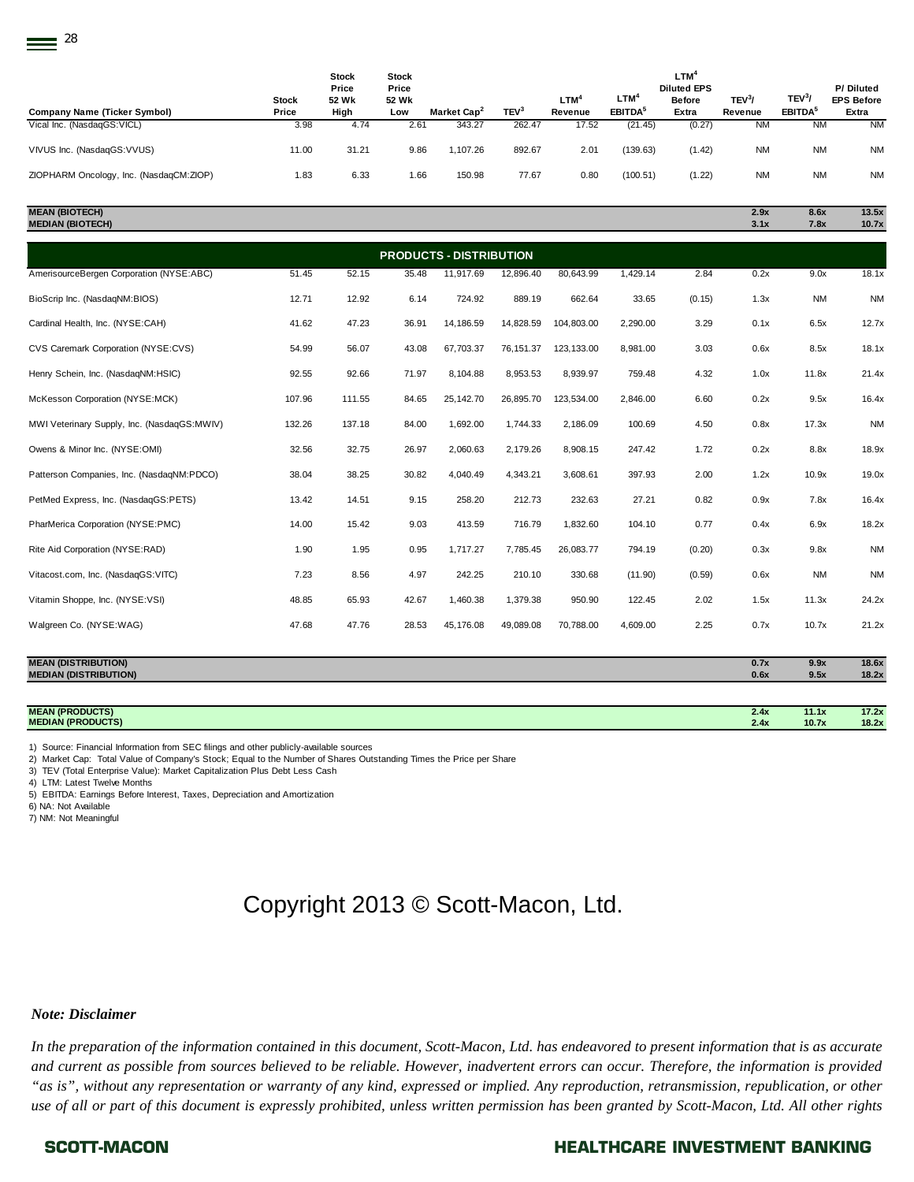| Company Name (Ticker Symbol) | Stock Price | Stock Price 52 Wk High | Stock Price 52 Wk Low | Market Cap[2] | TEV[3] | LTM[4] Revenue | LTM[4] EBITDA[5] | LTM[4] Diluted EPS Before Extra | TEV[3]/ Revenue | TEV[3]/ EBITDA[5] | P/ Diluted EPS Before Extra |
|---|---|---|---|---|---|---|---|---|---|---|---|
| Vical Inc. (NasdaqGS:VICL) | 3.98 | 4.74 | 2.61 | 343.27 | 262.47 | 17.52 | (21.45) | (0.27) | NM | NM | NM |
| VIVUS Inc. (NasdaqGS:VVUS) | 11.00 | 31.21 | 9.86 | 1,107.26 | 892.67 | 2.01 | (139.63) | (1.42) | NM | NM | NM |
| ZIOPHARM Oncology, Inc. (NasdaqCM:ZIOP) | 1.83 | 6.33 | 1.66 | 150.98 | 77.67 | 0.80 | (100.51) | (1.22) | NM | NM | NM |
| **MEAN (BIOTECH)** | | | | | | | | | **2.9x** | **8.6x** | **13.5x** |
| **MEDIAN (BIOTECH)** | | | | | | | | | **3.1x** | **7.8x** | **10.7x** |
| **PRODUCTS - DISTRIBUTION** | | | | | | | | | | | |
| AmerisourceBergen Corporation (NYSE:ABC) | 51.45 | 52.15 | 35.48 | 11,917.69 | 12,896.40 | 80,643.99 | 1,429.14 | 2.84 | 0.2x | 9.0x | 18.1x |
| BioScrip Inc. (NasdaqNM:BIOS) | 12.71 | 12.92 | 6.14 | 724.92 | 889.19 | 662.64 | 33.65 | (0.15) | 1.3x | NM | NM |
| Cardinal Health, Inc. (NYSE:CAH) | 41.62 | 47.23 | 36.91 | 14,186.59 | 14,828.59 | 104,803.00 | 2,290.00 | 3.29 | 0.1x | 6.5x | 12.7x |
| CVS Caremark Corporation (NYSE:CVS) | 54.99 | 56.07 | 43.08 | 67,703.37 | 76,151.37 | 123,133.00 | 8,981.00 | 3.03 | 0.6x | 8.5x | 18.1x |
| Henry Schein, Inc. (NasdaqNM:HSIC) | 92.55 | 92.66 | 71.97 | 8,104.88 | 8,953.53 | 8,939.97 | 759.48 | 4.32 | 1.0x | 11.8x | 21.4x |
| McKesson Corporation (NYSE:MCK) | 107.96 | 111.55 | 84.65 | 25,142.70 | 26,895.70 | 123,534.00 | 2,846.00 | 6.60 | 0.2x | 9.5x | 16.4x |
| MWI Veterinary Supply, Inc. (NasdaqGS:MWIV) | 132.26 | 137.18 | 84.00 | 1,692.00 | 1,744.33 | 2,186.09 | 100.69 | 4.50 | 0.8x | 17.3x | NM |
| Owens & Minor Inc. (NYSE:OMI) | 32.56 | 32.75 | 26.97 | 2,060.63 | 2,179.26 | 8,908.15 | 247.42 | 1.72 | 0.2x | 8.8x | 18.9x |
| Patterson Companies, Inc. (NasdaqNM:PDCO) | 38.04 | 38.25 | 30.82 | 4,040.49 | 4,343.21 | 3,608.61 | 397.93 | 2.00 | 1.2x | 10.9x | 19.0x |
| PetMed Express, Inc. (NasdaqGS:PETS) | 13.42 | 14.51 | 9.15 | 258.20 | 212.73 | 232.63 | 27.21 | 0.82 | 0.9x | 7.8x | 16.4x |
| PharMerica Corporation (NYSE:PMC) | 14.00 | 15.42 | 9.03 | 413.59 | 716.79 | 1,832.60 | 104.10 | 0.77 | 0.4x | 6.9x | 18.2x |
| Rite Aid Corporation (NYSE:RAD) | 1.90 | 1.95 | 0.95 | 1,717.27 | 7,785.45 | 26,083.77 | 794.19 | (0.20) | 0.3x | 9.8x | NM |
| Vitacost.com, Inc. (NasdaqGS:VITC) | 7.23 | 8.56 | 4.97 | 242.25 | 210.10 | 330.68 | (11.90) | (0.59) | 0.6x | NM | NM |
| Vitamin Shoppe, Inc. (NYSE:VSI) | 48.85 | 65.93 | 42.67 | 1,460.38 | 1,379.38 | 950.90 | 122.45 | 2.02 | 1.5x | 11.3x | 24.2x |
| Walgreen Co. (NYSE:WAG) | 47.68 | 47.76 | 28.53 | 45,176.08 | 49,089.08 | 70,788.00 | 4,609.00 | 2.25 | 0.7x | 10.7x | 21.2x |
| **MEAN (DISTRIBUTION)** | | | | | | | | | **0.7x** | **9.9x** | **18.6x** |
| **MEDIAN (DISTRIBUTION)** | | | | | | | | | **0.6x** | **9.5x** | **18.2x** |
| **MEAN (PRODUCTS)** | | | | | | | | | **2.4x** | **11.1x** | **17.2x** |
| **MEDIAN (PRODUCTS)** | | | | | | | | | **2.4x** | **10.7x** | **18.2x** |

1) Source: Financial Information from SEC filings and other publicly-available sources
2) Market Cap: Total Value of Company's Stock; Equal to the Number of Shares Outstanding Times the Price per Share
3) TEV (Total Enterprise Value): Market Capitalization Plus Debt Less Cash
4) LTM: Latest Twelve Months
5) EBITDA: Earnings Before Interest, Taxes, Depreciation and Amortization
6) NA: Not Available
7) NM: Not Meaningful

Copyright 2013 © Scott-Macon, Ltd.

***Note: Disclaimer***

*In the preparation of the information contained in this document, Scott-Macon, Ltd. has endeavored to present information that is as accurate and current as possible from sources believed to be reliable. However, inadvertent errors can occur. Therefore, the information is provided "as is", without any representation or warranty of any kind, expressed or implied. Any reproduction, retransmission, republication, or other use of all or part of this document is expressly prohibited, unless written permission has been granted by Scott-Macon, Ltd. All other rights*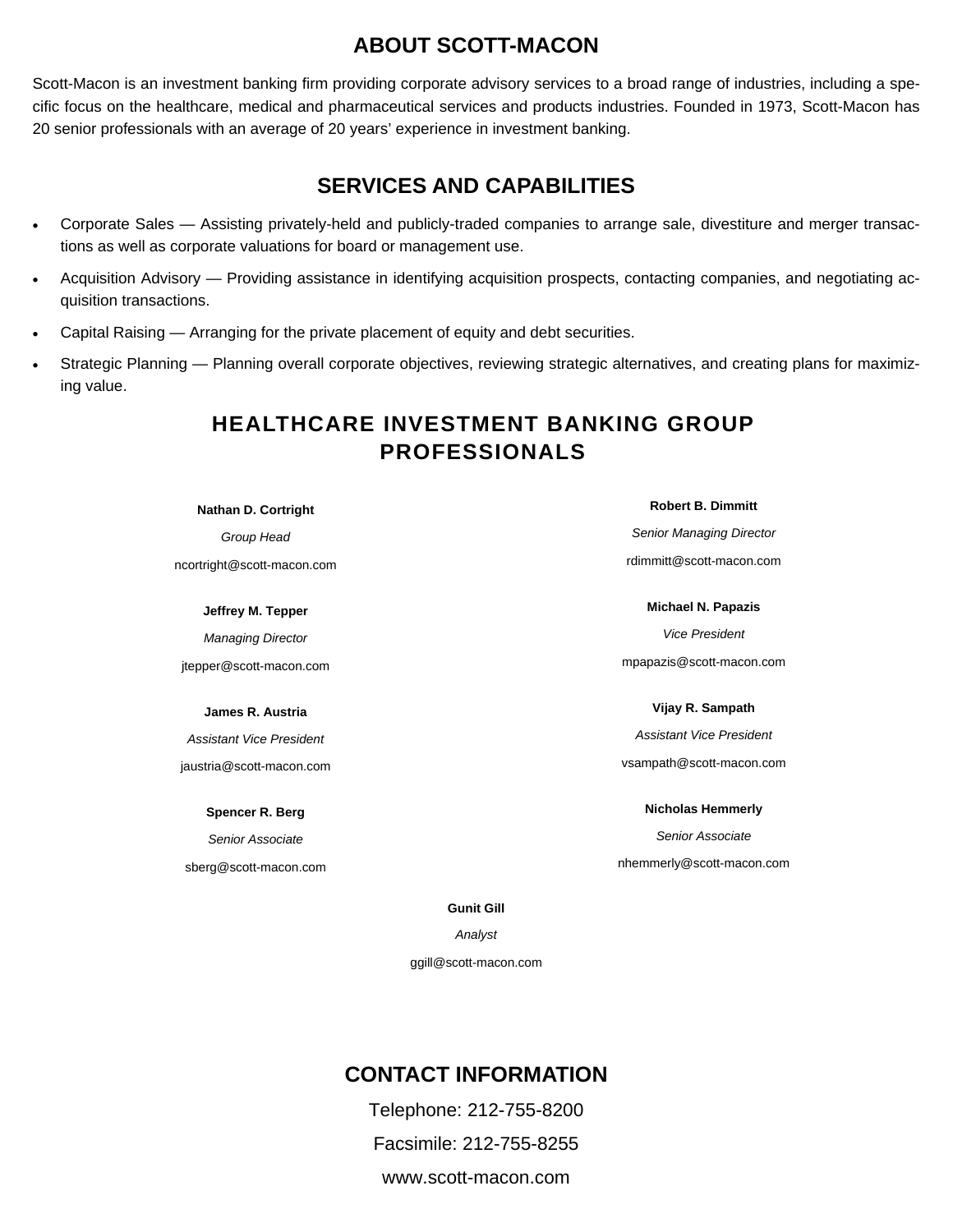## ABOUT SCOTT-MACON

Scott-Macon is an investment banking firm providing corporate advisory services to a broad range of industries, including a specific focus on the healthcare, medical and pharmaceutical services and products industries. Founded in 1973, Scott-Macon has 20 senior professionals with an average of 20 years' experience in investment banking.

## SERVICES AND CAPABILITIES

- Corporate Sales — Assisting privately-held and publicly-traded companies to arrange sale, divestiture and merger transactions as well as corporate valuations for board or management use.
- Acquisition Advisory — Providing assistance in identifying acquisition prospects, contacting companies, and negotiating acquisition transactions.
- Capital Raising — Arranging for the private placement of equity and debt securities.
- Strategic Planning — Planning overall corporate objectives, reviewing strategic alternatives, and creating plans for maximizing value.

## HEALTHCARE INVESTMENT BANKING GROUP PROFESSIONALS

**Nathan D. Cortright**
*Group Head*
ncortright@scott-macon.com

**Robert B. Dimmitt**
*Senior Managing Director*
rdimmitt@scott-macon.com

**Jeffrey M. Tepper**
*Managing Director*
jtepper@scott-macon.com

**Michael N. Papazis**
*Vice President*
mpapazis@scott-macon.com

**James R. Austria**
*Assistant Vice President*
jaustria@scott-macon.com

**Vijay R. Sampath**
*Assistant Vice President*
vsampath@scott-macon.com

**Spencer R. Berg**
*Senior Associate*
sberg@scott-macon.com

**Nicholas Hemmerly**
*Senior Associate*
nhemmerly@scott-macon.com

**Gunit Gill**
*Analyst*
ggill@scott-macon.com

## CONTACT INFORMATION

Telephone: 212-755-8200

Facsimile: 212-755-8255

www.scott-macon.com